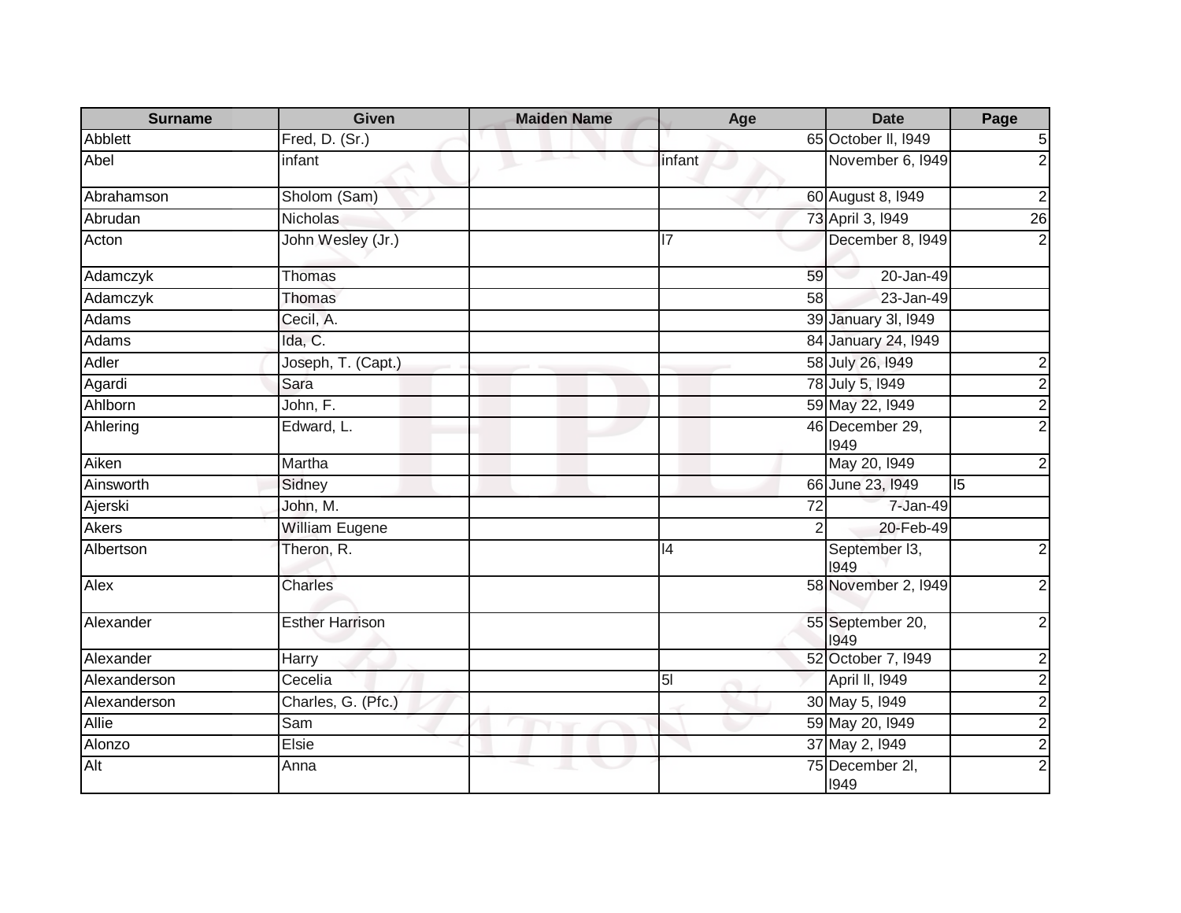| Surname | Given | Maiden Name | Age | Date | Page |
|---|---|---|---|---|---|
| Abblett | Fred, D. (Sr.) | | 65 | October ll, l949 | 5 |
| Abel | infant | | infant | November 6, l949 | 2 |
| Abrahamson | Sholom (Sam) | | 60 | August 8, l949 | 2 |
| Abrudan | Nicholas | | 73 | April 3, l949 | 26 |
| Acton | John Wesley (Jr.) | | l7 | December 8, l949 | 2 |
| Adamczyk | Thomas | | 59 | 20-Jan-49 | |
| Adamczyk | Thomas | | 58 | 23-Jan-49 | |
| Adams | Cecil, A. | | 39 | January 3l, l949 | |
| Adams | Ida, C. | | 84 | January 24, l949 | |
| Adler | Joseph, T. (Capt.) | | 58 | July 26, l949 | 2 |
| Agardi | Sara | | 78 | July 5, l949 | 2 |
| Ahlborn | John, F. | | 59 | May 22, l949 | 2 |
| Ahlering | Edward, L. | | 46 | December 29, l949 | 2 |
| Aiken | Martha | | | May 20, l949 | 2 |
| Ainsworth | Sidney | | 66 | June 23, l949 | l5 |
| Ajerski | John, M. | | 72 | 7-Jan-49 | |
| Akers | William Eugene | | 2 | 20-Feb-49 | |
| Albertson | Theron, R. | | l4 | September l3, l949 | 2 |
| Alex | Charles | | 58 | November 2, l949 | 2 |
| Alexander | Esther Harrison | | 55 | September 20, l949 | 2 |
| Alexander | Harry | | 52 | October 7, l949 | 2 |
| Alexanderson | Cecelia | | 5l | April ll, l949 | 2 |
| Alexanderson | Charles, G. (Pfc.) | | 30 | May 5, l949 | 2 |
| Allie | Sam | | 59 | May 20, l949 | 2 |
| Alonzo | Elsie | | 37 | May 2, l949 | 2 |
| Alt | Anna | | 75 | December 2l, l949 | 2 |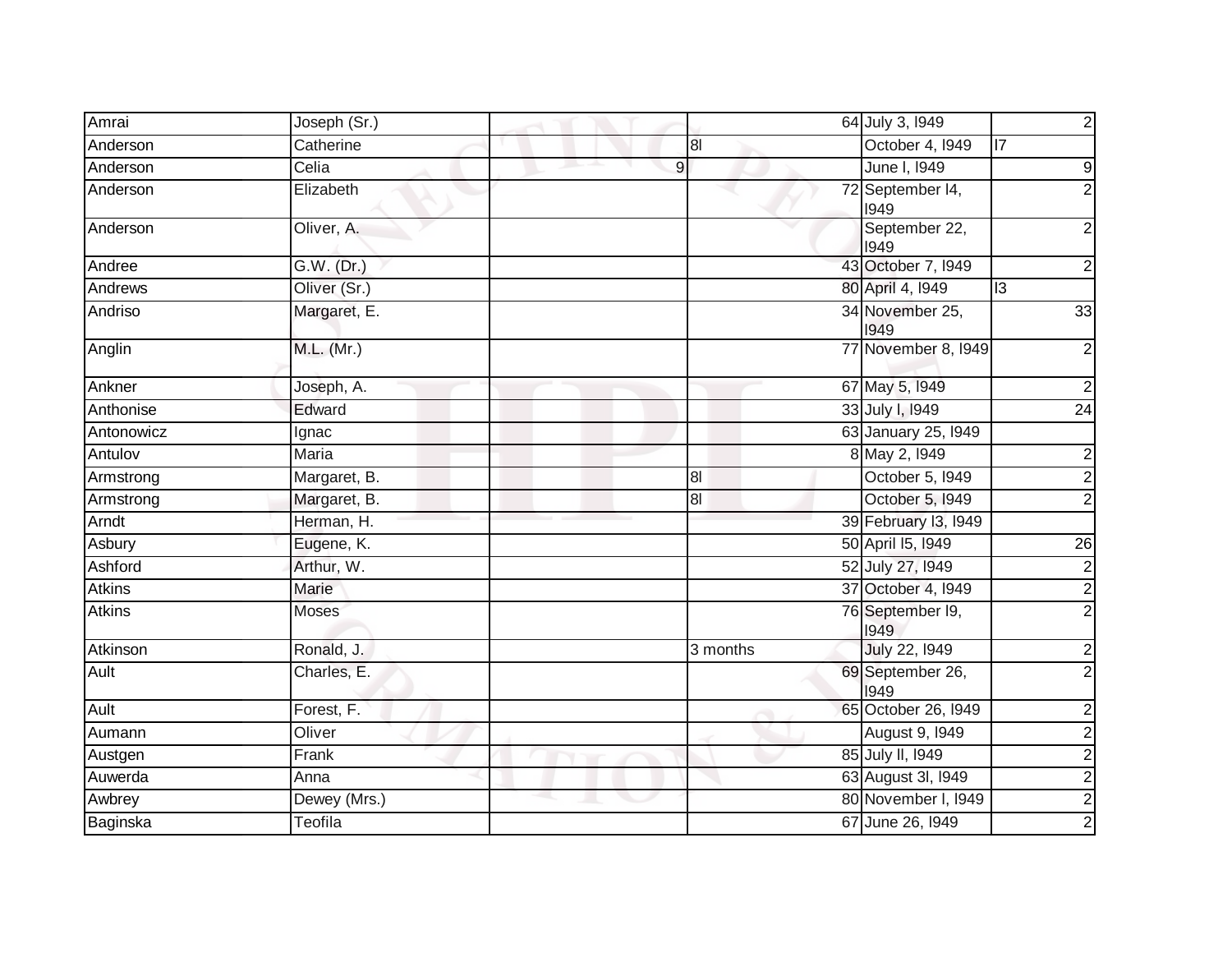| | | | | | |
|---|---|---|---|---|---|
| Amrai | Joseph (Sr.) | | 64 | July 3, l949 | 2 |
| Anderson | Catherine | | 8l | October 4, l949 | l7 |
| Anderson | Celia | 9 | | June l, l949 | 9 |
| Anderson | Elizabeth | | 72 | September l4, l949 | 2 |
| Anderson | Oliver, A. | | | September 22, l949 | 2 |
| Andree | G.W. (Dr.) | | 43 | October 7, l949 | 2 |
| Andrews | Oliver (Sr.) | | 80 | April 4, l949 | l3 |
| Andriso | Margaret, E. | | 34 | November 25, l949 | 33 |
| Anglin | M.L. (Mr.) | | 77 | November 8, l949 | 2 |
| Ankner | Joseph, A. | | 67 | May 5, l949 | 2 |
| Anthonise | Edward | | 33 | July l, l949 | 24 |
| Antonowicz | Ignac | | 63 | January 25, l949 | |
| Antulov | Maria | | 8 | May 2, l949 | 2 |
| Armstrong | Margaret, B. | | 8l | October 5, l949 | 2 |
| Armstrong | Margaret, B. | | 8l | October 5, l949 | 2 |
| Arndt | Herman, H. | | 39 | February l3, l949 | |
| Asbury | Eugene, K. | | 50 | April l5, l949 | 26 |
| Ashford | Arthur, W. | | 52 | July 27, l949 | 2 |
| Atkins | Marie | | 37 | October 4, l949 | 2 |
| Atkins | Moses | | 76 | September l9, l949 | 2 |
| Atkinson | Ronald, J. | | 3 months | July 22, l949 | 2 |
| Ault | Charles, E. | | 69 | September 26, l949 | 2 |
| Ault | Forest, F. | | 65 | October 26, l949 | 2 |
| Aumann | Oliver | | | August 9, l949 | 2 |
| Austgen | Frank | | 85 | July ll, l949 | 2 |
| Auwerda | Anna | | 63 | August 3l, l949 | 2 |
| Awbrey | Dewey (Mrs.) | | 80 | November l, l949 | 2 |
| Baginska | Teofila | | 67 | June 26, l949 | 2 |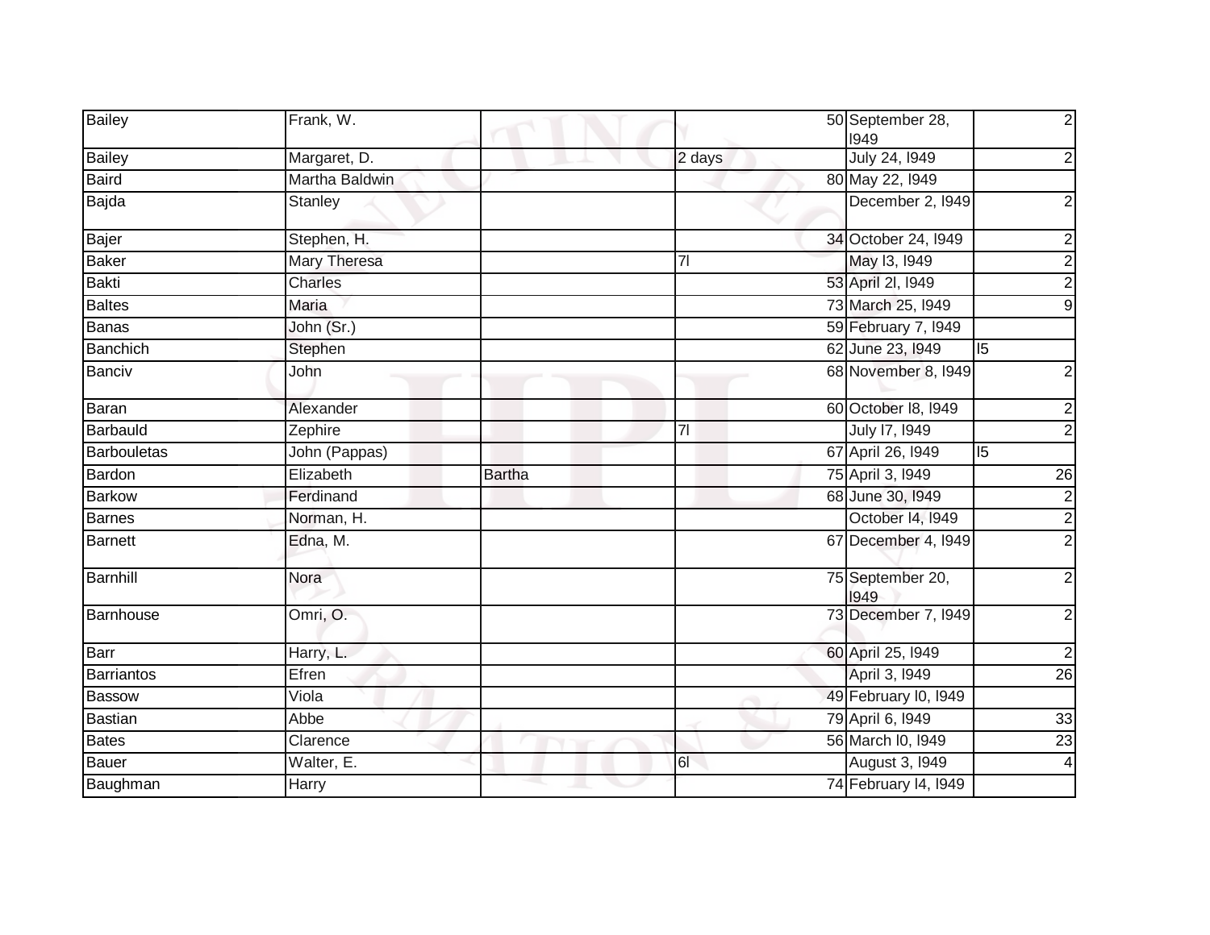| Bailey | Frank, W. | | | 50 | September 28, l949 | 2 |
|---|---|---|---|---|---|---|
| Bailey | Margaret, D. | | 2 days | | July 24, l949 | 2 |
| Baird | Martha Baldwin | | | 80 | May 22, l949 | |
| Bajda | Stanley | | | | December 2, l949 | 2 |
| Bajer | Stephen, H. | | | 34 | October 24, l949 | 2 |
| Baker | Mary Theresa | | 7l | | May l3, l949 | 2 |
| Bakti | Charles | | | 53 | April 2l, l949 | 2 |
| Baltes | Maria | | | 73 | March 25, l949 | 9 |
| Banas | John (Sr.) | | | 59 | February 7, l949 | |
| Banchich | Stephen | | | 62 | June 23, l949 | l5 |
| Banciv | John | | | 68 | November 8, l949 | 2 |
| Baran | Alexander | | | 60 | October l8, l949 | 2 |
| Barbauld | Zephire | | 7l | | July l7, l949 | 2 |
| Barbouletas | John (Pappas) | | | 67 | April 26, l949 | l5 |
| Bardon | Elizabeth | Bartha | | 75 | April 3, l949 | 26 |
| Barkow | Ferdinand | | | 68 | June 30, l949 | 2 |
| Barnes | Norman, H. | | | | October l4, l949 | 2 |
| Barnett | Edna, M. | | | 67 | December 4, l949 | 2 |
| Barnhill | Nora | | | 75 | September 20, l949 | 2 |
| Barnhouse | Omri, O. | | | 73 | December 7, l949 | 2 |
| Barr | Harry, L. | | | 60 | April 25, l949 | 2 |
| Barriantos | Efren | | | | April 3, l949 | 26 |
| Bassow | Viola | | | 49 | February l0, l949 | |
| Bastian | Abbe | | | 79 | April 6, l949 | 33 |
| Bates | Clarence | | | 56 | March l0, l949 | 23 |
| Bauer | Walter, E. | | 6l | | August 3, l949 | 4 |
| Baughman | Harry | | | 74 | February l4, l949 | |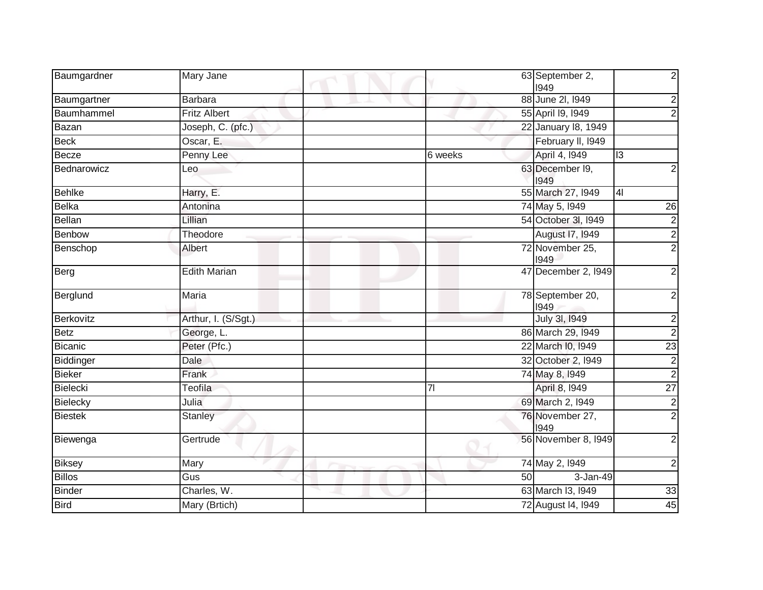| Baumgardner | Mary Jane | | | 63 | September 2, I949 | 2 |
|---|---|---|---|---|---|---|
| Baumgartner | Barbara | | | 88 | June 2I, I949 | 2 |
| Baumhammel | Fritz Albert | | | 55 | April I9, I949 | 2 |
| Bazan | Joseph, C. (pfc.) | | | 22 | January I8, 1949 | |
| Beck | Oscar, E. | | | | February II, I949 | |
| Becze | Penny Lee | | 6 weeks | | April 4, I949 | I3 |
| Bednarowicz | Leo | | | 63 | December I9, I949 | 2 |
| Behlke | Harry, E. | | | 55 | March 27, I949 | 4I |
| Belka | Antonina | | | 74 | May 5, I949 | 26 |
| Bellan | Lillian | | | 54 | October 3I, I949 | 2 |
| Benbow | Theodore | | | | August I7, I949 | 2 |
| Benschop | Albert | | | 72 | November 25, I949 | 2 |
| Berg | Edith Marian | | | 47 | December 2, I949 | 2 |
| Berglund | Maria | | | 78 | September 20, I949 | 2 |
| Berkovitz | Arthur, I. (S/Sgt.) | | | | July 3I, I949 | 2 |
| Betz | George, L. | | | 86 | March 29, I949 | 2 |
| Bicanic | Peter (Pfc.) | | | 22 | March I0, I949 | 23 |
| Biddinger | Dale | | | 32 | October 2, I949 | 2 |
| Bieker | Frank | | | 74 | May 8, I949 | 2 |
| Bielecki | Teofila | | 7I | | April 8, I949 | 27 |
| Bielecky | Julia | | | 69 | March 2, I949 | 2 |
| Biestek | Stanley | | | 76 | November 27, I949 | 2 |
| Biewenga | Gertrude | | | 56 | November 8, I949 | 2 |
| Biksey | Mary | | | 74 | May 2, I949 | 2 |
| Billos | Gus | | | 50 | 3-Jan-49 | |
| Binder | Charles, W. | | | 63 | March I3, I949 | 33 |
| Bird | Mary (Brtich) | | | 72 | August I4, I949 | 45 |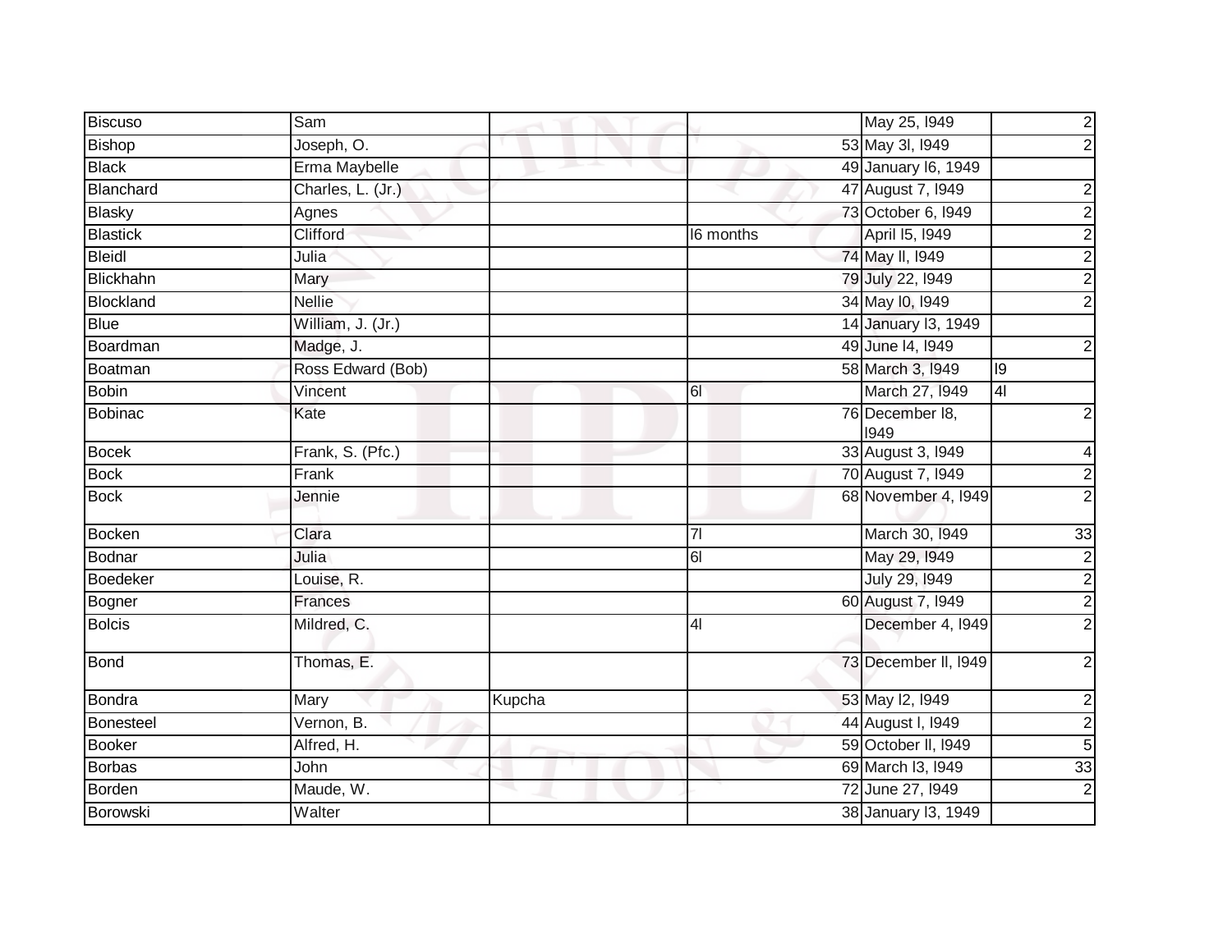| | | | | | | |
|---|---|---|---|---|---|---|
| Biscuso | Sam | | | | May 25, l949 | 2 |
| Bishop | Joseph, O. | | | 53 | May 3l, l949 | 2 |
| Black | Erma Maybelle | | | 49 | January l6, 1949 | |
| Blanchard | Charles, L. (Jr.) | | | 47 | August 7, l949 | 2 |
| Blasky | Agnes | | | 73 | October 6, l949 | 2 |
| Blastick | Clifford | | l6 months | | April l5, l949 | 2 |
| Bleidl | Julia | | | 74 | May ll, l949 | 2 |
| Blickhahn | Mary | | | 79 | July 22, l949 | 2 |
| Blockland | Nellie | | | 34 | May l0, l949 | 2 |
| Blue | William, J. (Jr.) | | | 14 | January l3, 1949 | |
| Boardman | Madge, J. | | | 49 | June l4, l949 | 2 |
| Boatman | Ross Edward (Bob) | | | 58 | March 3, l949 | l9 |
| Bobin | Vincent | | 6l | | March 27, l949 | 4l |
| Bobinac | Kate | | | 76 | December l8, l949 | 2 |
| Bocek | Frank, S. (Pfc.) | | | 33 | August 3, l949 | 4 |
| Bock | Frank | | | 70 | August 7, l949 | 2 |
| Bock | Jennie | | | 68 | November 4, l949 | 2 |
| Bocken | Clara | | 7l | | March 30, l949 | 33 |
| Bodnar | Julia | | 6l | | May 29, l949 | 2 |
| Boedeker | Louise, R. | | | | July 29, l949 | 2 |
| Bogner | Frances | | | 60 | August 7, l949 | 2 |
| Bolcis | Mildred, C. | | 4l | | December 4, l949 | 2 |
| Bond | Thomas, E. | | | 73 | December ll, l949 | 2 |
| Bondra | Mary | Kupcha | | 53 | May l2, l949 | 2 |
| Bonesteel | Vernon, B. | | | 44 | August l, l949 | 2 |
| Booker | Alfred, H. | | | 59 | October ll, l949 | 5 |
| Borbas | John | | | 69 | March l3, l949 | 33 |
| Borden | Maude, W. | | | 72 | June 27, l949 | 2 |
| Borowski | Walter | | | 38 | January l3, 1949 | |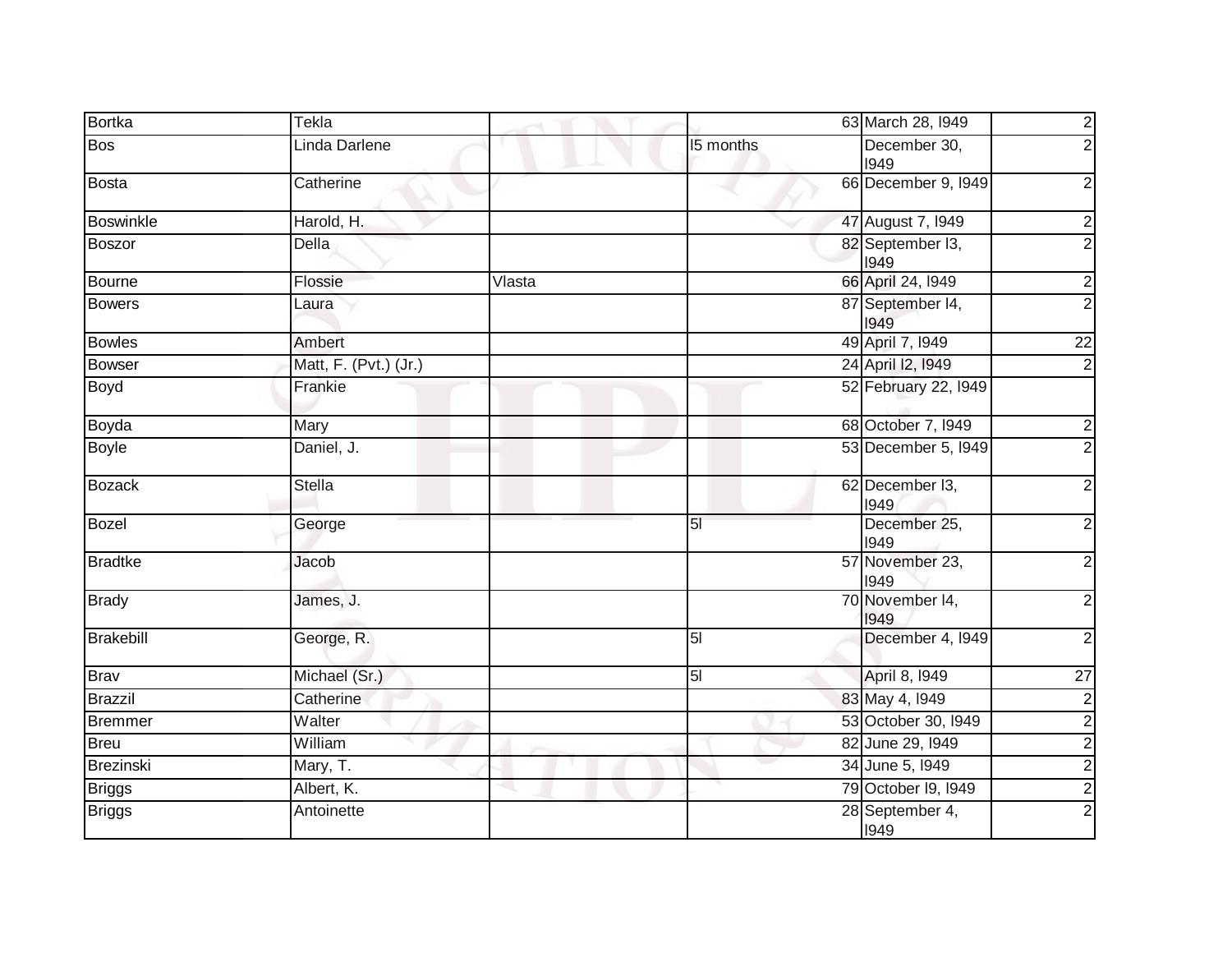| | | | | | | |
|---|---|---|---|---|---|---|
| Bortka | Tekla | | | 63 | March 28, l949 | 2 |
| Bos | Linda Darlene | | l5 months | | December 30, l949 | 2 |
| Bosta | Catherine | | | 66 | December 9, l949 | 2 |
| Boswinkle | Harold, H. | | | 47 | August 7, l949 | 2 |
| Boszor | Della | | | 82 | September l3, l949 | 2 |
| Bourne | Flossie | Vlasta | | 66 | April 24, l949 | 2 |
| Bowers | Laura | | | 87 | September l4, l949 | 2 |
| Bowles | Ambert | | | 49 | April 7, l949 | 22 |
| Bowser | Matt, F. (Pvt.) (Jr.) | | | 24 | April l2, l949 | 2 |
| Boyd | Frankie | | | 52 | February 22, l949 | |
| Boyda | Mary | | | 68 | October 7, l949 | 2 |
| Boyle | Daniel, J. | | | 53 | December 5, l949 | 2 |
| Bozack | Stella | | | 62 | December l3, l949 | 2 |
| Bozel | George | | 5l | | December 25, l949 | 2 |
| Bradtke | Jacob | | | 57 | November 23, l949 | 2 |
| Brady | James, J. | | | 70 | November l4, l949 | 2 |
| Brakebill | George, R. | | 5l | | December 4, l949 | 2 |
| Brav | Michael (Sr.) | | 5l | | April 8, l949 | 27 |
| Brazzil | Catherine | | | 83 | May 4, l949 | 2 |
| Bremmer | Walter | | | 53 | October 30, l949 | 2 |
| Breu | William | | | 82 | June 29, l949 | 2 |
| Brezinski | Mary, T. | | | 34 | June 5, l949 | 2 |
| Briggs | Albert, K. | | | 79 | October l9, l949 | 2 |
| Briggs | Antoinette | | | 28 | September 4, l949 | 2 |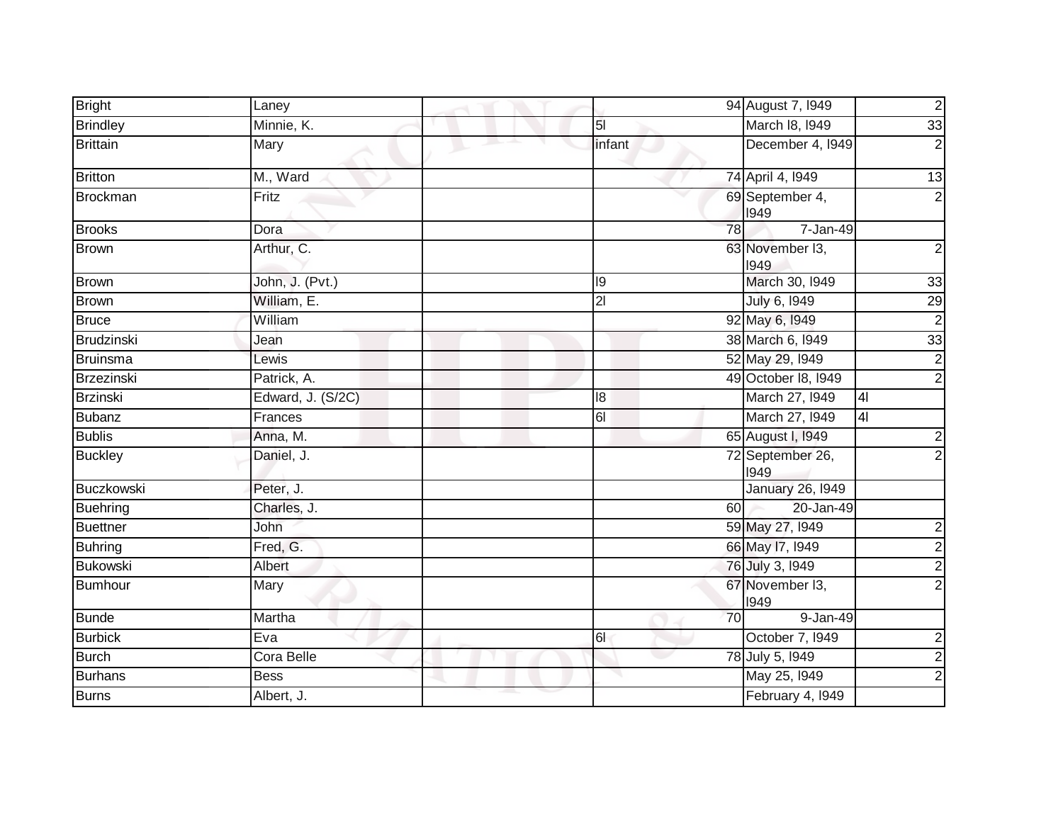| Bright | Laney | | 94 | August 7, l949 | 2 |
|---|---|---|---|---|---|
| Brindley | Minnie, K. | | 5l | March l8, l949 | 33 |
| Brittain | Mary | | infant | December 4, l949 | 2 |
| Britton | M., Ward | | 74 | April 4, l949 | 13 |
| Brockman | Fritz | | 69 | September 4, l949 | 2 |
| Brooks | Dora | | 78 | 7-Jan-49 | |
| Brown | Arthur, C. | | 63 | November l3, l949 | 2 |
| Brown | John, J. (Pvt.) | | l9 | March 30, l949 | 33 |
| Brown | William, E. | | 2l | July 6, l949 | 29 |
| Bruce | William | | 92 | May 6, l949 | 2 |
| Brudzinski | Jean | | 38 | March 6, l949 | 33 |
| Bruinsma | Lewis | | 52 | May 29, l949 | 2 |
| Brzezinski | Patrick, A. | | 49 | October l8, l949 | 2 |
| Brzinski | Edward, J. (S/2C) | | l8 | March 27, l949 | 4l |
| Bubanz | Frances | | 6l | March 27, l949 | 4l |
| Bublis | Anna, M. | | 65 | August l, l949 | 2 |
| Buckley | Daniel, J. | | 72 | September 26, l949 | 2 |
| Buczkowski | Peter, J. | | | January 26, l949 | |
| Buehring | Charles, J. | | 60 | 20-Jan-49 | |
| Buettner | John | | 59 | May 27, l949 | 2 |
| Buhring | Fred, G. | | 66 | May l7, l949 | 2 |
| Bukowski | Albert | | 76 | July 3, l949 | 2 |
| Bumhour | Mary | | 67 | November l3, l949 | 2 |
| Bunde | Martha | | 70 | 9-Jan-49 | |
| Burbick | Eva | | 6l | October 7, l949 | 2 |
| Burch | Cora Belle | | 78 | July 5, l949 | 2 |
| Burhans | Bess | | | May 25, l949 | 2 |
| Burns | Albert, J. | | | February 4, l949 | |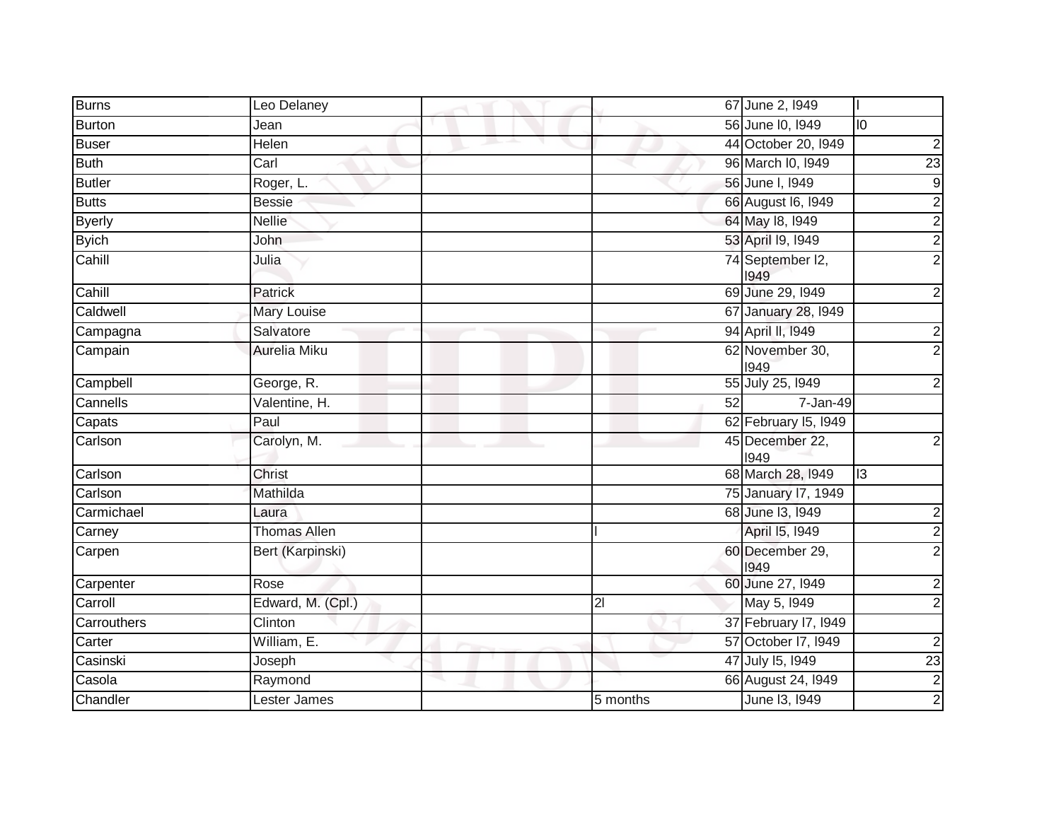| Burns | Leo Delaney | | 67 | June 2, l949 | l |
|---|---|---|---|---|---|
| Burton | Jean | | 56 | June l0, l949 | l0 |
| Buser | Helen | | 44 | October 20, l949 | 2 |
| Buth | Carl | | 96 | March l0, l949 | 23 |
| Butler | Roger, L. | | 56 | June l, l949 | 9 |
| Butts | Bessie | | 66 | August l6, l949 | 2 |
| Byerly | Nellie | | 64 | May l8, l949 | 2 |
| Byich | John | | 53 | April l9, l949 | 2 |
| Cahill | Julia | | 74 | September l2, l949 | 2 |
| Cahill | Patrick | | 69 | June 29, l949 | 2 |
| Caldwell | Mary Louise | | 67 | January 28, l949 | |
| Campagna | Salvatore | | 94 | April ll, l949 | 2 |
| Campain | Aurelia Miku | | 62 | November 30, l949 | 2 |
| Campbell | George, R. | | 55 | July 25, l949 | 2 |
| Cannells | Valentine, H. | | 52 | 7-Jan-49 | |
| Capats | Paul | | 62 | February l5, l949 | |
| Carlson | Carolyn, M. | | 45 | December 22, l949 | 2 |
| Carlson | Christ | | 68 | March 28, l949 | l3 |
| Carlson | Mathilda | | 75 | January l7, 1949 | |
| Carmichael | Laura | | 68 | June l3, l949 | 2 |
| Carney | Thomas Allen | | l | April l5, l949 | 2 |
| Carpen | Bert (Karpinski) | | 60 | December 29, l949 | 2 |
| Carpenter | Rose | | 60 | June 27, l949 | 2 |
| Carroll | Edward, M. (Cpl.) | | 2l | May 5, l949 | 2 |
| Carrouthers | Clinton | | 37 | February l7, l949 | |
| Carter | William, E. | | 57 | October l7, l949 | 2 |
| Casinski | Joseph | | 47 | July l5, l949 | 23 |
| Casola | Raymond | | 66 | August 24, l949 | 2 |
| Chandler | Lester James | | 5 months | June l3, l949 | 2 |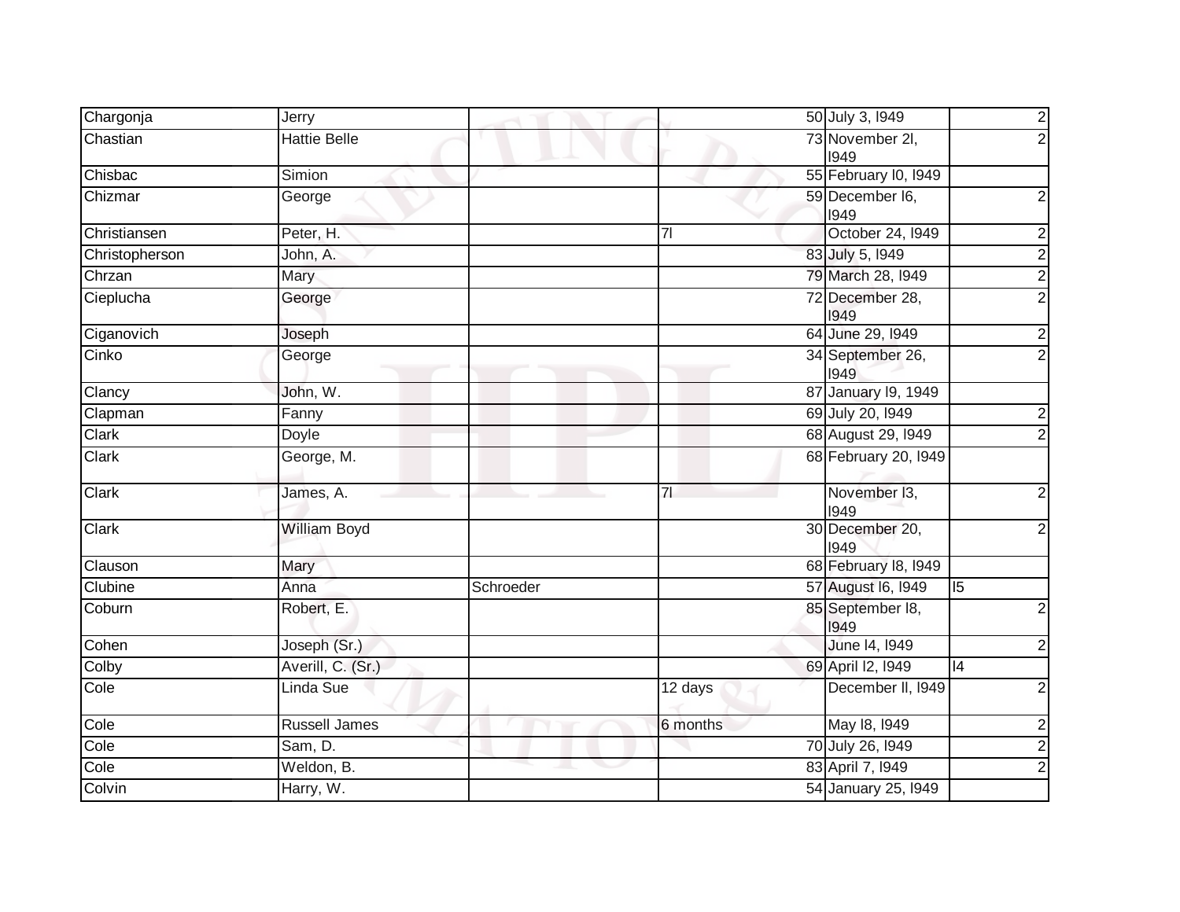| | | | | | |
|---|---|---|---|---|---|
| Chargonja | Jerry | | 50 | July 3, l949 | 2 |
| Chastian | Hattie Belle | | 73 | November 2l, l949 | 2 |
| Chisbac | Simion | | 55 | February l0, l949 | |
| Chizmar | George | | 59 | December l6, l949 | 2 |
| Christiansen | Peter, H. | | 7l | October 24, l949 | 2 |
| Christopherson | John, A. | | 83 | July 5, l949 | 2 |
| Chrzan | Mary | | 79 | March 28, l949 | 2 |
| Cieplucha | George | | 72 | December 28, l949 | 2 |
| Ciganovich | Joseph | | 64 | June 29, l949 | 2 |
| Cinko | George | | 34 | September 26, l949 | 2 |
| Clancy | John, W. | | 87 | January l9, 1949 | |
| Clapman | Fanny | | 69 | July 20, l949 | 2 |
| Clark | Doyle | | 68 | August 29, l949 | 2 |
| Clark | George, M. | | 68 | February 20, l949 | |
| Clark | James, A. | | 7l | November l3, l949 | 2 |
| Clark | William Boyd | | 30 | December 20, l949 | 2 |
| Clauson | Mary | | 68 | February l8, l949 | |
| Clubine | Anna | Schroeder | 57 | August l6, l949 | l5 |
| Coburn | Robert, E. | | 85 | September l8, l949 | 2 |
| Cohen | Joseph (Sr.) | | | June l4, l949 | 2 |
| Colby | Averill, C. (Sr.) | | 69 | April l2, l949 | l4 |
| Cole | Linda Sue | | 12 days | December ll, l949 | 2 |
| Cole | Russell James | | 6 months | May l8, l949 | 2 |
| Cole | Sam, D. | | 70 | July 26, l949 | 2 |
| Cole | Weldon, B. | | 83 | April 7, l949 | 2 |
| Colvin | Harry, W. | | 54 | January 25, l949 | |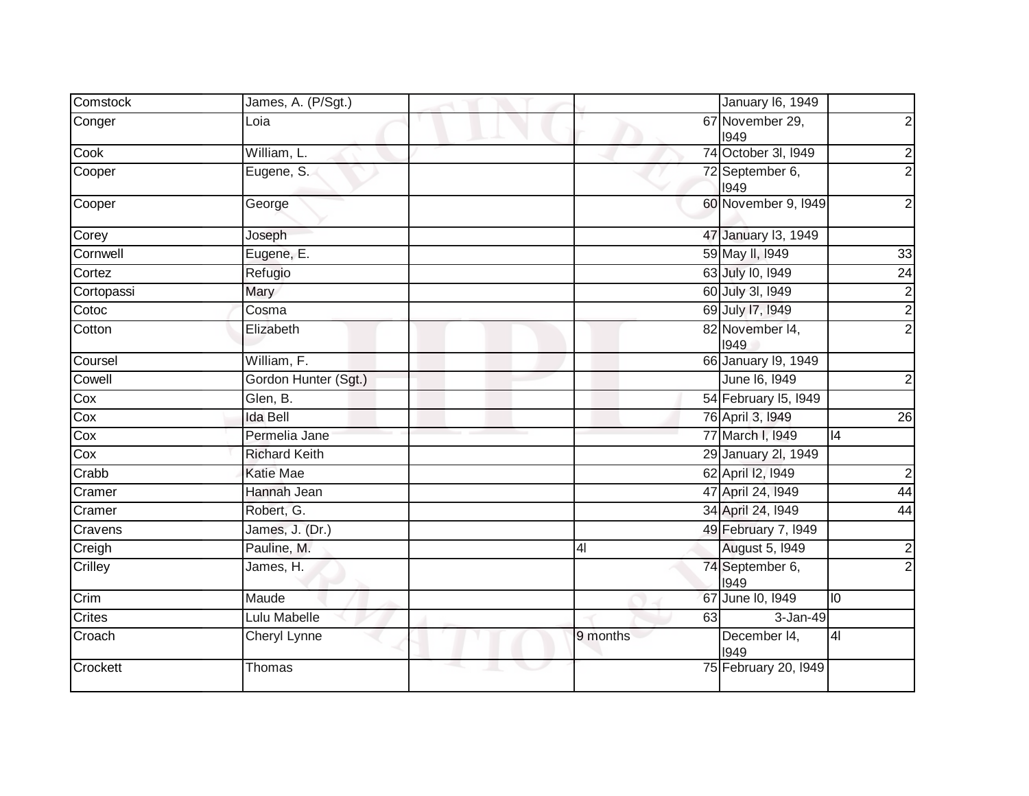| | | | | | |
|---|---|---|---|---|---|
| Comstock | James, A. (P/Sgt.) | | | January l6, 1949 | |
| Conger | Loia | | 67 | November 29, l949 | 2 |
| Cook | William, L. | | 74 | October 3l, l949 | 2 |
| Cooper | Eugene, S. | | 72 | September 6, l949 | 2 |
| Cooper | George | | 60 | November 9, l949 | 2 |
| Corey | Joseph | | 47 | January l3, 1949 | |
| Cornwell | Eugene, E. | | 59 | May ll, l949 | 33 |
| Cortez | Refugio | | 63 | July l0, l949 | 24 |
| Cortopassi | Mary | | 60 | July 3l, l949 | 2 |
| Cotoc | Cosma | | 69 | July l7, l949 | 2 |
| Cotton | Elizabeth | | 82 | November l4, l949 | 2 |
| Coursel | William, F. | | 66 | January l9, 1949 | |
| Cowell | Gordon Hunter (Sgt.) | | | June l6, l949 | 2 |
| Cox | Glen, B. | | 54 | February l5, l949 | |
| Cox | Ida Bell | | 76 | April 3, l949 | 26 |
| Cox | Permelia Jane | | 77 | March l, l949 | l4 |
| Cox | Richard Keith | | 29 | January 2l, 1949 | |
| Crabb | Katie Mae | | 62 | April l2, l949 | 2 |
| Cramer | Hannah Jean | | 47 | April 24, l949 | 44 |
| Cramer | Robert, G. | | 34 | April 24, l949 | 44 |
| Cravens | James, J. (Dr.) | | 49 | February 7, l949 | |
| Creigh | Pauline, M. | | 4l | August 5, l949 | 2 |
| Crilley | James, H. | | 74 | September 6, l949 | 2 |
| Crim | Maude | | 67 | June l0, l949 | l0 |
| Crites | Lulu Mabelle | | 63 | 3-Jan-49 | |
| Croach | Cheryl Lynne | | 9 months | December l4, l949 | 4l |
| Crockett | Thomas | | 75 | February 20, l949 | |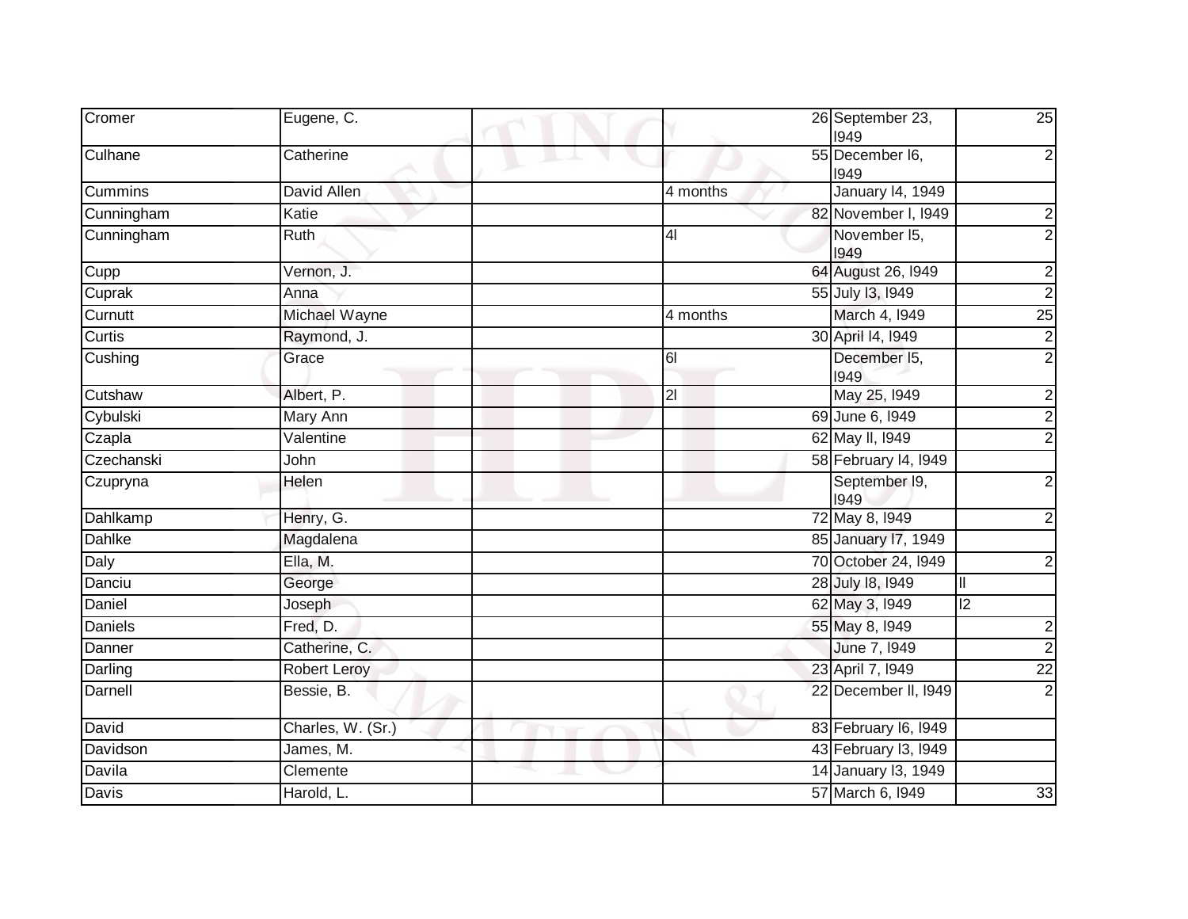| | | | | | |
|---|---|---|---|---|---|
| Cromer | Eugene, C. | | 26 | September 23, I949 | 25 |
| Culhane | Catherine | | 55 | December I6, I949 | 2 |
| Cummins | David Allen | | 4 months | January I4, 1949 | |
| Cunningham | Katie | | 82 | November I, I949 | 2 |
| Cunningham | Ruth | | 4I | November I5, I949 | 2 |
| Cupp | Vernon, J. | | 64 | August 26, I949 | 2 |
| Cuprak | Anna | | 55 | July I3, I949 | 2 |
| Curnutt | Michael Wayne | | 4 months | March 4, I949 | 25 |
| Curtis | Raymond, J. | | 30 | April I4, I949 | 2 |
| Cushing | Grace | | 6I | December I5, I949 | 2 |
| Cutshaw | Albert, P. | | 2I | May 25, I949 | 2 |
| Cybulski | Mary Ann | | 69 | June 6, I949 | 2 |
| Czapla | Valentine | | 62 | May II, I949 | 2 |
| Czechanski | John | | 58 | February I4, I949 | |
| Czupryna | Helen | | | September I9, I949 | 2 |
| Dahlkamp | Henry, G. | | 72 | May 8, I949 | 2 |
| Dahlke | Magdalena | | 85 | January I7, 1949 | |
| Daly | Ella, M. | | 70 | October 24, I949 | 2 |
| Danciu | George | | 28 | July I8, I949 | II |
| Daniel | Joseph | | 62 | May 3, I949 | I2 |
| Daniels | Fred, D. | | 55 | May 8, I949 | 2 |
| Danner | Catherine, C. | | | June 7, I949 | 2 |
| Darling | Robert Leroy | | 23 | April 7, I949 | 22 |
| Darnell | Bessie, B. | | 22 | December II, I949 | 2 |
| David | Charles, W. (Sr.) | | 83 | February I6, I949 | |
| Davidson | James, M. | | 43 | February I3, I949 | |
| Davila | Clemente | | 14 | January I3, 1949 | |
| Davis | Harold, L. | | 57 | March 6, I949 | 33 |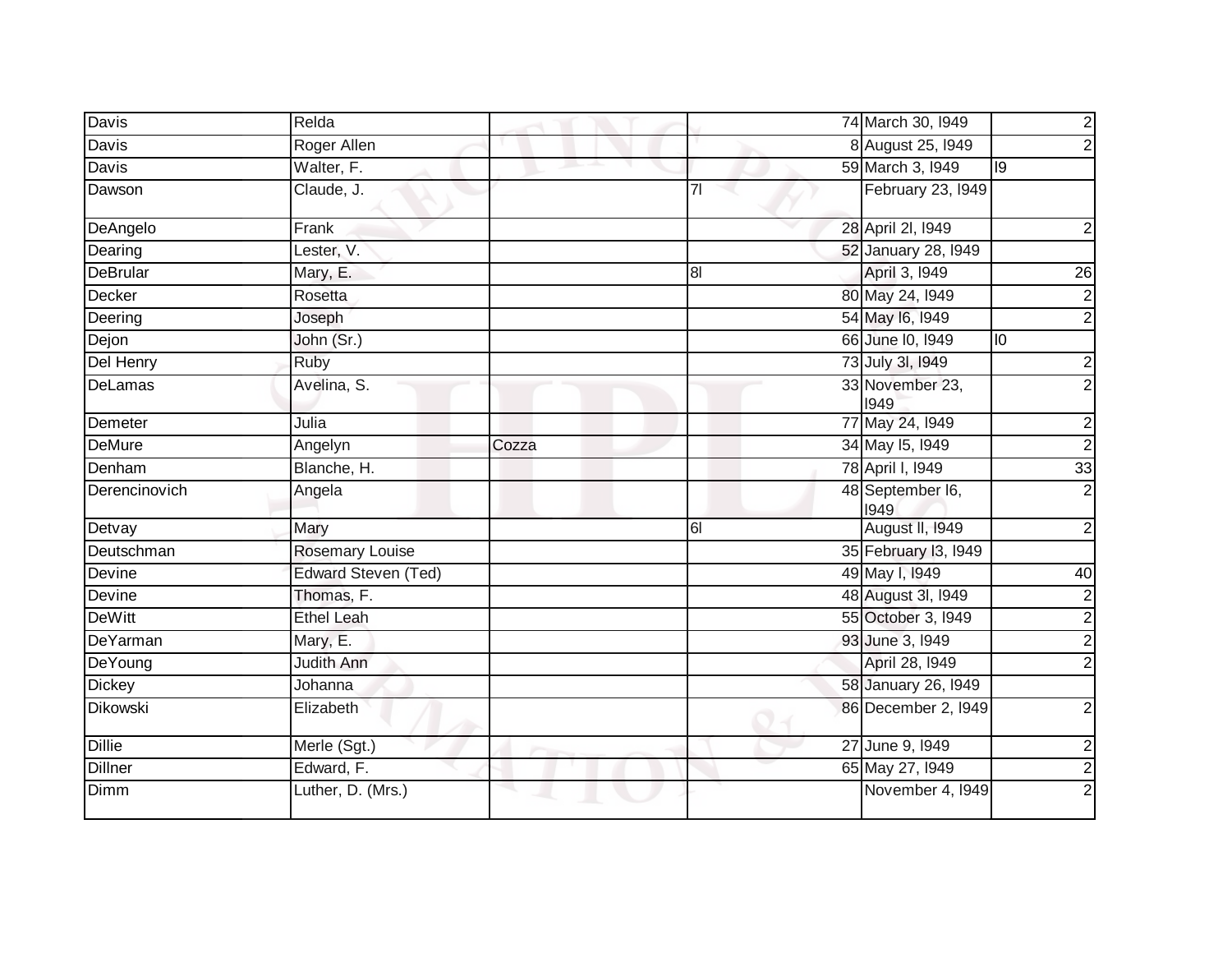| | | | | | | |
|---|---|---|---|---|---|---|
| Davis | Relda | | | 74 | March 30, l949 | 2 |
| Davis | Roger Allen | | | 8 | August 25, l949 | 2 |
| Davis | Walter, F. | | | 59 | March 3, l949 | l9 |
| Dawson | Claude, J. | | 7l | | February 23, l949 | |
| DeAngelo | Frank | | | 28 | April 2l, l949 | 2 |
| Dearing | Lester, V. | | | 52 | January 28, l949 | |
| DeBrular | Mary, E. | | 8l | | April 3, l949 | 26 |
| Decker | Rosetta | | | 80 | May 24, l949 | 2 |
| Deering | Joseph | | | 54 | May l6, l949 | 2 |
| Dejon | John (Sr.) | | | 66 | June l0, l949 | l0 |
| Del Henry | Ruby | | | 73 | July 3l, l949 | 2 |
| DeLamas | Avelina, S. | | | 33 | November 23, l949 | 2 |
| Demeter | Julia | | | 77 | May 24, l949 | 2 |
| DeMure | Angelyn | Cozza | | 34 | May l5, l949 | 2 |
| Denham | Blanche, H. | | | 78 | April l, l949 | 33 |
| Derencinovich | Angela | | | 48 | September l6, l949 | 2 |
| Detvay | Mary | | 6l | | August ll, l949 | 2 |
| Deutschman | Rosemary Louise | | | 35 | February l3, l949 | |
| Devine | Edward Steven (Ted) | | | 49 | May l, l949 | 40 |
| Devine | Thomas, F. | | | 48 | August 3l, l949 | 2 |
| DeWitt | Ethel Leah | | | 55 | October 3, l949 | 2 |
| DeYarman | Mary, E. | | | 93 | June 3, l949 | 2 |
| DeYoung | Judith Ann | | | | April 28, l949 | 2 |
| Dickey | Johanna | | | 58 | January 26, l949 | |
| Dikowski | Elizabeth | | | 86 | December 2, l949 | 2 |
| Dillie | Merle (Sgt.) | | | 27 | June 9, l949 | 2 |
| Dillner | Edward, F. | | | 65 | May 27, l949 | 2 |
| Dimm | Luther, D. (Mrs.) | | | | November 4, l949 | 2 |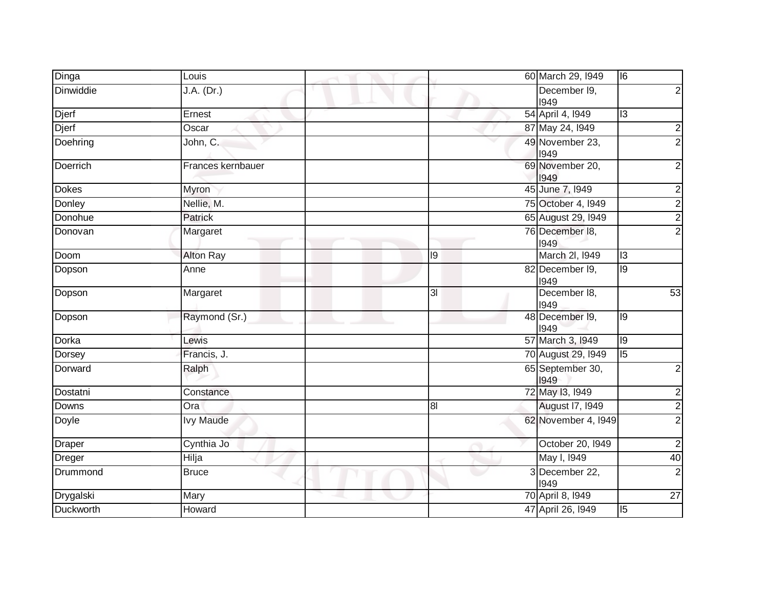| Dinga | Louis | | | 60 | March 29, l949 | l6 |
|---|---|---|---|---|---|---|
| Dinwiddie | J.A. (Dr.) | | | | December l9, l949 | 2 |
| Djerf | Ernest | | | 54 | April 4, l949 | l3 |
| Djerf | Oscar | | | 87 | May 24, l949 | 2 |
| Doehring | John, C. | | | 49 | November 23, l949 | 2 |
| Doerrich | Frances kernbauer | | | 69 | November 20, l949 | 2 |
| Dokes | Myron | | | 45 | June 7, l949 | 2 |
| Donley | Nellie, M. | | | 75 | October 4, l949 | 2 |
| Donohue | Patrick | | | 65 | August 29, l949 | 2 |
| Donovan | Margaret | | | 76 | December l8, l949 | 2 |
| Doom | Alton Ray | | l9 | | March 2l, l949 | l3 |
| Dopson | Anne | | | 82 | December l9, l949 | l9 |
| Dopson | Margaret | | 3l | | December l8, l949 | 53 |
| Dopson | Raymond (Sr.) | | | 48 | December l9, l949 | l9 |
| Dorka | Lewis | | | 57 | March 3, l949 | l9 |
| Dorsey | Francis, J. | | | 70 | August 29, l949 | l5 |
| Dorward | Ralph | | | 65 | September 30, l949 | 2 |
| Dostatni | Constance | | | 72 | May l3, l949 | 2 |
| Downs | Ora | | 8l | | August l7, l949 | 2 |
| Doyle | Ivy Maude | | | 62 | November 4, l949 | 2 |
| Draper | Cynthia Jo | | | | October 20, l949 | 2 |
| Dreger | Hilja | | | | May l, l949 | 40 |
| Drummond | Bruce | | | 3 | December 22, l949 | 2 |
| Drygalski | Mary | | | 70 | April 8, l949 | 27 |
| Duckworth | Howard | | | 47 | April 26, l949 | l5 |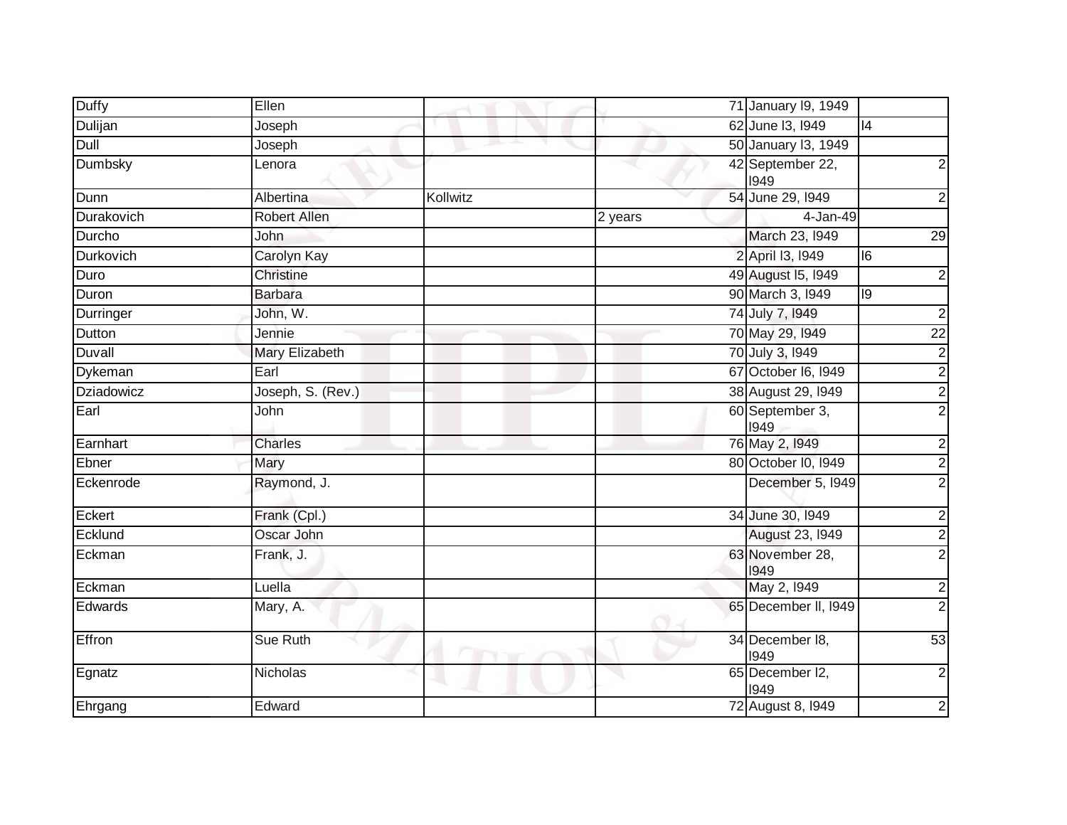| | | | | | |
|---|---|---|---|---|---|
| Duffy | Ellen | | 71 | January l9, 1949 | |
| Dulijan | Joseph | | 62 | June l3, l949 | l4 |
| Dull | Joseph | | 50 | January l3, 1949 | |
| Dumbsky | Lenora | | 42 | September 22, l949 | 2 |
| Dunn | Albertina | Kollwitz | 54 | June 29, l949 | 2 |
| Durakovich | Robert Allen | | 2 years | 4-Jan-49 | |
| Durcho | John | | | March 23, l949 | 29 |
| Durkovich | Carolyn Kay | | 2 | April l3, l949 | l6 |
| Duro | Christine | | 49 | August l5, l949 | 2 |
| Duron | Barbara | | 90 | March 3, l949 | l9 |
| Durringer | John, W. | | 74 | July 7, l949 | 2 |
| Dutton | Jennie | | 70 | May 29, l949 | 22 |
| Duvall | Mary Elizabeth | | 70 | July 3, l949 | 2 |
| Dykeman | Earl | | 67 | October l6, l949 | 2 |
| Dziadowicz | Joseph, S. (Rev.) | | 38 | August 29, l949 | 2 |
| Earl | John | | 60 | September 3, l949 | 2 |
| Earnhart | Charles | | 76 | May 2, l949 | 2 |
| Ebner | Mary | | 80 | October l0, l949 | 2 |
| Eckenrode | Raymond, J. | | | December 5, l949 | 2 |
| Eckert | Frank (Cpl.) | | 34 | June 30, l949 | 2 |
| Ecklund | Oscar John | | | August 23, l949 | 2 |
| Eckman | Frank, J. | | 63 | November 28, l949 | 2 |
| Eckman | Luella | | | May 2, l949 | 2 |
| Edwards | Mary, A. | | 65 | December ll, l949 | 2 |
| Effron | Sue Ruth | | 34 | December l8, l949 | 53 |
| Egnatz | Nicholas | | 65 | December l2, l949 | 2 |
| Ehrgang | Edward | | 72 | August 8, l949 | 2 |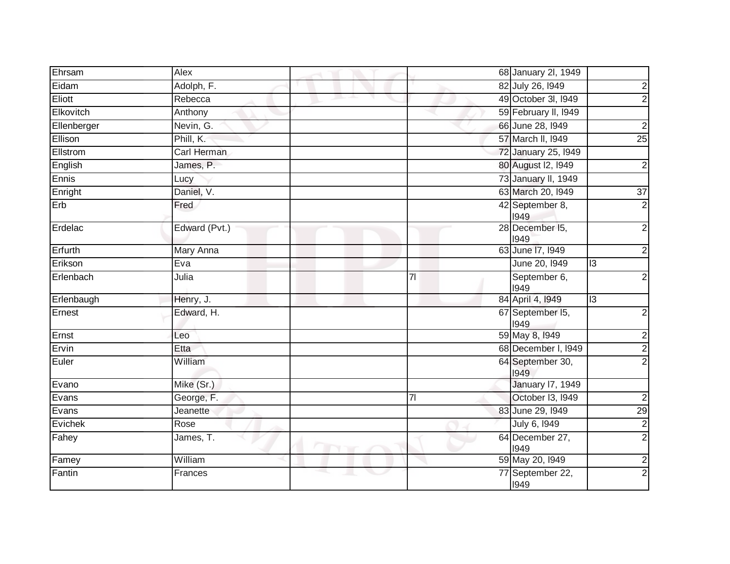| | | | | | |
|---|---|---|---|---|---|
| Ehrsam | Alex | | | 68 | January 2l, 1949 | |
| Eidam | Adolph, F. | | | 82 | July 26, l949 | 2 |
| Eliott | Rebecca | | | 49 | October 3l, l949 | 2 |
| Elkovitch | Anthony | | | 59 | February ll, l949 | |
| Ellenberger | Nevin, G. | | | 66 | June 28, l949 | 2 |
| Ellison | Phill, K. | | | 57 | March ll, l949 | 25 |
| Ellstrom | Carl Herman | | | 72 | January 25, l949 | |
| English | James, P. | | | 80 | August l2, l949 | 2 |
| Ennis | Lucy | | | 73 | January ll, 1949 | |
| Enright | Daniel, V. | | | 63 | March 20, l949 | 37 |
| Erb | Fred | | | 42 | September 8, l949 | 2 |
| Erdelac | Edward (Pvt.) | | | 28 | December l5, l949 | 2 |
| Erfurth | Mary Anna | | | 63 | June l7, l949 | 2 |
| Erikson | Eva | | | | June 20, l949 | l3 |
| Erlenbach | Julia | | 7l | | September 6, l949 | 2 |
| Erlenbaugh | Henry, J. | | | 84 | April 4, l949 | l3 |
| Ernest | Edward, H. | | | 67 | September l5, l949 | 2 |
| Ernst | Leo | | | 59 | May 8, l949 | 2 |
| Ervin | Etta | | | 68 | December l, l949 | 2 |
| Euler | William | | | 64 | September 30, l949 | 2 |
| Evano | Mike (Sr.) | | | | January l7, 1949 | |
| Evans | George, F. | | 7l | | October l3, l949 | 2 |
| Evans | Jeanette | | | 83 | June 29, l949 | 29 |
| Evichek | Rose | | | | July 6, l949 | 2 |
| Fahey | James, T. | | | 64 | December 27, l949 | 2 |
| Famey | William | | | 59 | May 20, l949 | 2 |
| Fantin | Frances | | | 77 | September 22, l949 | 2 |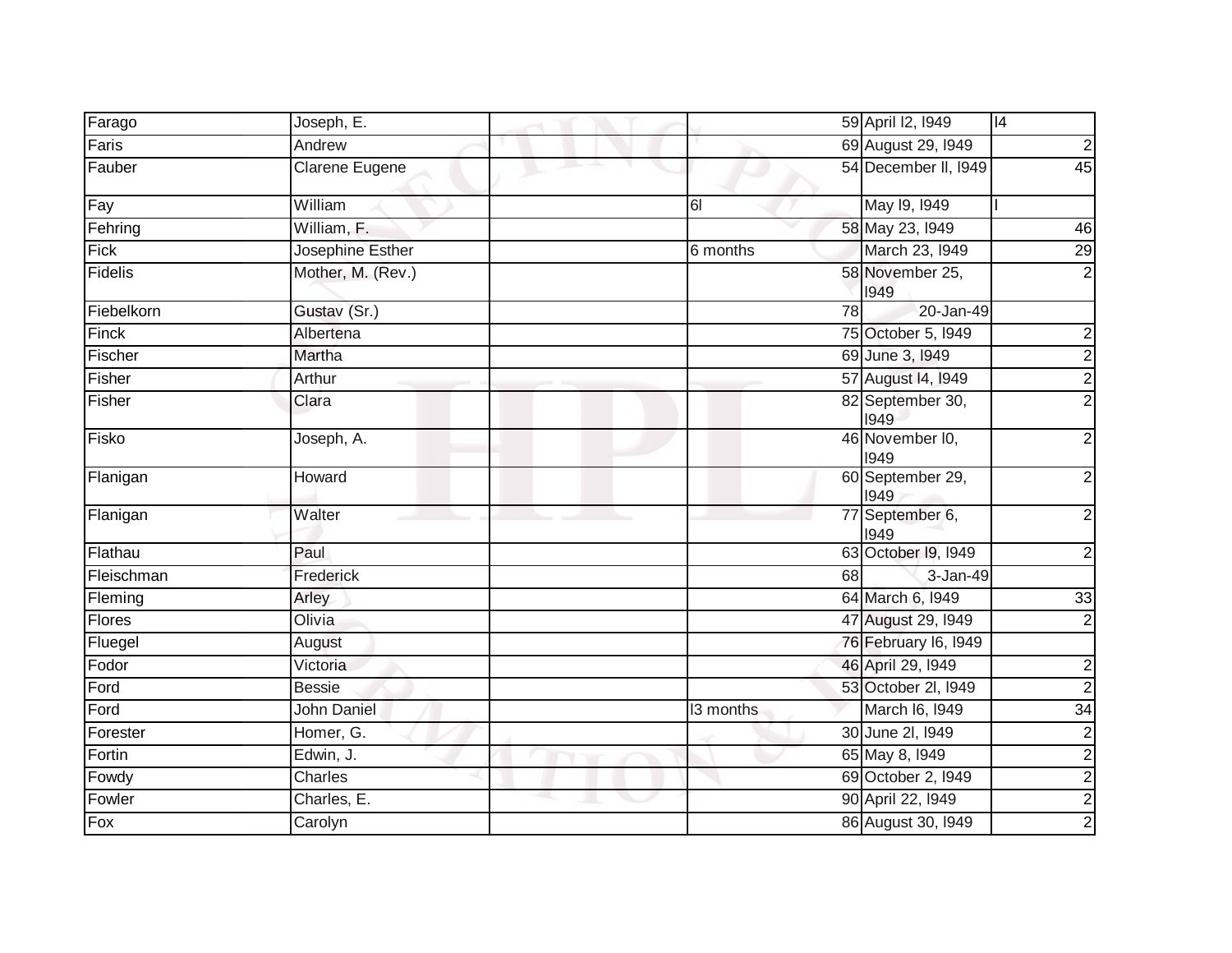| | | | | | |
|---|---|---|---|---|---|
| Farago | Joseph, E. | | 59 | April l2, l949 | l4 |
| Faris | Andrew | | 69 | August 29, l949 | 2 |
| Fauber | Clarene Eugene | | 54 | December ll, l949 | 45 |
| Fay | William | | 6l | May l9, l949 | l |
| Fehring | William, F. | | 58 | May 23, l949 | 46 |
| Fick | Josephine Esther | | 6 months | March 23, l949 | 29 |
| Fidelis | Mother, M. (Rev.) | | 58 | November 25, l949 | 2 |
| Fiebelkorn | Gustav (Sr.) | | 78 | 20-Jan-49 | |
| Finck | Albertena | | 75 | October 5, l949 | 2 |
| Fischer | Martha | | 69 | June 3, l949 | 2 |
| Fisher | Arthur | | 57 | August l4, l949 | 2 |
| Fisher | Clara | | 82 | September 30, l949 | 2 |
| Fisko | Joseph, A. | | 46 | November l0, l949 | 2 |
| Flanigan | Howard | | 60 | September 29, l949 | 2 |
| Flanigan | Walter | | 77 | September 6, l949 | 2 |
| Flathau | Paul | | 63 | October l9, l949 | 2 |
| Fleischman | Frederick | | 68 | 3-Jan-49 | |
| Fleming | Arley | | 64 | March 6, l949 | 33 |
| Flores | Olivia | | 47 | August 29, l949 | 2 |
| Fluegel | August | | 76 | February l6, l949 | |
| Fodor | Victoria | | 46 | April 29, l949 | 2 |
| Ford | Bessie | | 53 | October 2l, l949 | 2 |
| Ford | John Daniel | | l3 months | March l6, l949 | 34 |
| Forester | Homer, G. | | 30 | June 2l, l949 | 2 |
| Fortin | Edwin, J. | | 65 | May 8, l949 | 2 |
| Fowdy | Charles | | 69 | October 2, l949 | 2 |
| Fowler | Charles, E. | | 90 | April 22, l949 | 2 |
| Fox | Carolyn | | 86 | August 30, l949 | 2 |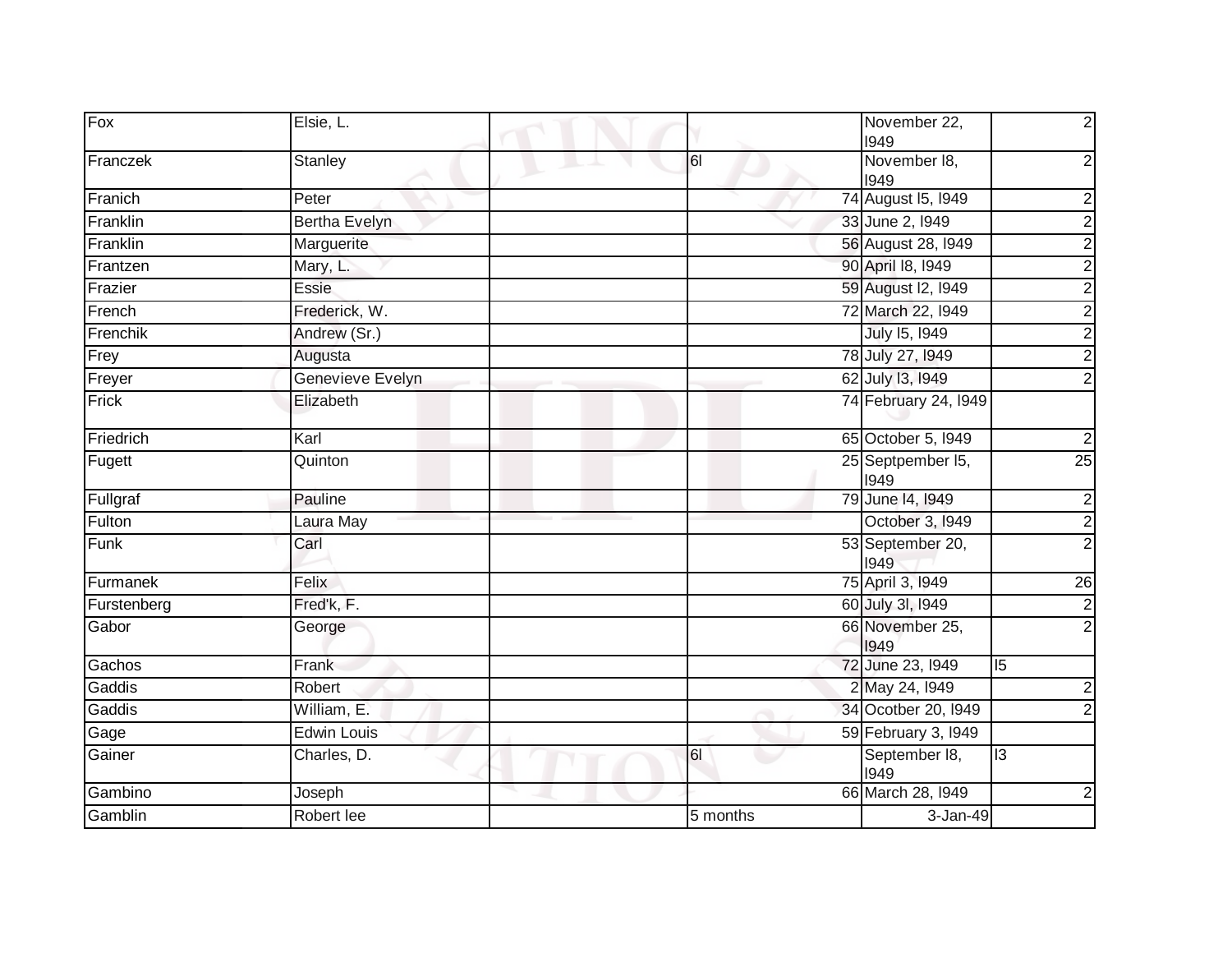| | | | | | |
|---|---|---|---|---|---|
| Fox | Elsie, L. | | | November 22, I949 | 2 |
| Franczek | Stanley | | 6l | November I8, I949 | 2 |
| Franich | Peter | | 74 | August I5, I949 | 2 |
| Franklin | Bertha Evelyn | | 33 | June 2, I949 | 2 |
| Franklin | Marguerite | | 56 | August 28, I949 | 2 |
| Frantzen | Mary, L. | | 90 | April I8, I949 | 2 |
| Frazier | Essie | | 59 | August I2, I949 | 2 |
| French | Frederick, W. | | 72 | March 22, I949 | 2 |
| Frenchik | Andrew (Sr.) | | | July I5, I949 | 2 |
| Frey | Augusta | | 78 | July 27, I949 | 2 |
| Freyer | Genevieve Evelyn | | 62 | July I3, I949 | 2 |
| Frick | Elizabeth | | 74 | February 24, I949 | |
| Friedrich | Karl | | 65 | October 5, I949 | 2 |
| Fugett | Quinton | | 25 | Septpember I5, I949 | 25 |
| Fullgraf | Pauline | | 79 | June I4, I949 | 2 |
| Fulton | Laura May | | | October 3, I949 | 2 |
| Funk | Carl | | 53 | September 20, I949 | 2 |
| Furmanek | Felix | | 75 | April 3, I949 | 26 |
| Furstenberg | Fred'k, F. | | 60 | July 3l, I949 | 2 |
| Gabor | George | | 66 | November 25, I949 | 2 |
| Gachos | Frank | | 72 | June 23, I949 | I5 |
| Gaddis | Robert | | 2 | May 24, I949 | 2 |
| Gaddis | William, E. | | 34 | Ocotber 20, I949 | 2 |
| Gage | Edwin Louis | | 59 | February 3, I949 | |
| Gainer | Charles, D. | | 6l | September I8, I949 | I3 |
| Gambino | Joseph | | 66 | March 28, I949 | 2 |
| Gamblin | Robert lee | | 5 months | 3-Jan-49 | |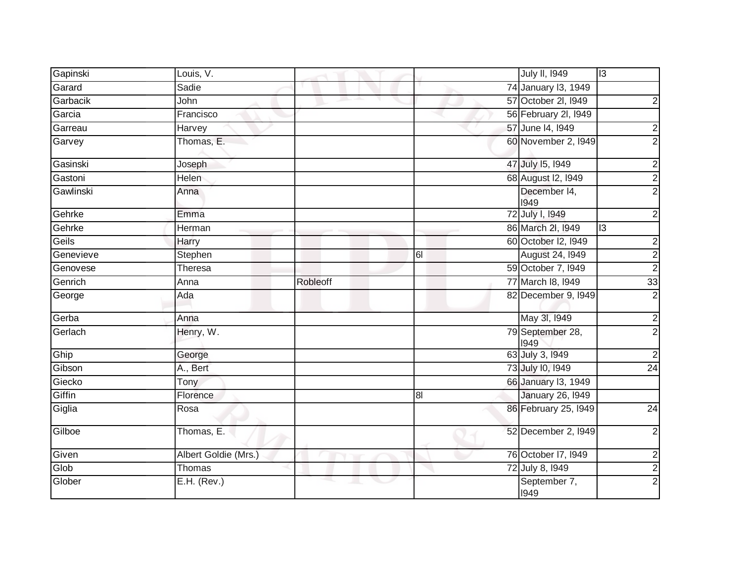| | | | | | | |
|---|---|---|---|---|---|---|
| Gapinski | Louis, V. | | | | July ll, l949 | l3 |
| Garard | Sadie | | | 74 | January l3, 1949 | |
| Garbacik | John | | | 57 | October 2l, l949 | 2 |
| Garcia | Francisco | | | 56 | February 2l, l949 | |
| Garreau | Harvey | | | 57 | June l4, l949 | 2 |
| Garvey | Thomas, E. | | | 60 | November 2, l949 | 2 |
| Gasinski | Joseph | | | 47 | July l5, l949 | 2 |
| Gastoni | Helen | | | 68 | August l2, l949 | 2 |
| Gawlinski | Anna | | | | December l4, l949 | 2 |
| Gehrke | Emma | | | 72 | July l, l949 | 2 |
| Gehrke | Herman | | | 86 | March 2l, l949 | l3 |
| Geils | Harry | | | 60 | October l2, l949 | 2 |
| Genevieve | Stephen | | 6l | | August 24, l949 | 2 |
| Genovese | Theresa | | | 59 | October 7, l949 | 2 |
| Genrich | Anna | Robleoff | | 77 | March l8, l949 | 33 |
| George | Ada | | | 82 | December 9, l949 | 2 |
| Gerba | Anna | | | | May 3l, l949 | 2 |
| Gerlach | Henry, W. | | | 79 | September 28, l949 | 2 |
| Ghip | George | | | 63 | July 3, l949 | 2 |
| Gibson | A., Bert | | | 73 | July l0, l949 | 24 |
| Giecko | Tony | | | 66 | January l3, 1949 | |
| Giffin | Florence | | 8l | | January 26, l949 | |
| Giglia | Rosa | | | 86 | February 25, l949 | 24 |
| Gilboe | Thomas, E. | | | 52 | December 2, l949 | 2 |
| Given | Albert Goldie (Mrs.) | | | 76 | October l7, l949 | 2 |
| Glob | Thomas | | | 72 | July 8, l949 | 2 |
| Glober | E.H. (Rev.) | | | | September 7, l949 | 2 |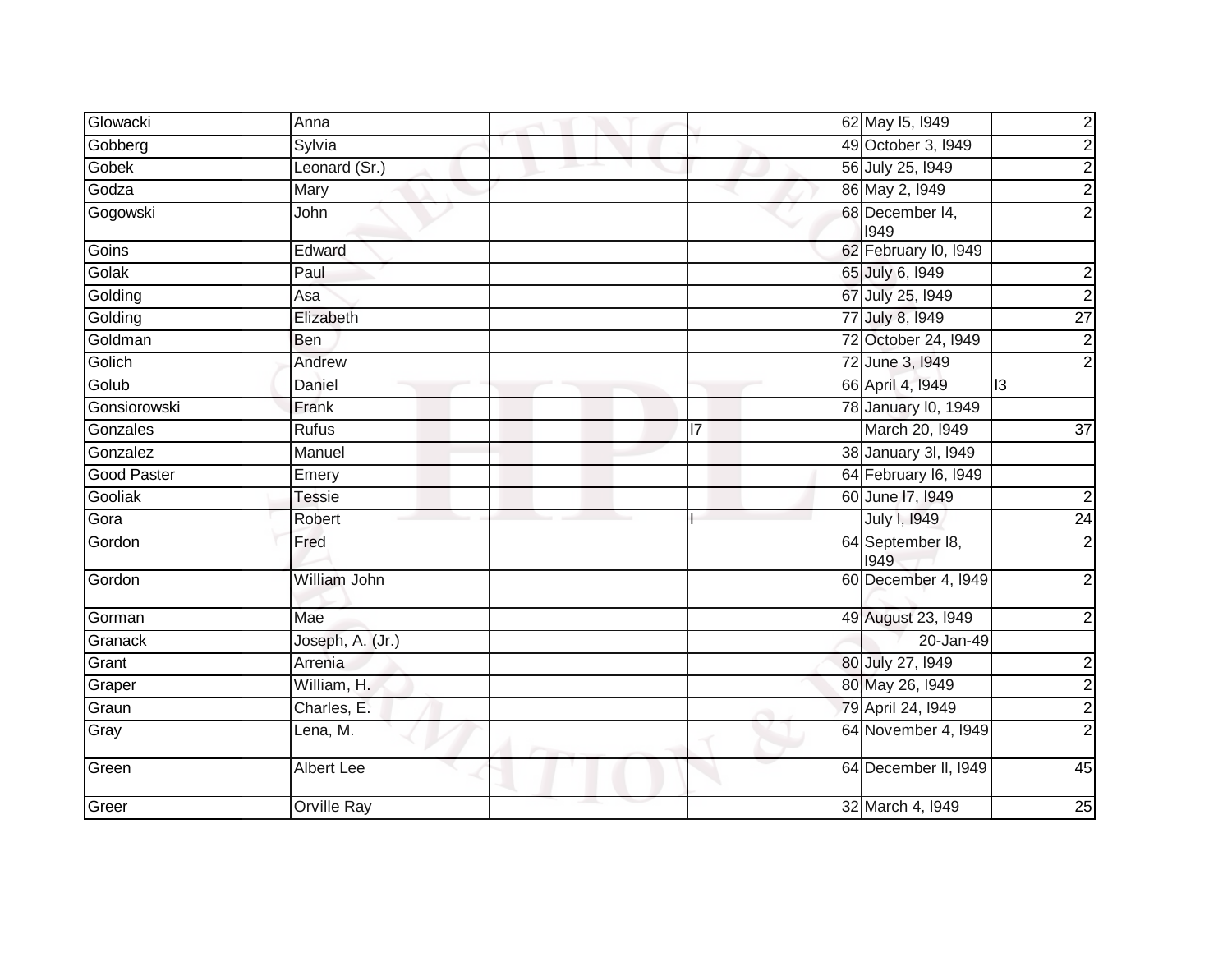| | | | | | |
|---|---|---|---|---|---|
| Glowacki | Anna | | 62 | May l5, l949 | 2 |
| Gobberg | Sylvia | | 49 | October 3, l949 | 2 |
| Gobek | Leonard (Sr.) | | 56 | July 25, l949 | 2 |
| Godza | Mary | | 86 | May 2, l949 | 2 |
| Gogowski | John | | 68 | December l4, l949 | 2 |
| Goins | Edward | | 62 | February l0, l949 | |
| Golak | Paul | | 65 | July 6, l949 | 2 |
| Golding | Asa | | 67 | July 25, l949 | 2 |
| Golding | Elizabeth | | 77 | July 8, l949 | 27 |
| Goldman | Ben | | 72 | October 24, l949 | 2 |
| Golich | Andrew | | 72 | June 3, l949 | 2 |
| Golub | Daniel | | 66 | April 4, l949 | l3 |
| Gonsiorowski | Frank | | 78 | January l0, 1949 | |
| Gonzales | Rufus | | l7 | March 20, l949 | 37 |
| Gonzalez | Manuel | | 38 | January 3l, l949 | |
| Good Paster | Emery | | 64 | February l6, l949 | |
| Gooliak | Tessie | | 60 | June l7, l949 | 2 |
| Gora | Robert | | l | July l, l949 | 24 |
| Gordon | Fred | | 64 | September l8, l949 | 2 |
| Gordon | William John | | 60 | December 4, l949 | 2 |
| Gorman | Mae | | 49 | August 23, l949 | 2 |
| Granack | Joseph, A. (Jr.) | | | 20-Jan-49 | |
| Grant | Arrenia | | 80 | July 27, l949 | 2 |
| Graper | William, H. | | 80 | May 26, l949 | 2 |
| Graun | Charles, E. | | 79 | April 24, l949 | 2 |
| Gray | Lena, M. | | 64 | November 4, l949 | 2 |
| Green | Albert Lee | | 64 | December ll, l949 | 45 |
| Greer | Orville Ray | | 32 | March 4, l949 | 25 |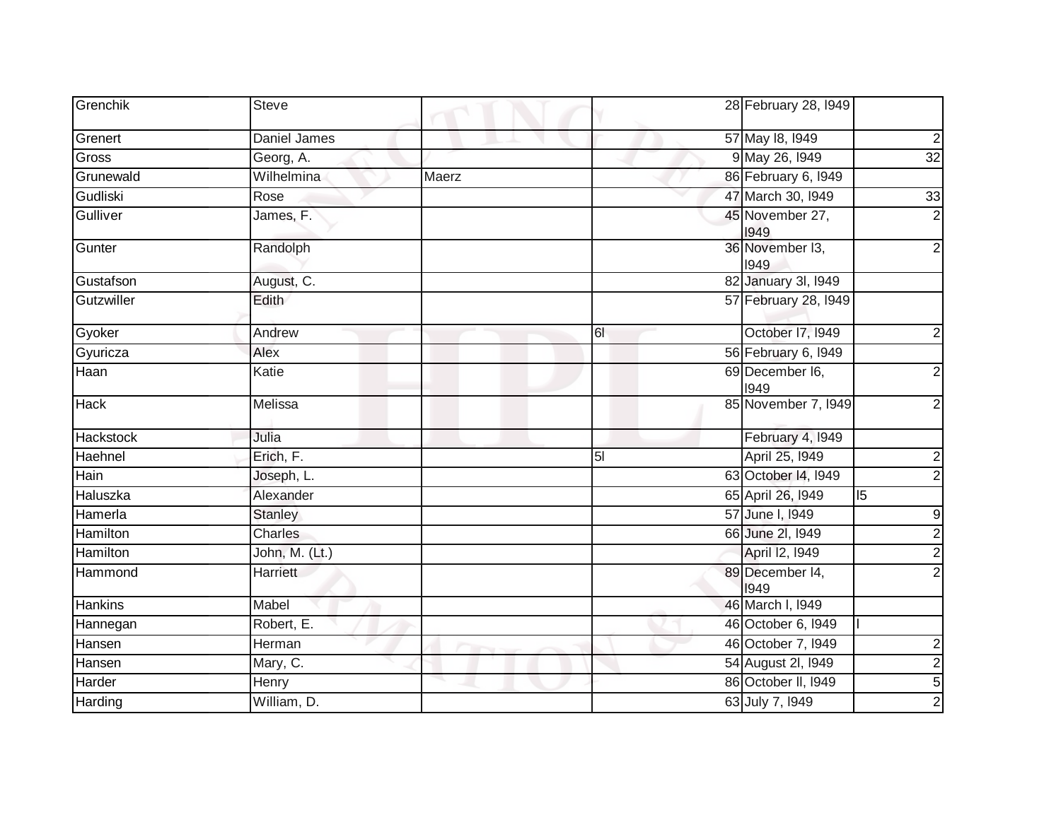| Grenchik | Steve | | | 28 | February 28, l949 | |
|---|---|---|---|---|---|---|
| Grenert | Daniel James | | | 57 | May l8, l949 | 2 |
| Gross | Georg, A. | | | 9 | May 26, l949 | 32 |
| Grunewald | Wilhelmina | Maerz | | 86 | February 6, l949 | |
| Gudliski | Rose | | | 47 | March 30, l949 | 33 |
| Gulliver | James, F. | | | 45 | November 27, l949 | 2 |
| Gunter | Randolph | | | 36 | November l3, l949 | 2 |
| Gustafson | August, C. | | | 82 | January 3l, l949 | |
| Gutzwiller | Edith | | | 57 | February 28, l949 | |
| Gyoker | Andrew | | 6l | | October l7, l949 | 2 |
| Gyuricza | Alex | | | 56 | February 6, l949 | |
| Haan | Katie | | | 69 | December l6, l949 | 2 |
| Hack | Melissa | | | 85 | November 7, l949 | 2 |
| Hackstock | Julia | | | | February 4, l949 | |
| Haehnel | Erich, F. | | 5l | | April 25, l949 | 2 |
| Hain | Joseph, L. | | | 63 | October l4, l949 | 2 |
| Haluszka | Alexander | | | 65 | April 26, l949 | l5 |
| Hamerla | Stanley | | | 57 | June l, l949 | 9 |
| Hamilton | Charles | | | 66 | June 2l, l949 | 2 |
| Hamilton | John, M. (Lt.) | | | | April l2, l949 | 2 |
| Hammond | Harriett | | | 89 | December l4, l949 | 2 |
| Hankins | Mabel | | | 46 | March l, l949 | |
| Hannegan | Robert, E. | | | 46 | October 6, l949 | l |
| Hansen | Herman | | | 46 | October 7, l949 | 2 |
| Hansen | Mary, C. | | | 54 | August 2l, l949 | 2 |
| Harder | Henry | | | 86 | October ll, l949 | 5 |
| Harding | William, D. | | | 63 | July 7, l949 | 2 |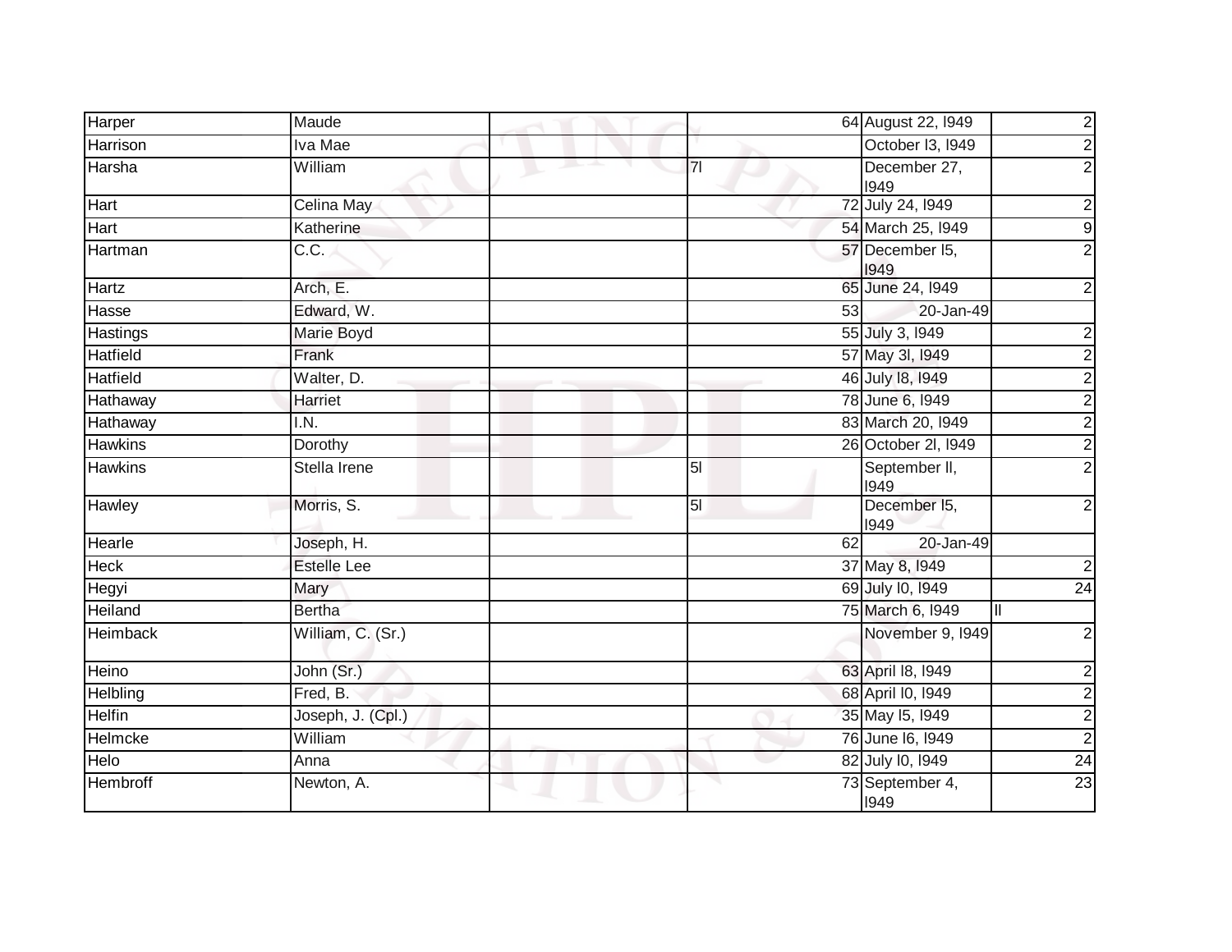| Harper | Maude | | 64 | August 22, l949 | 2 |
|---|---|---|---|---|---|
| Harrison | Iva Mae | | | October l3, l949 | 2 |
| Harsha | William | | 7l | December 27, l949 | 2 |
| Hart | Celina May | | 72 | July 24, l949 | 2 |
| Hart | Katherine | | 54 | March 25, l949 | 9 |
| Hartman | C.C. | | 57 | December l5, l949 | 2 |
| Hartz | Arch, E. | | 65 | June 24, l949 | 2 |
| Hasse | Edward, W. | | 53 | 20-Jan-49 | |
| Hastings | Marie Boyd | | 55 | July 3, l949 | 2 |
| Hatfield | Frank | | 57 | May 3l, l949 | 2 |
| Hatfield | Walter, D. | | 46 | July l8, l949 | 2 |
| Hathaway | Harriet | | 78 | June 6, l949 | 2 |
| Hathaway | I.N. | | 83 | March 20, l949 | 2 |
| Hawkins | Dorothy | | 26 | October 2l, l949 | 2 |
| Hawkins | Stella Irene | | 5l | September ll, l949 | 2 |
| Hawley | Morris, S. | | 5l | December l5, l949 | 2 |
| Hearle | Joseph, H. | | 62 | 20-Jan-49 | |
| Heck | Estelle Lee | | 37 | May 8, l949 | 2 |
| Hegyi | Mary | | 69 | July l0, l949 | 24 |
| Heiland | Bertha | | 75 | March 6, l949 | ll |
| Heimback | William, C. (Sr.) | | | November 9, l949 | 2 |
| Heino | John (Sr.) | | 63 | April l8, l949 | 2 |
| Helbling | Fred, B. | | 68 | April l0, l949 | 2 |
| Helfin | Joseph, J. (Cpl.) | | 35 | May l5, l949 | 2 |
| Helmcke | William | | 76 | June l6, l949 | 2 |
| Helo | Anna | | 82 | July l0, l949 | 24 |
| Hembroff | Newton, A. | | 73 | September 4, l949 | 23 |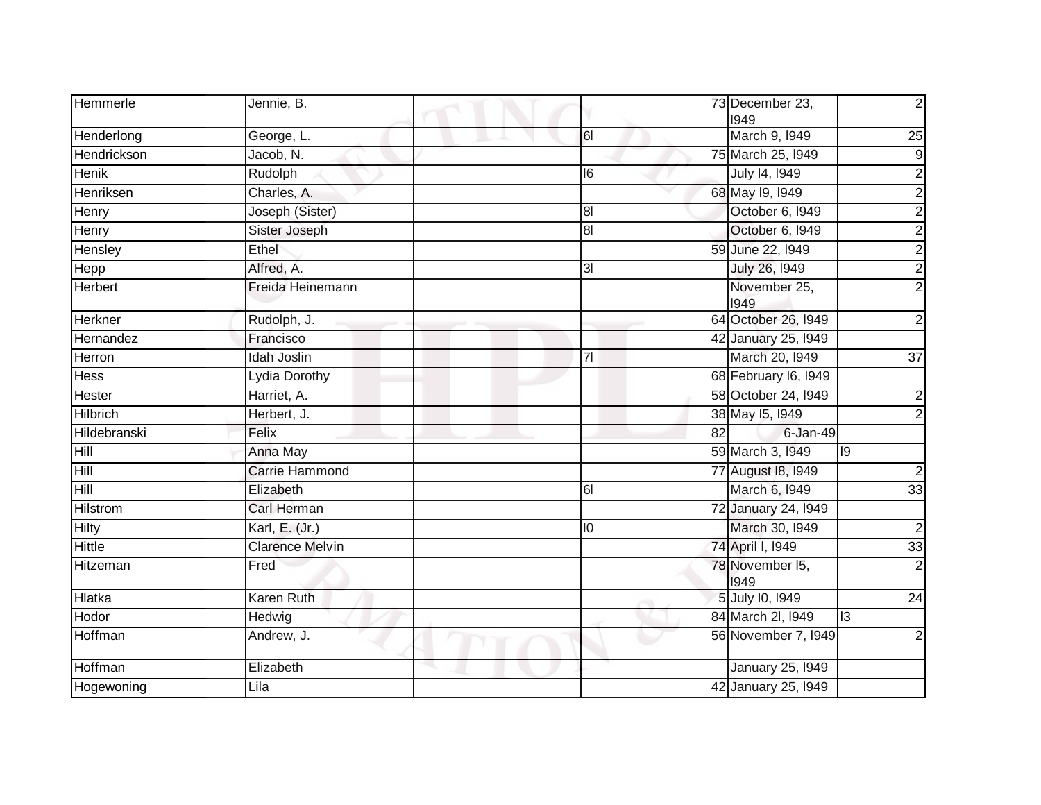| Hemmerle | Jennie, B. | | | 73 | December 23, l949 | 2 |
|---|---|---|---|---|---|---|
| Henderlong | George, L. | | 6l | | March 9, l949 | 25 |
| Hendrickson | Jacob, N. | | | 75 | March 25, l949 | 9 |
| Henik | Rudolph | | l6 | | July l4, l949 | 2 |
| Henriksen | Charles, A. | | | 68 | May l9, l949 | 2 |
| Henry | Joseph (Sister) | | 8l | | October 6, l949 | 2 |
| Henry | Sister Joseph | | 8l | | October 6, l949 | 2 |
| Hensley | Ethel | | | 59 | June 22, l949 | 2 |
| Hepp | Alfred, A. | | 3l | | July 26, l949 | 2 |
| Herbert | Freida Heinemann | | | | November 25, l949 | 2 |
| Herkner | Rudolph, J. | | | 64 | October 26, l949 | 2 |
| Hernandez | Francisco | | | 42 | January 25, l949 | |
| Herron | Idah Joslin | | 7l | | March 20, l949 | 37 |
| Hess | Lydia Dorothy | | | 68 | February l6, l949 | |
| Hester | Harriet, A. | | | 58 | October 24, l949 | 2 |
| Hilbrich | Herbert, J. | | | 38 | May l5, l949 | 2 |
| Hildebranski | Felix | | | 82 | 6-Jan-49 | |
| Hill | Anna May | | | 59 | March 3, l949 | l9 |
| Hill | Carrie Hammond | | | 77 | August l8, l949 | 2 |
| Hill | Elizabeth | | 6l | | March 6, l949 | 33 |
| Hilstrom | Carl Herman | | | 72 | January 24, l949 | |
| Hilty | Karl, E. (Jr.) | | l0 | | March 30, l949 | 2 |
| Hittle | Clarence Melvin | | | 74 | April l, l949 | 33 |
| Hitzeman | Fred | | | 78 | November l5, l949 | 2 |
| Hlatka | Karen Ruth | | | 5 | July l0, l949 | 24 |
| Hodor | Hedwig | | | 84 | March 2l, l949 | l3 |
| Hoffman | Andrew, J. | | | 56 | November 7, l949 | 2 |
| Hoffman | Elizabeth | | | | January 25, l949 | |
| Hogewoning | Lila | | | 42 | January 25, l949 | |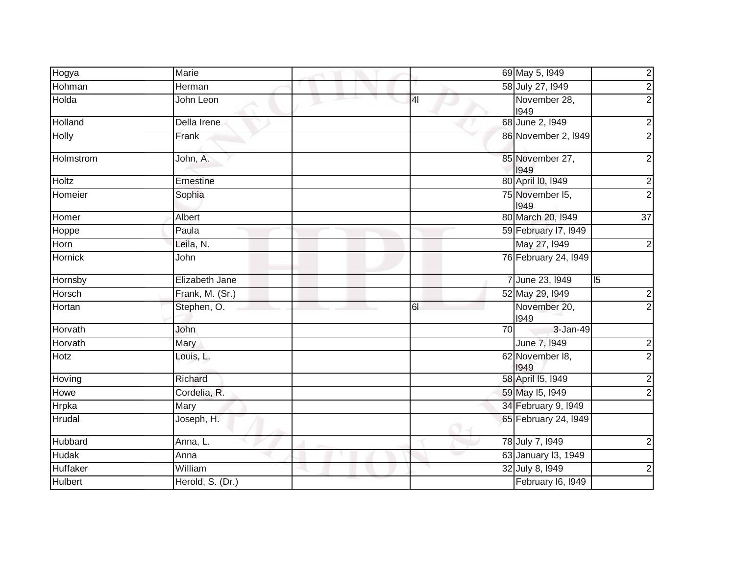| | | | | | |
|---|---|---|---|---|---|
| Hogya | Marie | | 69 | May 5, l949 | 2 |
| Hohman | Herman | | 58 | July 27, l949 | 2 |
| Holda | John Leon | | 4l | November 28, l949 | 2 |
| Holland | Della Irene | | 68 | June 2, l949 | 2 |
| Holly | Frank | | 86 | November 2, l949 | 2 |
| Holmstrom | John, A. | | 85 | November 27, l949 | 2 |
| Holtz | Ernestine | | 80 | April l0, l949 | 2 |
| Homeier | Sophia | | 75 | November l5, l949 | 2 |
| Homer | Albert | | 80 | March 20, l949 | 37 |
| Hoppe | Paula | | 59 | February l7, l949 | |
| Horn | Leila, N. | | | May 27, l949 | 2 |
| Hornick | John | | 76 | February 24, l949 | |
| Hornsby | Elizabeth Jane | | 7 | June 23, l949 | l5 |
| Horsch | Frank, M. (Sr.) | | 52 | May 29, l949 | 2 |
| Hortan | Stephen, O. | | 6l | November 20, l949 | 2 |
| Horvath | John | | 70 | 3-Jan-49 | |
| Horvath | Mary | | | June 7, l949 | 2 |
| Hotz | Louis, L. | | 62 | November l8, l949 | 2 |
| Hoving | Richard | | 58 | April l5, l949 | 2 |
| Howe | Cordelia, R. | | 59 | May l5, l949 | 2 |
| Hrpka | Mary | | 34 | February 9, l949 | |
| Hrudal | Joseph, H. | | 65 | February 24, l949 | |
| Hubbard | Anna, L. | | 78 | July 7, l949 | 2 |
| Hudak | Anna | | 63 | January l3, 1949 | |
| Huffaker | William | | 32 | July 8, l949 | 2 |
| Hulbert | Herold, S. (Dr.) | | | February l6, l949 | |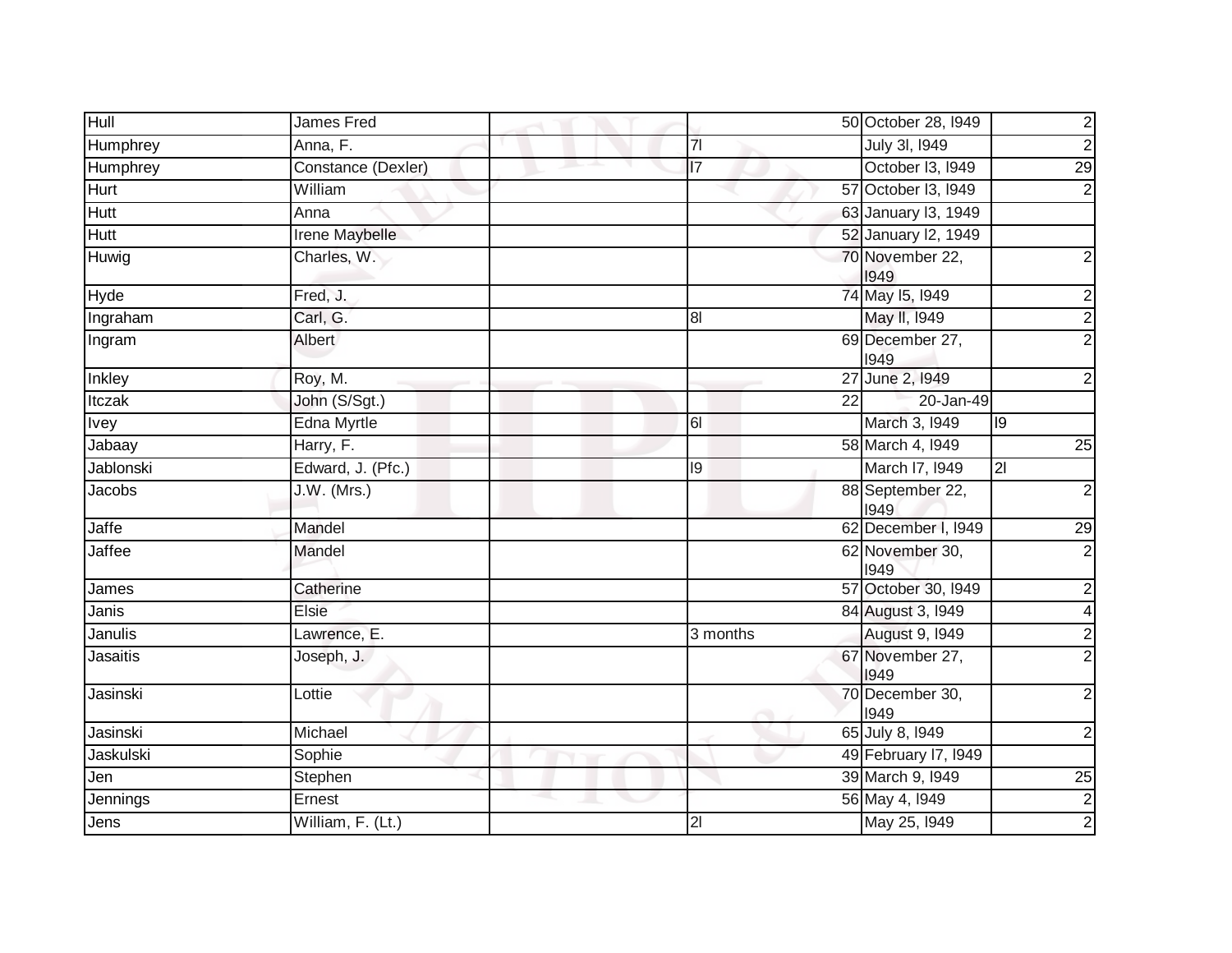| Hull | James Fred | | 50 | October 28, l949 | 2 |
|---|---|---|---|---|---|
| Humphrey | Anna, F. | | 7l | July 3l, l949 | 2 |
| Humphrey | Constance (Dexler) | | l7 | October l3, l949 | 29 |
| Hurt | William | | 57 | October l3, l949 | 2 |
| Hutt | Anna | | 63 | January l3, 1949 | |
| Hutt | Irene Maybelle | | 52 | January l2, 1949 | |
| Huwig | Charles, W. | | 70 | November 22, l949 | 2 |
| Hyde | Fred, J. | | 74 | May l5, l949 | 2 |
| Ingraham | Carl, G. | | 8l | May ll, l949 | 2 |
| Ingram | Albert | | 69 | December 27, l949 | 2 |
| Inkley | Roy, M. | | 27 | June 2, l949 | 2 |
| Itczak | John (S/Sgt.) | | 22 | 20-Jan-49 | |
| Ivey | Edna Myrtle | | 6l | March 3, l949 | l9 |
| Jabaay | Harry, F. | | 58 | March 4, l949 | 25 |
| Jablonski | Edward, J. (Pfc.) | | l9 | March l7, l949 | 2l |
| Jacobs | J.W. (Mrs.) | | 88 | September 22, l949 | 2 |
| Jaffe | Mandel | | 62 | December l, l949 | 29 |
| Jaffee | Mandel | | 62 | November 30, l949 | 2 |
| James | Catherine | | 57 | October 30, l949 | 2 |
| Janis | Elsie | | 84 | August 3, l949 | 4 |
| Janulis | Lawrence, E. | | 3 months | August 9, l949 | 2 |
| Jasaitis | Joseph, J. | | 67 | November 27, l949 | 2 |
| Jasinski | Lottie | | 70 | December 30, l949 | 2 |
| Jasinski | Michael | | 65 | July 8, l949 | 2 |
| Jaskulski | Sophie | | 49 | February l7, l949 | |
| Jen | Stephen | | 39 | March 9, l949 | 25 |
| Jennings | Ernest | | 56 | May 4, l949 | 2 |
| Jens | William, F. (Lt.) | | 2l | May 25, l949 | 2 |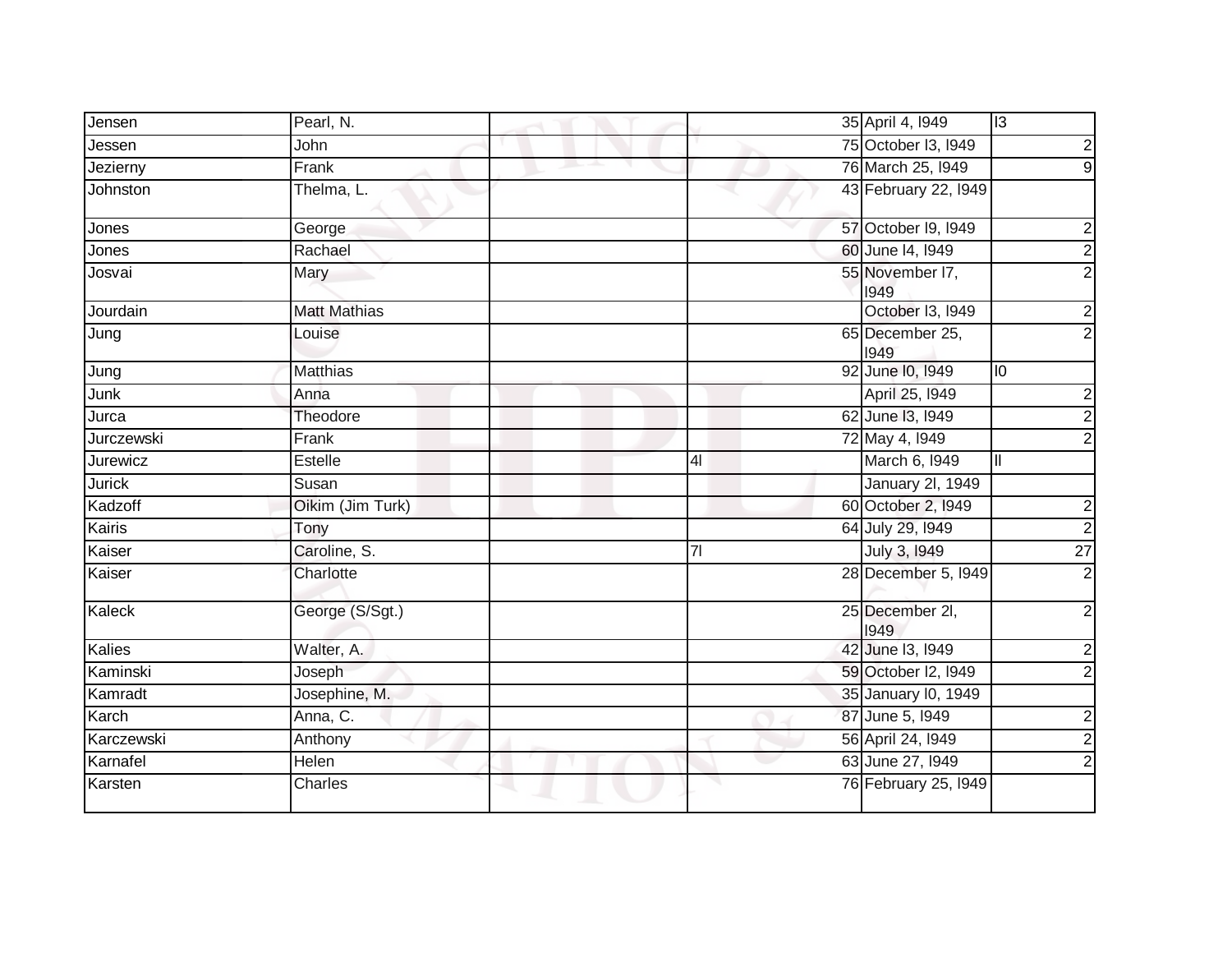| | | | | | |
|---|---|---|---|---|---|
| Jensen | Pearl, N. | | 35 | April 4, l949 | l3 |
| Jessen | John | | 75 | October l3, l949 | 2 |
| Jezierny | Frank | | 76 | March 25, l949 | 9 |
| Johnston | Thelma, L. | | 43 | February 22, l949 | |
| Jones | George | | 57 | October l9, l949 | 2 |
| Jones | Rachael | | 60 | June l4, l949 | 2 |
| Josvai | Mary | | 55 | November l7, l949 | 2 |
| Jourdain | Matt Mathias | | | October l3, l949 | 2 |
| Jung | Louise | | 65 | December 25, l949 | 2 |
| Jung | Matthias | | 92 | June l0, l949 | l0 |
| Junk | Anna | | | April 25, l949 | 2 |
| Jurca | Theodore | | 62 | June l3, l949 | 2 |
| Jurczewski | Frank | | 72 | May 4, l949 | 2 |
| Jurewicz | Estelle | | 4l | March 6, l949 | ll |
| Jurick | Susan | | | January 2l, 1949 | |
| Kadzoff | Oikim (Jim Turk) | | 60 | October 2, l949 | 2 |
| Kairis | Tony | | 64 | July 29, l949 | 2 |
| Kaiser | Caroline, S. | | 7l | July 3, l949 | 27 |
| Kaiser | Charlotte | | 28 | December 5, l949 | 2 |
| Kaleck | George (S/Sgt.) | | 25 | December 2l, l949 | 2 |
| Kalies | Walter, A. | | 42 | June l3, l949 | 2 |
| Kaminski | Joseph | | 59 | October l2, l949 | 2 |
| Kamradt | Josephine, M. | | 35 | January l0, 1949 | |
| Karch | Anna, C. | | 87 | June 5, l949 | 2 |
| Karczewski | Anthony | | 56 | April 24, l949 | 2 |
| Karnafel | Helen | | 63 | June 27, l949 | 2 |
| Karsten | Charles | | 76 | February 25, l949 | |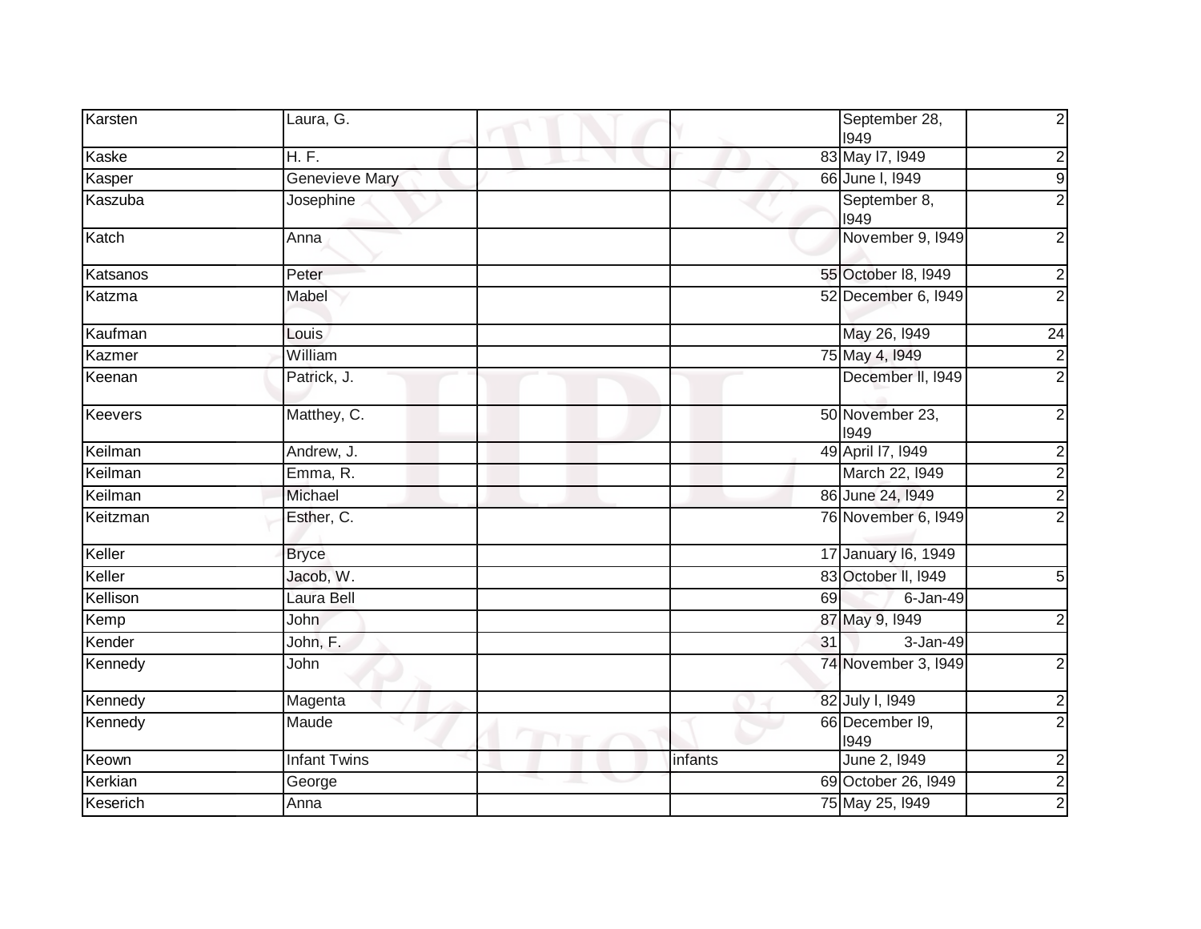| Karsten | Laura, G. | | | September 28, l949 | 2 |
|---|---|---|---|---|---|
| Kaske | H. F. | | 83 | May l7, l949 | 2 |
| Kasper | Genevieve Mary | | 66 | June l, l949 | 9 |
| Kaszuba | Josephine | | | September 8, l949 | 2 |
| Katch | Anna | | | November 9, l949 | 2 |
| Katsanos | Peter | | 55 | October l8, l949 | 2 |
| Katzma | Mabel | | 52 | December 6, l949 | 2 |
| Kaufman | Louis | | | May 26, l949 | 24 |
| Kazmer | William | | 75 | May 4, l949 | 2 |
| Keenan | Patrick, J. | | | December ll, l949 | 2 |
| Keevers | Matthey, C. | | 50 | November 23, l949 | 2 |
| Keilman | Andrew, J. | | 49 | April l7, l949 | 2 |
| Keilman | Emma, R. | | | March 22, l949 | 2 |
| Keilman | Michael | | 86 | June 24, l949 | 2 |
| Keitzman | Esther, C. | | 76 | November 6, l949 | 2 |
| Keller | Bryce | | 17 | January l6, 1949 | |
| Keller | Jacob, W. | | 83 | October ll, l949 | 5 |
| Kellison | Laura Bell | | 69 | 6-Jan-49 | |
| Kemp | John | | 87 | May 9, l949 | 2 |
| Kender | John, F. | | 31 | 3-Jan-49 | |
| Kennedy | John | | 74 | November 3, l949 | 2 |
| Kennedy | Magenta | | 82 | July l, l949 | 2 |
| Kennedy | Maude | | 66 | December l9, l949 | 2 |
| Keown | Infant Twins | | infants | June 2, l949 | 2 |
| Kerkian | George | | 69 | October 26, l949 | 2 |
| Keserich | Anna | | 75 | May 25, l949 | 2 |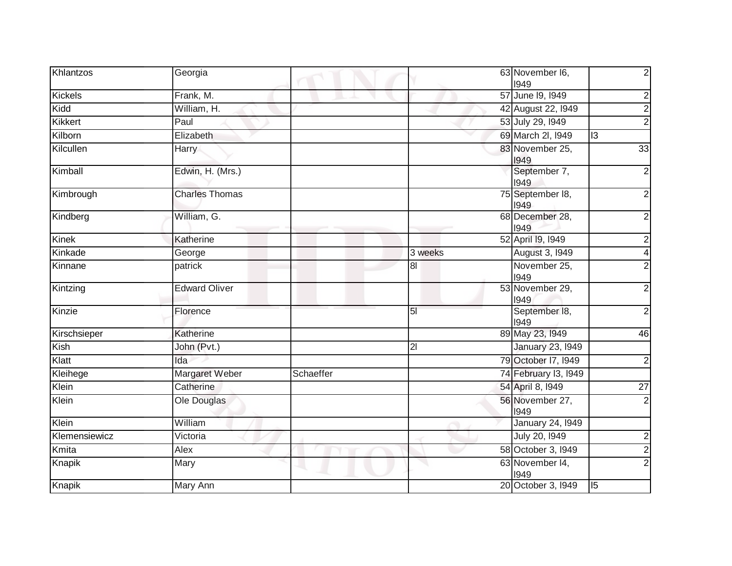| Khlantzos | Georgia | | | 63 | November l6, l949 | 2 |
|---|---|---|---|---|---|---|
| Kickels | Frank, M. | | | 57 | June l9, l949 | 2 |
| Kidd | William, H. | | | 42 | August 22, l949 | 2 |
| Kikkert | Paul | | | 53 | July 29, l949 | 2 |
| Kilborn | Elizabeth | | | 69 | March 2l, l949 | l3 |
| Kilcullen | Harry | | | 83 | November 25, l949 | 33 |
| Kimball | Edwin, H. (Mrs.) | | | | September 7, l949 | 2 |
| Kimbrough | Charles Thomas | | | 75 | September l8, l949 | 2 |
| Kindberg | William, G. | | | 68 | December 28, l949 | 2 |
| Kinek | Katherine | | | 52 | April l9, l949 | 2 |
| Kinkade | George | | 3 weeks | | August 3, l949 | 4 |
| Kinnane | patrick | | 8l | | November 25, l949 | 2 |
| Kintzing | Edward Oliver | | | 53 | November 29, l949 | 2 |
| Kinzie | Florence | | 5l | | September l8, l949 | 2 |
| Kirschsieper | Katherine | | | 89 | May 23, l949 | 46 |
| Kish | John (Pvt.) | | 2l | | January 23, l949 | |
| Klatt | Ida | | | 79 | October l7, l949 | 2 |
| Kleihege | Margaret Weber | Schaeffer | | 74 | February l3, l949 | |
| Klein | Catherine | | | 54 | April 8, l949 | 27 |
| Klein | Ole Douglas | | | 56 | November 27, l949 | 2 |
| Klein | William | | | | January 24, l949 | |
| Klemensiewicz | Victoria | | | | July 20, l949 | 2 |
| Kmita | Alex | | | 58 | October 3, l949 | 2 |
| Knapik | Mary | | | 63 | November l4, l949 | 2 |
| Knapik | Mary Ann | | | 20 | October 3, l949 | l5 |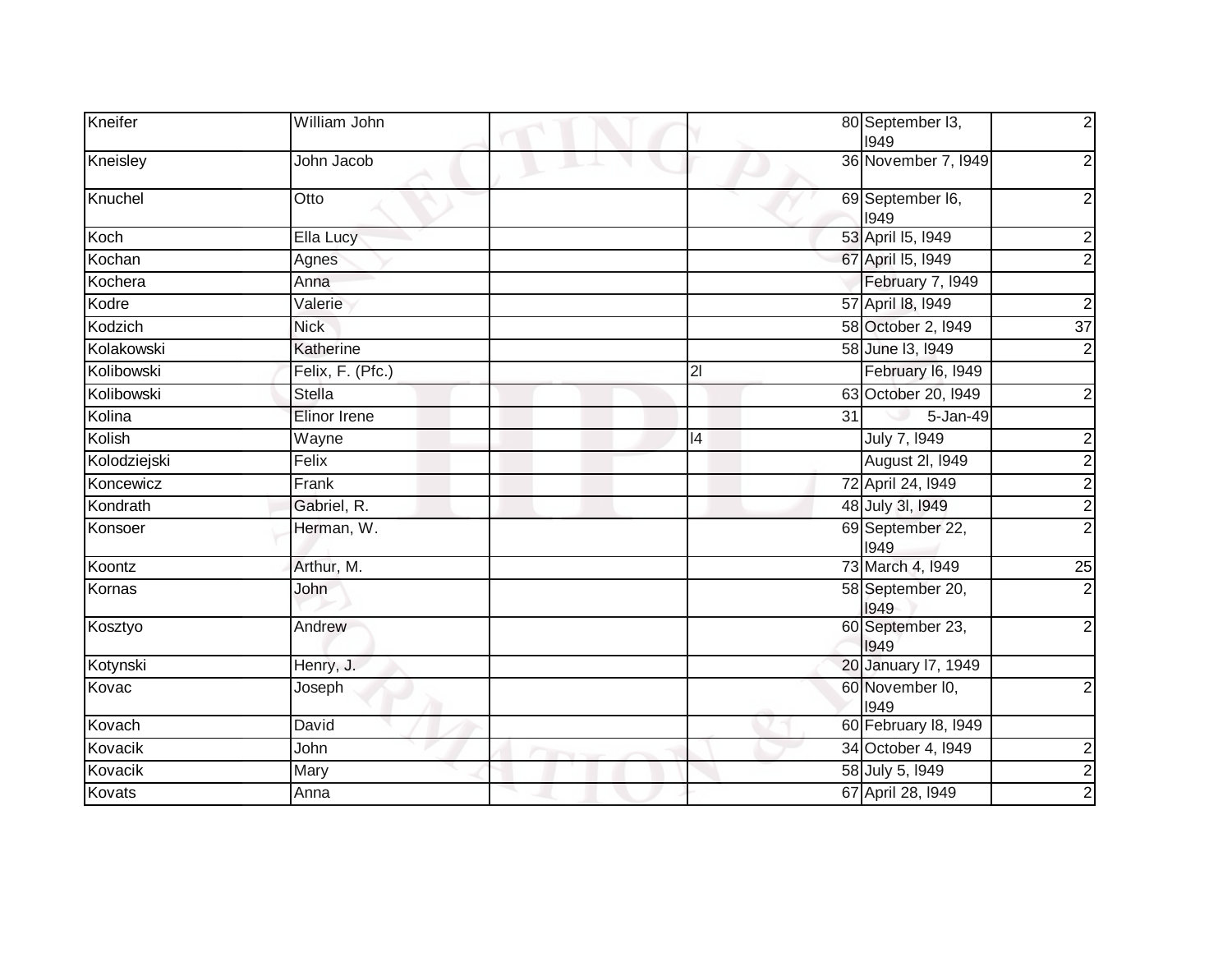| | | | | | | |
|---|---|---|---|---|---|---|
| Kneifer | William John | | | 80 | September l3, l949 | 2 |
| Kneisley | John Jacob | | | 36 | November 7, l949 | 2 |
| Knuchel | Otto | | | 69 | September l6, l949 | 2 |
| Koch | Ella Lucy | | | 53 | April l5, l949 | 2 |
| Kochan | Agnes | | | 67 | April l5, l949 | 2 |
| Kochera | Anna | | | | February 7, l949 | |
| Kodre | Valerie | | | 57 | April l8, l949 | 2 |
| Kodzich | Nick | | | 58 | October 2, l949 | 37 |
| Kolakowski | Katherine | | | 58 | June l3, l949 | 2 |
| Kolibowski | Felix, F. (Pfc.) | | 2l | | February l6, l949 | |
| Kolibowski | Stella | | | 63 | October 20, l949 | 2 |
| Kolina | Elinor Irene | | | 31 | 5-Jan-49 | |
| Kolish | Wayne | | l4 | | July 7, l949 | 2 |
| Kolodziejski | Felix | | | | August 2l, l949 | 2 |
| Koncewicz | Frank | | | 72 | April 24, l949 | 2 |
| Kondrath | Gabriel, R. | | | 48 | July 3l, l949 | 2 |
| Konsoer | Herman, W. | | | 69 | September 22, l949 | 2 |
| Koontz | Arthur, M. | | | 73 | March 4, l949 | 25 |
| Kornas | John | | | 58 | September 20, l949 | 2 |
| Kosztyo | Andrew | | | 60 | September 23, l949 | 2 |
| Kotynski | Henry, J. | | | 20 | January l7, 1949 | |
| Kovac | Joseph | | | 60 | November l0, l949 | 2 |
| Kovach | David | | | 60 | February l8, l949 | |
| Kovacik | John | | | 34 | October 4, l949 | 2 |
| Kovacik | Mary | | | 58 | July 5, l949 | 2 |
| Kovats | Anna | | | 67 | April 28, l949 | 2 |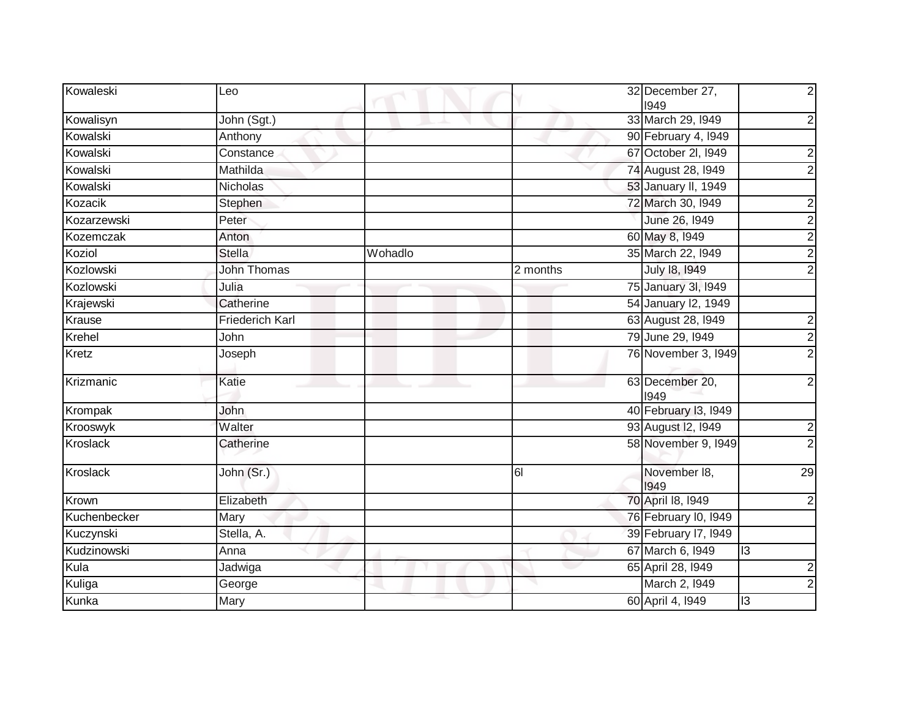| | | | | | | |
|---|---|---|---|---|---|---|
| Kowaleski | Leo | | | 32 | December 27, I949 | 2 |
| Kowalisyn | John (Sgt.) | | | 33 | March 29, I949 | 2 |
| Kowalski | Anthony | | | 90 | February 4, I949 | |
| Kowalski | Constance | | | 67 | October 2l, I949 | 2 |
| Kowalski | Mathilda | | | 74 | August 28, I949 | 2 |
| Kowalski | Nicholas | | | 53 | January ll, 1949 | |
| Kozacik | Stephen | | | 72 | March 30, I949 | 2 |
| Kozarzewski | Peter | | | | June 26, I949 | 2 |
| Kozemczak | Anton | | | 60 | May 8, I949 | 2 |
| Koziol | Stella | Wohadlo | | 35 | March 22, I949 | 2 |
| Kozlowski | John Thomas | | 2 months | | July I8, I949 | 2 |
| Kozlowski | Julia | | | 75 | January 3l, I949 | |
| Krajewski | Catherine | | | 54 | January I2, 1949 | |
| Krause | Friederich Karl | | | 63 | August 28, I949 | 2 |
| Krehel | John | | | 79 | June 29, I949 | 2 |
| Kretz | Joseph | | | 76 | November 3, I949 | 2 |
| Krizmanic | Katie | | | 63 | December 20, I949 | 2 |
| Krompak | John | | | 40 | February I3, I949 | |
| Krooswyk | Walter | | | 93 | August I2, I949 | 2 |
| Kroslack | Catherine | | | 58 | November 9, I949 | 2 |
| Kroslack | John (Sr.) | | 6l | | November I8, I949 | 29 |
| Krown | Elizabeth | | | 70 | April I8, I949 | 2 |
| Kuchenbecker | Mary | | | 76 | February I0, I949 | |
| Kuczynski | Stella, A. | | | 39 | February I7, I949 | |
| Kudzinowski | Anna | | | 67 | March 6, I949 | I3 |
| Kula | Jadwiga | | | 65 | April 28, I949 | 2 |
| Kuliga | George | | | | March 2, I949 | 2 |
| Kunka | Mary | | | 60 | April 4, I949 | I3 |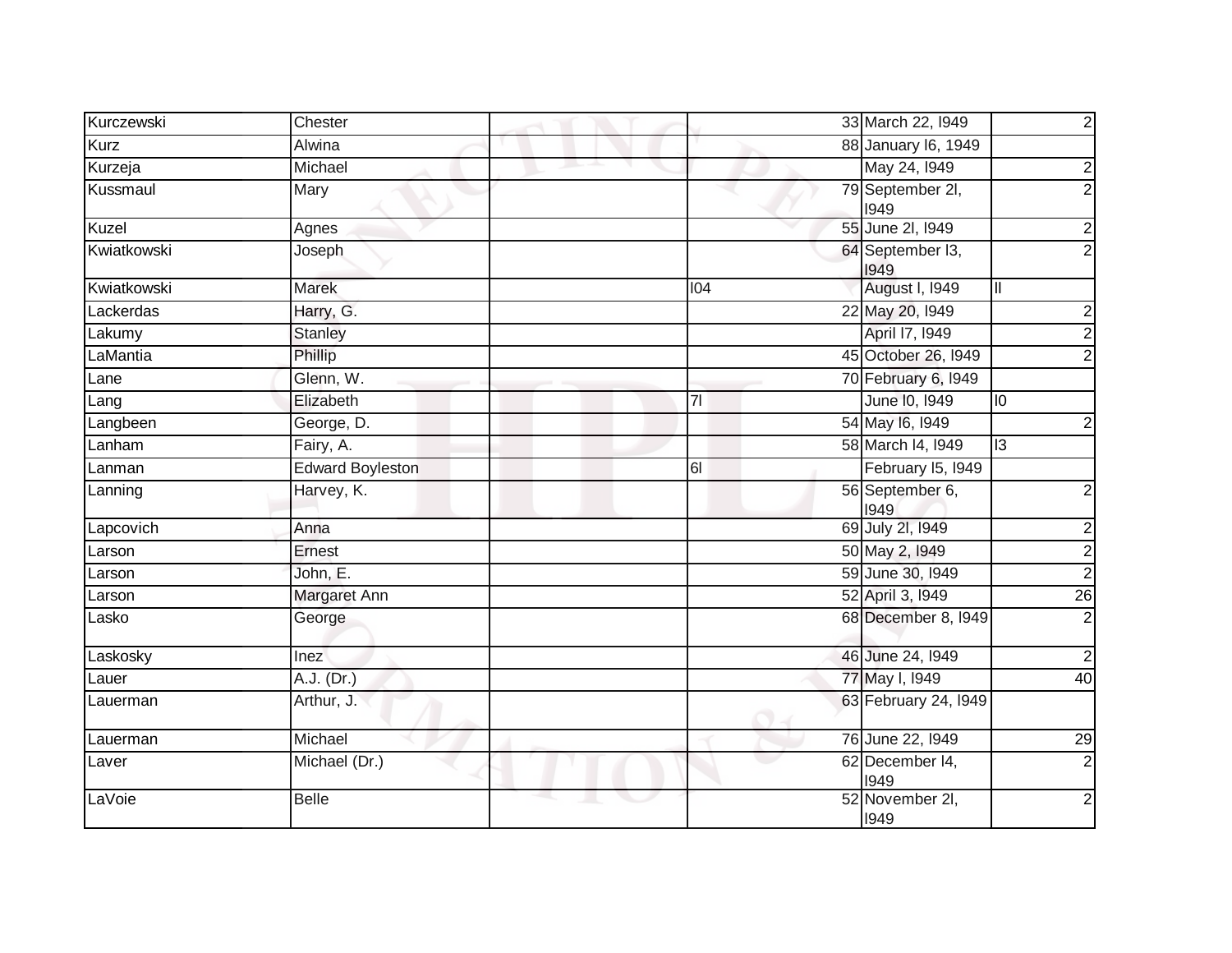| | | | | | |
|---|---|---|---|---|---|
| Kurczewski | Chester | | 33 | March 22, l949 | 2 |
| Kurz | Alwina | | 88 | January l6, 1949 | |
| Kurzeja | Michael | | | May 24, l949 | 2 |
| Kussmaul | Mary | | 79 | September 2l, l949 | 2 |
| Kuzel | Agnes | | 55 | June 2l, l949 | 2 |
| Kwiatkowski | Joseph | | 64 | September l3, l949 | 2 |
| Kwiatkowski | Marek | | l04 | August l, l949 | ll |
| Lackerdas | Harry, G. | | 22 | May 20, l949 | 2 |
| Lakumy | Stanley | | | April l7, l949 | 2 |
| LaMantia | Phillip | | 45 | October 26, l949 | 2 |
| Lane | Glenn, W. | | 70 | February 6, l949 | |
| Lang | Elizabeth | | 7l | June l0, l949 | l0 |
| Langbeen | George, D. | | 54 | May l6, l949 | 2 |
| Lanham | Fairy, A. | | 58 | March l4, l949 | l3 |
| Lanman | Edward Boyleston | | 6l | February l5, l949 | |
| Lanning | Harvey, K. | | 56 | September 6, l949 | 2 |
| Lapcovich | Anna | | 69 | July 2l, l949 | 2 |
| Larson | Ernest | | 50 | May 2, l949 | 2 |
| Larson | John, E. | | 59 | June 30, l949 | 2 |
| Larson | Margaret Ann | | 52 | April 3, l949 | 26 |
| Lasko | George | | 68 | December 8, l949 | 2 |
| Laskosky | Inez | | 46 | June 24, l949 | 2 |
| Lauer | A.J. (Dr.) | | 77 | May l, l949 | 40 |
| Lauerman | Arthur, J. | | 63 | February 24, l949 | |
| Lauerman | Michael | | 76 | June 22, l949 | 29 |
| Laver | Michael (Dr.) | | 62 | December l4, l949 | 2 |
| LaVoie | Belle | | 52 | November 2l, l949 | 2 |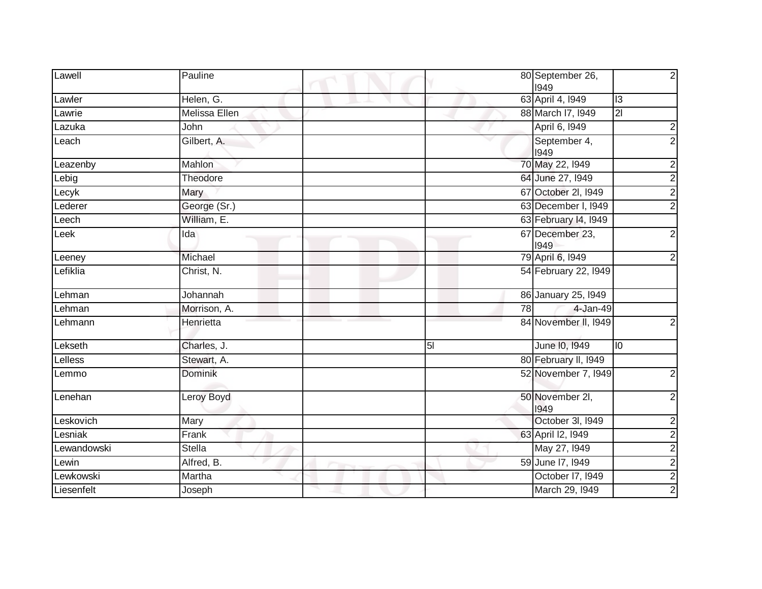| | | | | | |
|---|---|---|---|---|---|
| Lawell | Pauline | | 80 | September 26, l949 | 2 |
| Lawler | Helen, G. | | 63 | April 4, l949 | l3 |
| Lawrie | Melissa Ellen | | 88 | March l7, l949 | 2l |
| Lazuka | John | | | April 6, l949 | 2 |
| Leach | Gilbert, A. | | | September 4, l949 | 2 |
| Leazenby | Mahlon | | 70 | May 22, l949 | 2 |
| Lebig | Theodore | | 64 | June 27, l949 | 2 |
| Lecyk | Mary | | 67 | October 2l, l949 | 2 |
| Lederer | George (Sr.) | | 63 | December l, l949 | 2 |
| Leech | William, E. | | 63 | February l4, l949 | |
| Leek | Ida | | 67 | December 23, l949 | 2 |
| Leeney | Michael | | 79 | April 6, l949 | 2 |
| Lefiklia | Christ, N. | | 54 | February 22, l949 | |
| Lehman | Johannah | | 86 | January 25, l949 | |
| Lehman | Morrison, A. | | 78 | 4-Jan-49 | |
| Lehmann | Henrietta | | 84 | November ll, l949 | 2 |
| Lekseth | Charles, J. | | 5l | June l0, l949 | l0 |
| Lelless | Stewart, A. | | 80 | February ll, l949 | |
| Lemmo | Dominik | | 52 | November 7, l949 | 2 |
| Lenehan | Leroy Boyd | | 50 | November 2l, l949 | 2 |
| Leskovich | Mary | | | October 3l, l949 | 2 |
| Lesniak | Frank | | 63 | April l2, l949 | 2 |
| Lewandowski | Stella | | | May 27, l949 | 2 |
| Lewin | Alfred, B. | | 59 | June l7, l949 | 2 |
| Lewkowski | Martha | | | October l7, l949 | 2 |
| Liesenfelt | Joseph | | | March 29, l949 | 2 |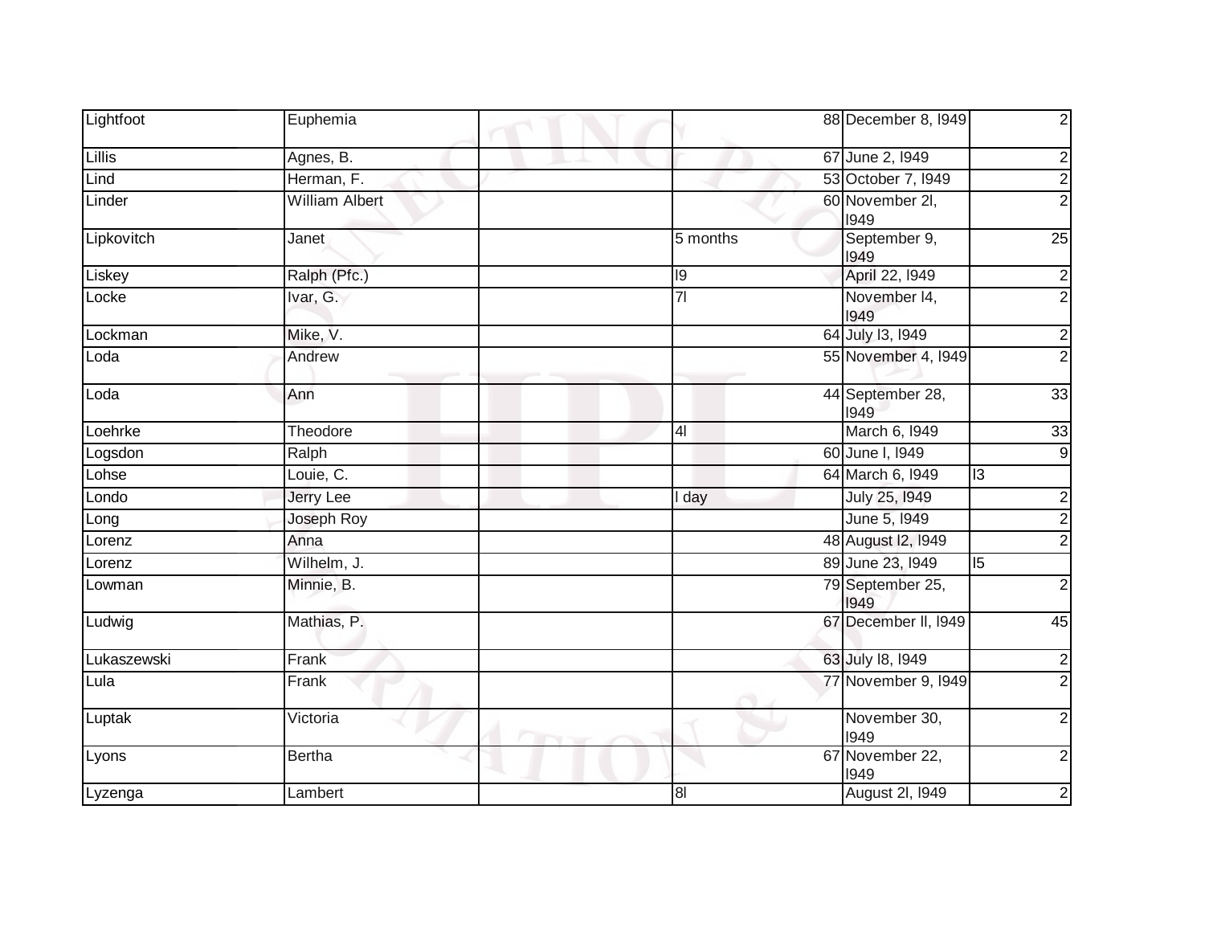| Lightfoot | Euphemia | | 88 | December 8, l949 | 2 |
|---|---|---|---|---|---|
| Lillis | Agnes, B. | | 67 | June 2, l949 | 2 |
| Lind | Herman, F. | | 53 | October 7, l949 | 2 |
| Linder | William Albert | | 60 | November 2l, l949 | 2 |
| Lipkovitch | Janet | | 5 months | September 9, l949 | 25 |
| Liskey | Ralph (Pfc.) | | l9 | April 22, l949 | 2 |
| Locke | Ivar, G. | | 7l | November l4, l949 | 2 |
| Lockman | Mike, V. | | 64 | July l3, l949 | 2 |
| Loda | Andrew | | 55 | November 4, l949 | 2 |
| Loda | Ann | | 44 | September 28, l949 | 33 |
| Loehrke | Theodore | | 4l | March 6, l949 | 33 |
| Logsdon | Ralph | | 60 | June l, l949 | 9 |
| Lohse | Louie, C. | | 64 | March 6, l949 | l3 |
| Londo | Jerry Lee | | l day | July 25, l949 | 2 |
| Long | Joseph Roy | | | June 5, l949 | 2 |
| Lorenz | Anna | | 48 | August l2, l949 | 2 |
| Lorenz | Wilhelm, J. | | 89 | June 23, l949 | l5 |
| Lowman | Minnie, B. | | 79 | September 25, l949 | 2 |
| Ludwig | Mathias, P. | | 67 | December ll, l949 | 45 |
| Lukaszewski | Frank | | 63 | July l8, l949 | 2 |
| Lula | Frank | | 77 | November 9, l949 | 2 |
| Luptak | Victoria | | | November 30, l949 | 2 |
| Lyons | Bertha | | 67 | November 22, l949 | 2 |
| Lyzenga | Lambert | | 8l | August 2l, l949 | 2 |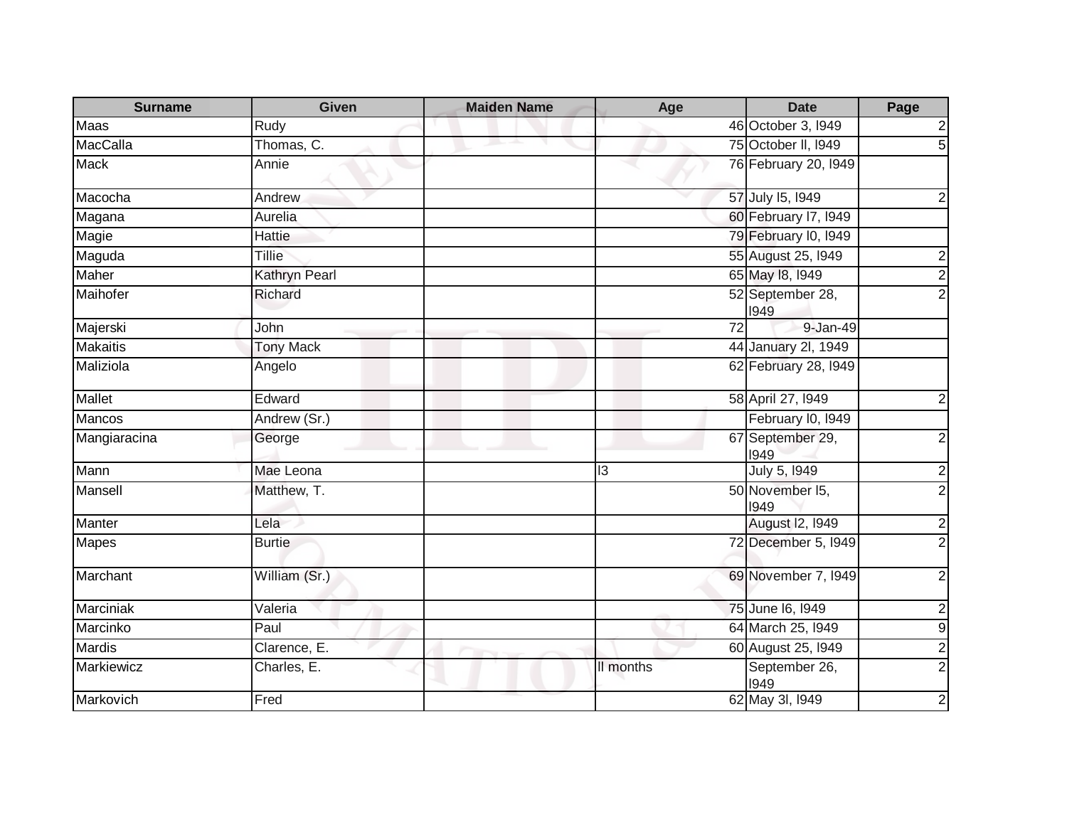| Surname | Given | Maiden Name | Age | Date | Page |
|---|---|---|---|---|---|
| Maas | Rudy | | 46 | October 3, l949 | 2 |
| MacCalla | Thomas, C. | | 75 | October ll, l949 | 5 |
| Mack | Annie | | 76 | February 20, l949 | |
| Macocha | Andrew | | 57 | July l5, l949 | 2 |
| Magana | Aurelia | | 60 | February l7, l949 | |
| Magie | Hattie | | 79 | February l0, l949 | |
| Maguda | Tillie | | 55 | August 25, l949 | 2 |
| Maher | Kathryn Pearl | | 65 | May l8, l949 | 2 |
| Maihofer | Richard | | 52 | September 28, l949 | 2 |
| Majerski | John | | 72 | 9-Jan-49 | |
| Makaitis | Tony Mack | | 44 | January 2l, 1949 | |
| Maliziola | Angelo | | 62 | February 28, l949 | |
| Mallet | Edward | | 58 | April 27, l949 | 2 |
| Mancos | Andrew (Sr.) | | | February l0, l949 | |
| Mangiaracina | George | | 67 | September 29, l949 | 2 |
| Mann | Mae Leona | | l3 | July 5, l949 | 2 |
| Mansell | Matthew, T. | | 50 | November l5, l949 | 2 |
| Manter | Lela | | | August l2, l949 | 2 |
| Mapes | Burtie | | 72 | December 5, l949 | 2 |
| Marchant | William (Sr.) | | 69 | November 7, l949 | 2 |
| Marciniak | Valeria | | 75 | June l6, l949 | 2 |
| Marcinko | Paul | | 64 | March 25, l949 | 9 |
| Mardis | Clarence, E. | | 60 | August 25, l949 | 2 |
| Markiewicz | Charles, E. | | ll months | September 26, l949 | 2 |
| Markovich | Fred | | 62 | May 3l, l949 | 2 |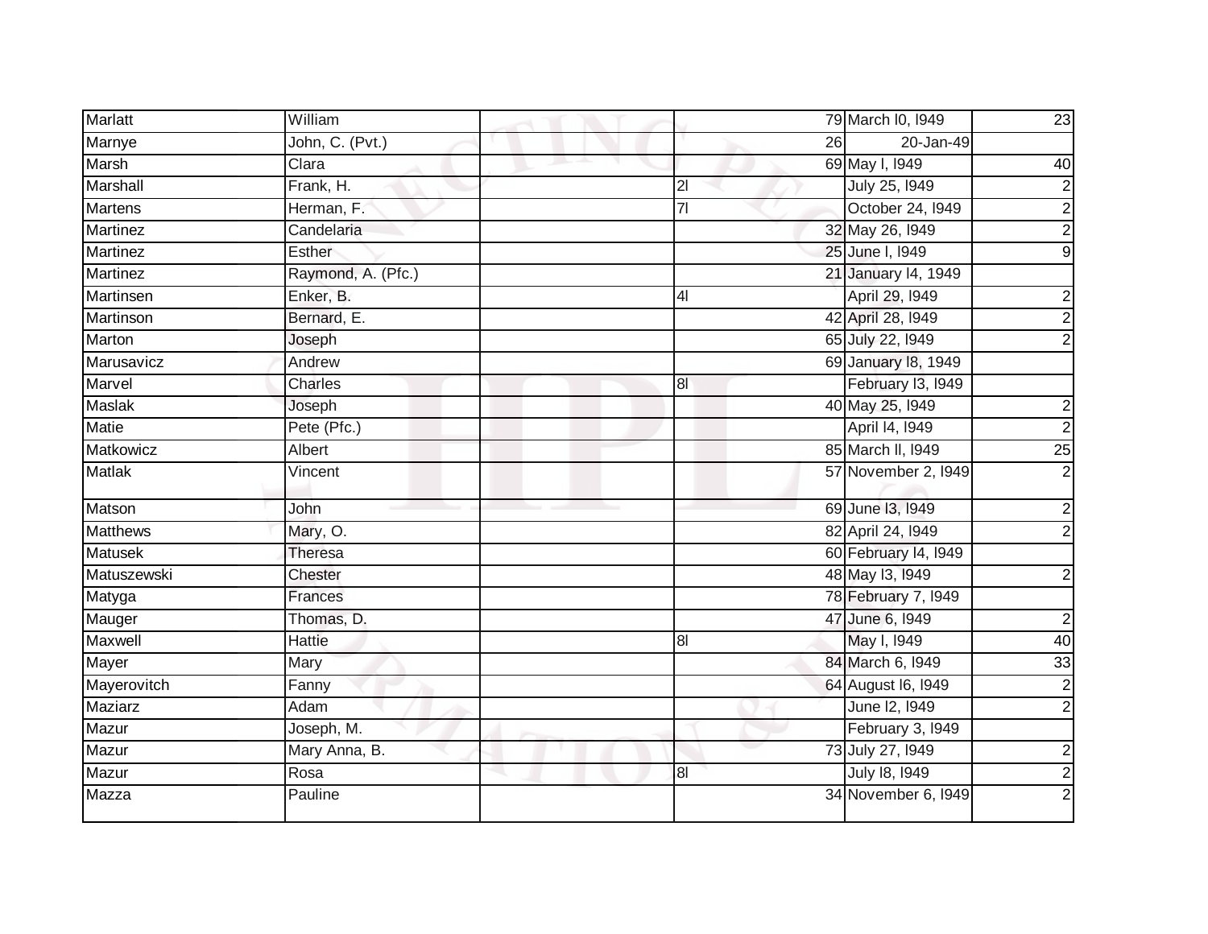| | | | | | |
|---|---|---|---|---|---|
| Marlatt | William | | 79 | March l0, l949 | 23 |
| Marnye | John, C. (Pvt.) | | 26 | 20-Jan-49 | |
| Marsh | Clara | | 69 | May l, l949 | 40 |
| Marshall | Frank, H. | | 2l | July 25, l949 | 2 |
| Martens | Herman, F. | | 7l | October 24, l949 | 2 |
| Martinez | Candelaria | | 32 | May 26, l949 | 2 |
| Martinez | Esther | | 25 | June l, l949 | 9 |
| Martinez | Raymond, A. (Pfc.) | | 21 | January l4, 1949 | |
| Martinsen | Enker, B. | | 4l | April 29, l949 | 2 |
| Martinson | Bernard, E. | | 42 | April 28, l949 | 2 |
| Marton | Joseph | | 65 | July 22, l949 | 2 |
| Marusavicz | Andrew | | 69 | January l8, 1949 | |
| Marvel | Charles | | 8l | February l3, l949 | |
| Maslak | Joseph | | 40 | May 25, l949 | 2 |
| Matie | Pete (Pfc.) | | | April l4, l949 | 2 |
| Matkowicz | Albert | | 85 | March ll, l949 | 25 |
| Matlak | Vincent | | 57 | November 2, l949 | 2 |
| Matson | John | | 69 | June l3, l949 | 2 |
| Matthews | Mary, O. | | 82 | April 24, l949 | 2 |
| Matusek | Theresa | | 60 | February l4, l949 | |
| Matuszewski | Chester | | 48 | May l3, l949 | 2 |
| Matyga | Frances | | 78 | February 7, l949 | |
| Mauger | Thomas, D. | | 47 | June 6, l949 | 2 |
| Maxwell | Hattie | | 8l | May l, l949 | 40 |
| Mayer | Mary | | 84 | March 6, l949 | 33 |
| Mayerovitch | Fanny | | 64 | August l6, l949 | 2 |
| Maziarz | Adam | | | June l2, l949 | 2 |
| Mazur | Joseph, M. | | | February 3, l949 | |
| Mazur | Mary Anna, B. | | 73 | July 27, l949 | 2 |
| Mazur | Rosa | | 8l | July l8, l949 | 2 |
| Mazza | Pauline | | 34 | November 6, l949 | 2 |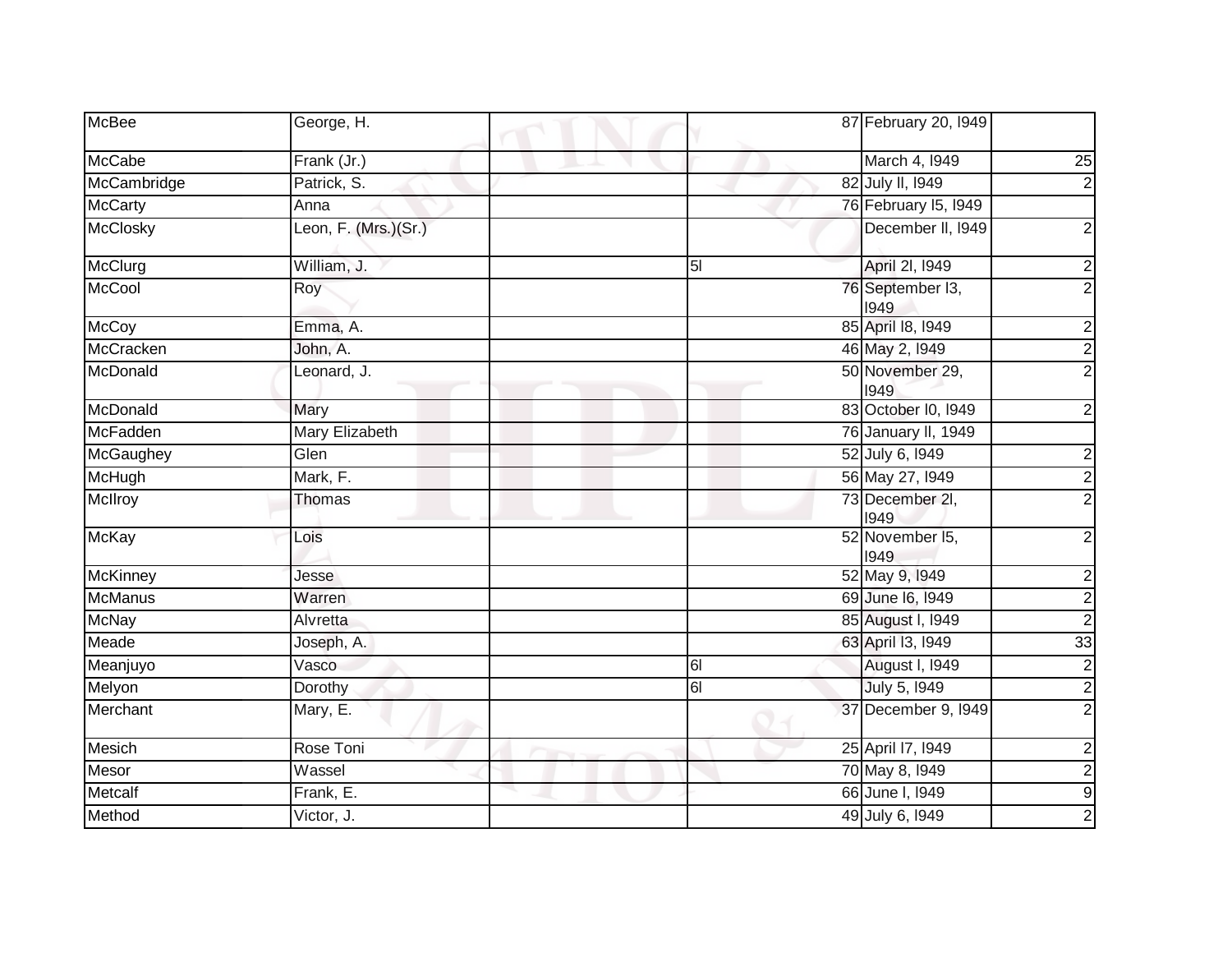| | | | | | |
|---|---|---|---|---|---|
| McBee | George, H. | | 87 | February 20, I949 | |
| McCabe | Frank (Jr.) | | | March 4, I949 | 25 |
| McCambridge | Patrick, S. | | 82 | July II, I949 | 2 |
| McCarty | Anna | | 76 | February I5, I949 | |
| McClosky | Leon, F. (Mrs.)(Sr.) | | | December II, I949 | 2 |
| McClurg | William, J. | | 5I | April 2I, I949 | 2 |
| McCool | Roy | | 76 | September I3, I949 | 2 |
| McCoy | Emma, A. | | 85 | April I8, I949 | 2 |
| McCracken | John, A. | | 46 | May 2, I949 | 2 |
| McDonald | Leonard, J. | | 50 | November 29, I949 | 2 |
| McDonald | Mary | | 83 | October I0, I949 | 2 |
| McFadden | Mary Elizabeth | | 76 | January II, 1949 | |
| McGaughey | Glen | | 52 | July 6, I949 | 2 |
| McHugh | Mark, F. | | 56 | May 27, I949 | 2 |
| McIlroy | Thomas | | 73 | December 2I, I949 | 2 |
| McKay | Lois | | 52 | November I5, I949 | 2 |
| McKinney | Jesse | | 52 | May 9, I949 | 2 |
| McManus | Warren | | 69 | June I6, I949 | 2 |
| McNay | Alvretta | | 85 | August I, I949 | 2 |
| Meade | Joseph, A. | | 63 | April I3, I949 | 33 |
| Meanjuyo | Vasco | | 6I | August I, I949 | 2 |
| Melyon | Dorothy | | 6I | July 5, I949 | 2 |
| Merchant | Mary, E. | | 37 | December 9, I949 | 2 |
| Mesich | Rose Toni | | 25 | April I7, I949 | 2 |
| Mesor | Wassel | | 70 | May 8, I949 | 2 |
| Metcalf | Frank, E. | | 66 | June I, I949 | 9 |
| Method | Victor, J. | | 49 | July 6, I949 | 2 |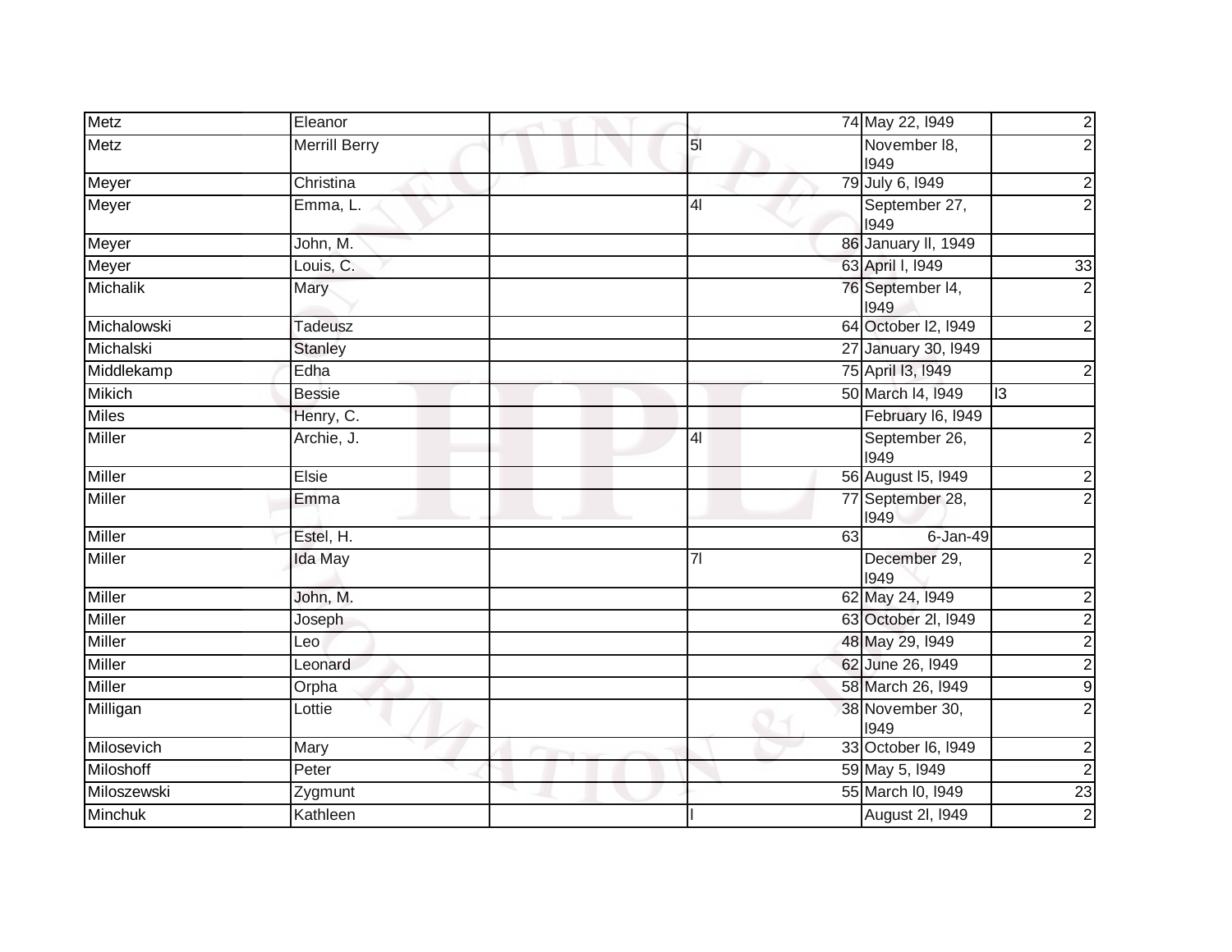| | | | | | | |
|---|---|---|---|---|---|---|
| Metz | Eleanor | | | 74 | May 22, l949 | 2 |
| Metz | Merrill Berry | | 5l | | November l8, l949 | 2 |
| Meyer | Christina | | | 79 | July 6, l949 | 2 |
| Meyer | Emma, L. | | 4l | | September 27, l949 | 2 |
| Meyer | John, M. | | | 86 | January ll, 1949 | |
| Meyer | Louis, C. | | | 63 | April l, l949 | 33 |
| Michalik | Mary | | | 76 | September l4, l949 | 2 |
| Michalowski | Tadeusz | | | 64 | October l2, l949 | 2 |
| Michalski | Stanley | | | 27 | January 30, l949 | |
| Middlekamp | Edha | | | 75 | April l3, l949 | 2 |
| Mikich | Bessie | | | 50 | March l4, l949 | l3 |
| Miles | Henry, C. | | | | February l6, l949 | |
| Miller | Archie, J. | | 4l | | September 26, l949 | 2 |
| Miller | Elsie | | | 56 | August l5, l949 | 2 |
| Miller | Emma | | | 77 | September 28, l949 | 2 |
| Miller | Estel, H. | | | 63 | 6-Jan-49 | |
| Miller | Ida May | | 7l | | December 29, l949 | 2 |
| Miller | John, M. | | | 62 | May 24, l949 | 2 |
| Miller | Joseph | | | 63 | October 2l, l949 | 2 |
| Miller | Leo | | | 48 | May 29, l949 | 2 |
| Miller | Leonard | | | 62 | June 26, l949 | 2 |
| Miller | Orpha | | | 58 | March 26, l949 | 9 |
| Milligan | Lottie | | | 38 | November 30, l949 | 2 |
| Milosevich | Mary | | | 33 | October l6, l949 | 2 |
| Miloshoff | Peter | | | 59 | May 5, l949 | 2 |
| Miloszewski | Zygmunt | | | 55 | March l0, l949 | 23 |
| Minchuk | Kathleen | | l | | August 2l, l949 | 2 |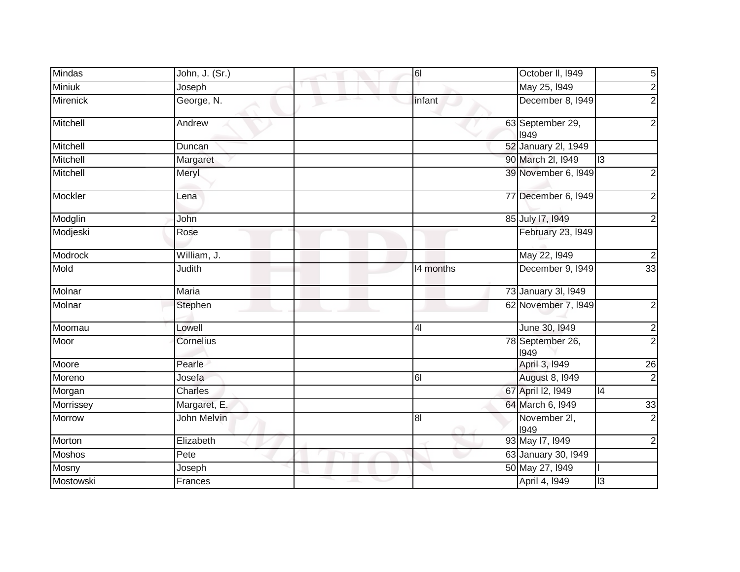| Mindas | John, J. (Sr.) | | 6l | October ll, l949 | 5 |
|---|---|---|---|---|---|
| Miniuk | Joseph | | | May 25, l949 | 2 |
| Mirenick | George, N. | | infant | December 8, l949 | 2 |
| Mitchell | Andrew | | 63 | September 29, l949 | 2 |
| Mitchell | Duncan | | 52 | January 2l, 1949 | |
| Mitchell | Margaret | | 90 | March 2l, l949 | l3 |
| Mitchell | Meryl | | 39 | November 6, l949 | 2 |
| Mockler | Lena | | 77 | December 6, l949 | 2 |
| Modglin | John | | 85 | July l7, l949 | 2 |
| Modjeski | Rose | | | February 23, l949 | |
| Modrock | William, J. | | | May 22, l949 | 2 |
| Mold | Judith | | l4 months | December 9, l949 | 33 |
| Molnar | Maria | | 73 | January 3l, l949 | |
| Molnar | Stephen | | 62 | November 7, l949 | 2 |
| Moomau | Lowell | | 4l | June 30, l949 | 2 |
| Moor | Cornelius | | 78 | September 26, l949 | 2 |
| Moore | Pearle | | | April 3, l949 | 26 |
| Moreno | Josefa | | 6l | August 8, l949 | 2 |
| Morgan | Charles | | 67 | April l2, l949 | l4 |
| Morrissey | Margaret, E. | | 64 | March 6, l949 | 33 |
| Morrow | John Melvin | | 8l | November 2l, l949 | 2 |
| Morton | Elizabeth | | 93 | May l7, l949 | 2 |
| Moshos | Pete | | 63 | January 30, l949 | |
| Mosny | Joseph | | 50 | May 27, l949 | l |
| Mostowski | Frances | | | April 4, l949 | l3 |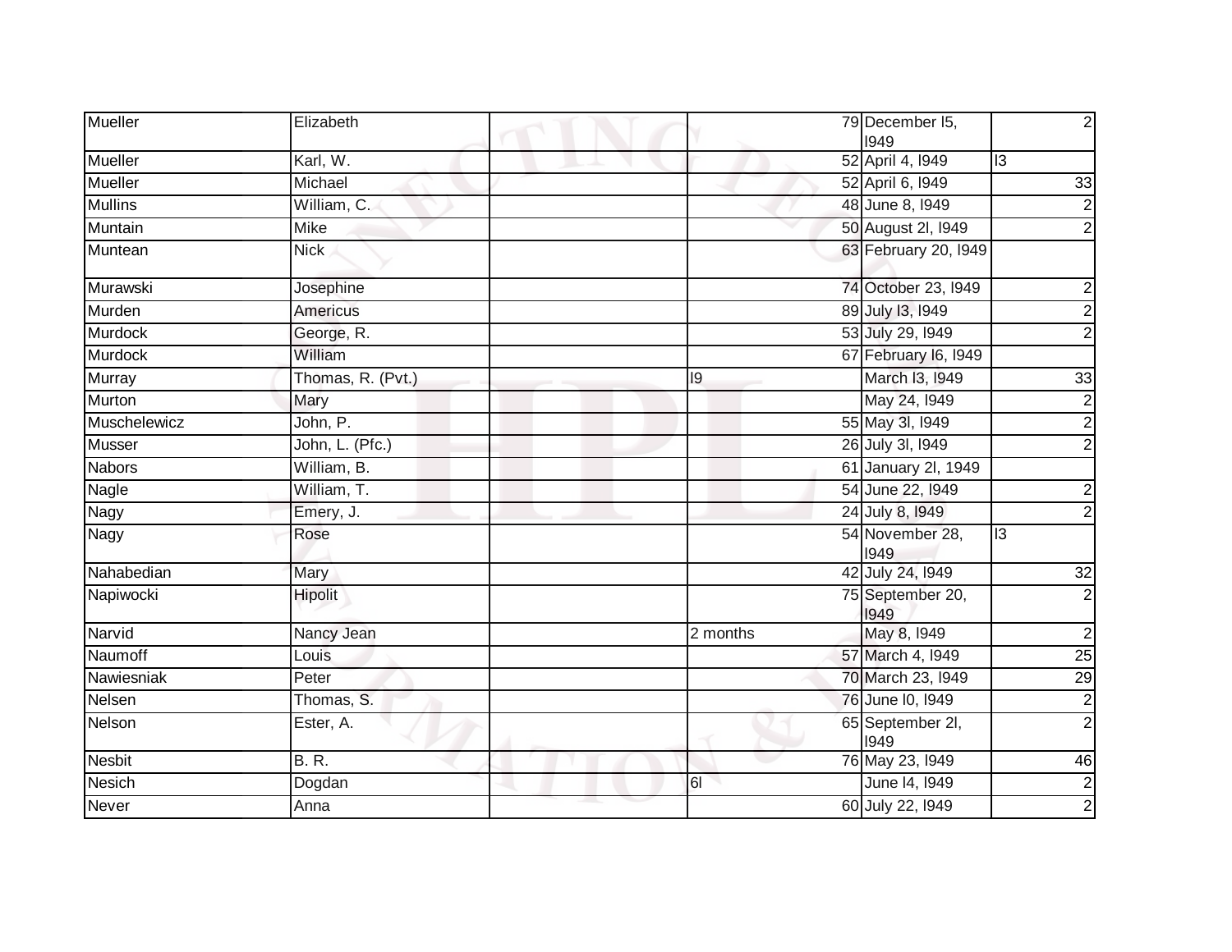| Mueller | Elizabeth | | | 79 | December l5, l949 | 2 |
|---|---|---|---|---|---|---|
| Mueller | Karl, W. | | | 52 | April 4, l949 | l3 |
| Mueller | Michael | | | 52 | April 6, l949 | 33 |
| Mullins | William, C. | | | 48 | June 8, l949 | 2 |
| Muntain | Mike | | | 50 | August 2l, l949 | 2 |
| Muntean | Nick | | | 63 | February 20, l949 | |
| Murawski | Josephine | | | 74 | October 23, l949 | 2 |
| Murden | Americus | | | 89 | July l3, l949 | 2 |
| Murdock | George, R. | | | 53 | July 29, l949 | 2 |
| Murdock | William | | | 67 | February l6, l949 | |
| Murray | Thomas, R. (Pvt.) | | l9 | | March l3, l949 | 33 |
| Murton | Mary | | | | May 24, l949 | 2 |
| Muschelewicz | John, P. | | | 55 | May 3l, l949 | 2 |
| Musser | John, L. (Pfc.) | | | 26 | July 3l, l949 | 2 |
| Nabors | William, B. | | | 61 | January 2l, 1949 | |
| Nagle | William, T. | | | 54 | June 22, l949 | 2 |
| Nagy | Emery, J. | | | 24 | July 8, l949 | 2 |
| Nagy | Rose | | | 54 | November 28, l949 | l3 |
| Nahabedian | Mary | | | 42 | July 24, l949 | 32 |
| Napiwocki | Hipolit | | | 75 | September 20, l949 | 2 |
| Narvid | Nancy Jean | | 2 months | | May 8, l949 | 2 |
| Naumoff | Louis | | | 57 | March 4, l949 | 25 |
| Nawiesniak | Peter | | | 70 | March 23, l949 | 29 |
| Nelsen | Thomas, S. | | | 76 | June l0, l949 | 2 |
| Nelson | Ester, A. | | | 65 | September 2l, l949 | 2 |
| Nesbit | B. R. | | | 76 | May 23, l949 | 46 |
| Nesich | Dogdan | | 6l | | June l4, l949 | 2 |
| Never | Anna | | | 60 | July 22, l949 | 2 |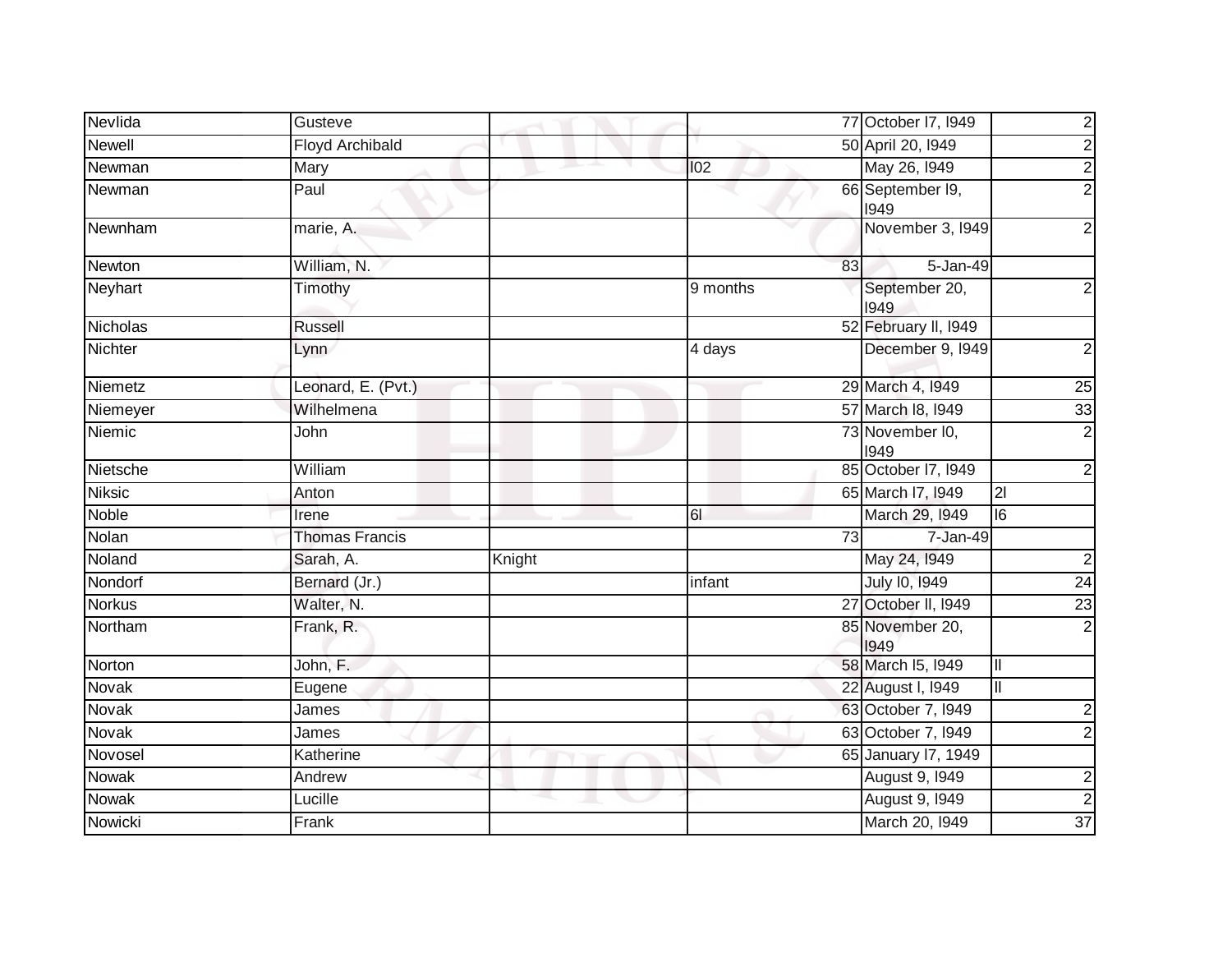| | | | | | |
|---|---|---|---|---|---|
| Nevlida | Gusteve | | 77 | October l7, l949 | 2 |
| Newell | Floyd Archibald | | 50 | April 20, l949 | 2 |
| Newman | Mary | | l02 | May 26, l949 | 2 |
| Newman | Paul | | 66 | September l9, l949 | 2 |
| Newnham | marie, A. | | | November 3, l949 | 2 |
| Newton | William, N. | | 83 | 5-Jan-49 | |
| Neyhart | Timothy | | 9 months | September 20, l949 | 2 |
| Nicholas | Russell | | 52 | February ll, l949 | |
| Nichter | Lynn | | 4 days | December 9, l949 | 2 |
| Niemetz | Leonard, E. (Pvt.) | | 29 | March 4, l949 | 25 |
| Niemeyer | Wilhelmena | | 57 | March l8, l949 | 33 |
| Niemic | John | | 73 | November l0, l949 | 2 |
| Nietsche | William | | 85 | October l7, l949 | 2 |
| Niksic | Anton | | 65 | March l7, l949 | 2l |
| Noble | Irene | | 6l | March 29, l949 | l6 |
| Nolan | Thomas Francis | | 73 | 7-Jan-49 | |
| Noland | Sarah, A. | Knight | | May 24, l949 | 2 |
| Nondorf | Bernard (Jr.) | | infant | July l0, l949 | 24 |
| Norkus | Walter, N. | | 27 | October ll, l949 | 23 |
| Northam | Frank, R. | | 85 | November 20, l949 | 2 |
| Norton | John, F. | | 58 | March l5, l949 | ll |
| Novak | Eugene | | 22 | August l, l949 | ll |
| Novak | James | | 63 | October 7, l949 | 2 |
| Novak | James | | 63 | October 7, l949 | 2 |
| Novosel | Katherine | | 65 | January l7, 1949 | |
| Nowak | Andrew | | | August 9, l949 | 2 |
| Nowak | Lucille | | | August 9, l949 | 2 |
| Nowicki | Frank | | | March 20, l949 | 37 |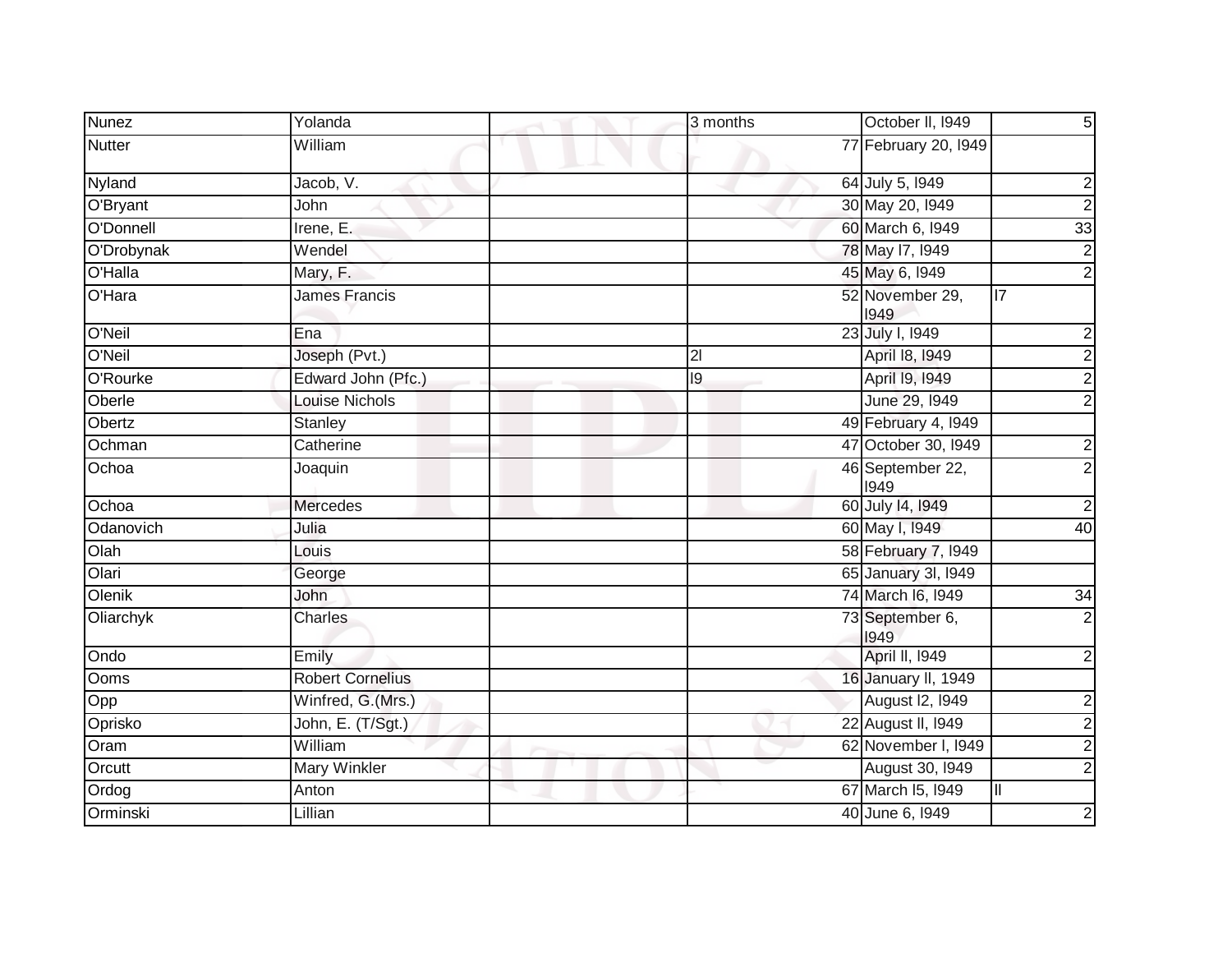| Nunez | Yolanda | | 3 months | October ll, l949 | 5 |
|---|---|---|---|---|---|
| Nutter | William | | 77 | February 20, l949 | |
| Nyland | Jacob, V. | | 64 | July 5, l949 | 2 |
| O'Bryant | John | | 30 | May 20, l949 | 2 |
| O'Donnell | Irene, E. | | 60 | March 6, l949 | 33 |
| O'Drobynak | Wendel | | 78 | May l7, l949 | 2 |
| O'Halla | Mary, F. | | 45 | May 6, l949 | 2 |
| O'Hara | James Francis | | 52 | November 29, l949 | l7 |
| O'Neil | Ena | | 23 | July l, l949 | 2 |
| O'Neil | Joseph (Pvt.) | | 2l | April l8, l949 | 2 |
| O'Rourke | Edward John (Pfc.) | | l9 | April l9, l949 | 2 |
| Oberle | Louise Nichols | | | June 29, l949 | 2 |
| Obertz | Stanley | | 49 | February 4, l949 | |
| Ochman | Catherine | | 47 | October 30, l949 | 2 |
| Ochoa | Joaquin | | 46 | September 22, l949 | 2 |
| Ochoa | Mercedes | | 60 | July l4, l949 | 2 |
| Odanovich | Julia | | 60 | May l, l949 | 40 |
| Olah | Louis | | 58 | February 7, l949 | |
| Olari | George | | 65 | January 3l, l949 | |
| Olenik | John | | 74 | March l6, l949 | 34 |
| Oliarchyk | Charles | | 73 | September 6, l949 | 2 |
| Ondo | Emily | | | April ll, l949 | 2 |
| Ooms | Robert Cornelius | | 16 | January ll, 1949 | |
| Opp | Winfred, G.(Mrs.) | | | August l2, l949 | 2 |
| Oprisko | John, E. (T/Sgt.) | | 22 | August ll, l949 | 2 |
| Oram | William | | 62 | November l, l949 | 2 |
| Orcutt | Mary Winkler | | | August 30, l949 | 2 |
| Ordog | Anton | | 67 | March l5, l949 | ll |
| Orminski | Lillian | | 40 | June 6, l949 | 2 |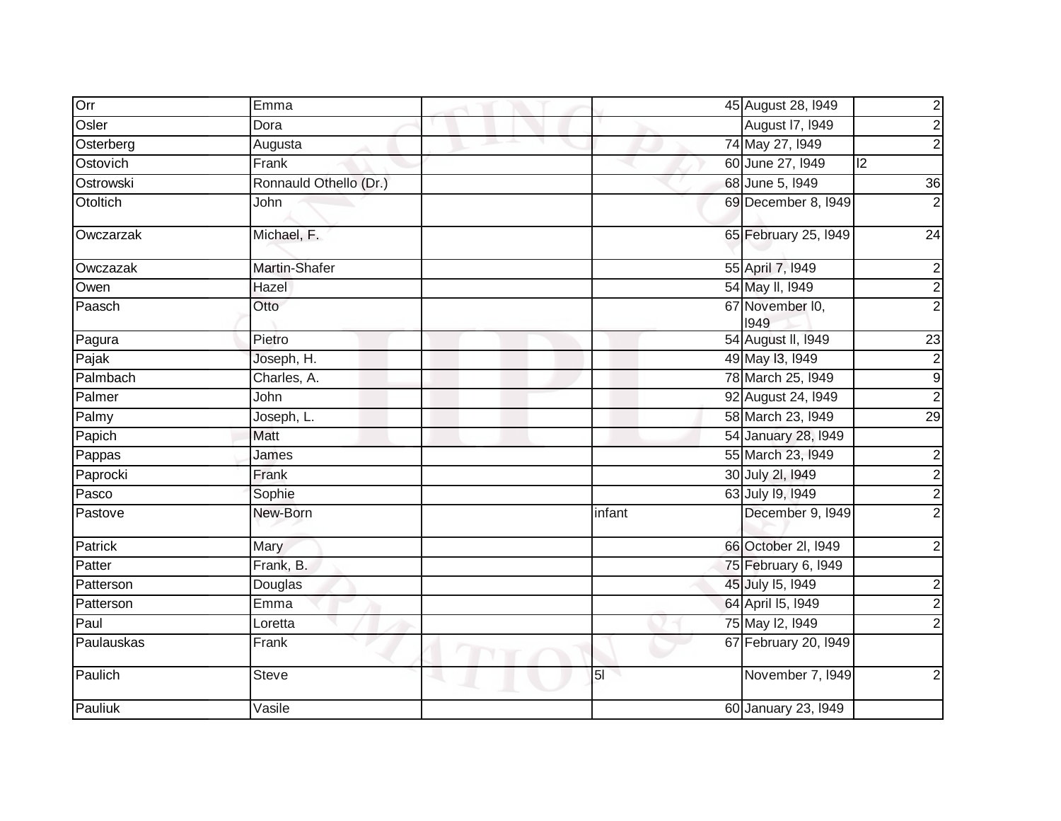| | | | | | |
|---|---|---|---|---|---|
| Orr | Emma | | 45 | August 28, l949 | 2 |
| Osler | Dora | | | August l7, l949 | 2 |
| Osterberg | Augusta | | 74 | May 27, l949 | 2 |
| Ostovich | Frank | | 60 | June 27, l949 | l2 |
| Ostrowski | Ronnauld Othello (Dr.) | | 68 | June 5, l949 | 36 |
| Otoltich | John | | 69 | December 8, l949 | 2 |
| Owczarzak | Michael, F. | | 65 | February 25, l949 | 24 |
| Owczazak | Martin-Shafer | | 55 | April 7, l949 | 2 |
| Owen | Hazel | | 54 | May ll, l949 | 2 |
| Paasch | Otto | | 67 | November l0, l949 | 2 |
| Pagura | Pietro | | 54 | August ll, l949 | 23 |
| Pajak | Joseph, H. | | 49 | May l3, l949 | 2 |
| Palmbach | Charles, A. | | 78 | March 25, l949 | 9 |
| Palmer | John | | 92 | August 24, l949 | 2 |
| Palmy | Joseph, L. | | 58 | March 23, l949 | 29 |
| Papich | Matt | | 54 | January 28, l949 | |
| Pappas | James | | 55 | March 23, l949 | 2 |
| Paprocki | Frank | | 30 | July 2l, l949 | 2 |
| Pasco | Sophie | | 63 | July l9, l949 | 2 |
| Pastove | New-Born | | infant | December 9, l949 | 2 |
| Patrick | Mary | | 66 | October 2l, l949 | 2 |
| Patter | Frank, B. | | 75 | February 6, l949 | |
| Patterson | Douglas | | 45 | July l5, l949 | 2 |
| Patterson | Emma | | 64 | April l5, l949 | 2 |
| Paul | Loretta | | 75 | May l2, l949 | 2 |
| Paulauskas | Frank | | 67 | February 20, l949 | |
| Paulich | Steve | | 5l | November 7, l949 | 2 |
| Pauliuk | Vasile | | 60 | January 23, l949 | |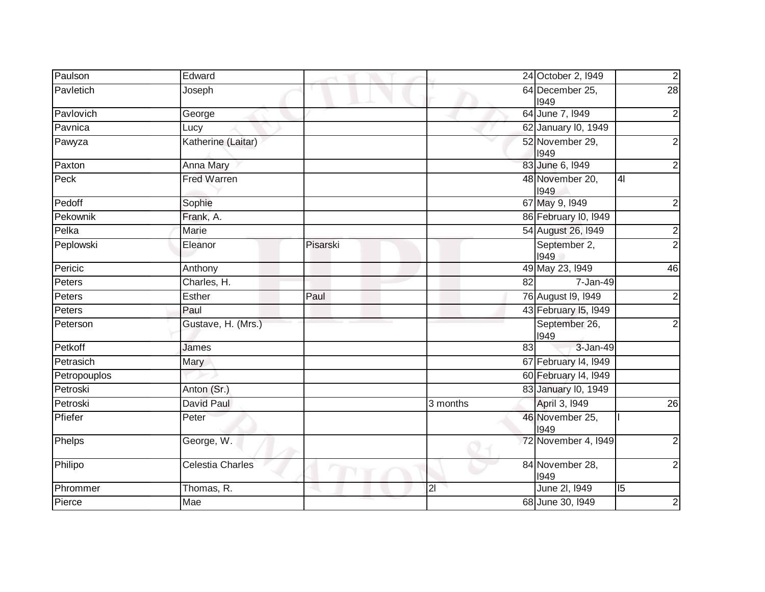| | | | | | |
|---|---|---|---|---|---|
| Paulson | Edward | | 24 | October 2, l949 | 2 |
| Pavletich | Joseph | | 64 | December 25, l949 | 28 |
| Pavlovich | George | | 64 | June 7, l949 | 2 |
| Pavnica | Lucy | | 62 | January l0, 1949 | |
| Pawyza | Katherine (Laitar) | | 52 | November 29, l949 | 2 |
| Paxton | Anna Mary | | 83 | June 6, l949 | 2 |
| Peck | Fred Warren | | 48 | November 20, l949 | 4l |
| Pedoff | Sophie | | 67 | May 9, l949 | 2 |
| Pekownik | Frank, A. | | 86 | February l0, l949 | |
| Pelka | Marie | | 54 | August 26, l949 | 2 |
| Peplowski | Eleanor | Pisarski | | September 2, l949 | 2 |
| Pericic | Anthony | | 49 | May 23, l949 | 46 |
| Peters | Charles, H. | | 82 | 7-Jan-49 | |
| Peters | Esther | Paul | 76 | August l9, l949 | 2 |
| Peters | Paul | | 43 | February l5, l949 | |
| Peterson | Gustave, H. (Mrs.) | | | September 26, l949 | 2 |
| Petkoff | James | | 83 | 3-Jan-49 | |
| Petrasich | Mary | | 67 | February l4, l949 | |
| Petropouplos | | | 60 | February l4, l949 | |
| Petroski | Anton (Sr.) | | 83 | January l0, 1949 | |
| Petroski | David Paul | | 3 months | April 3, l949 | 26 |
| Pfiefer | Peter | | 46 | November 25, l949 | l |
| Phelps | George, W. | | 72 | November 4, l949 | 2 |
| Philipo | Celestia Charles | | 84 | November 28, l949 | 2 |
| Phrommer | Thomas, R. | | 2l | June 2l, l949 | l5 |
| Pierce | Mae | | 68 | June 30, l949 | 2 |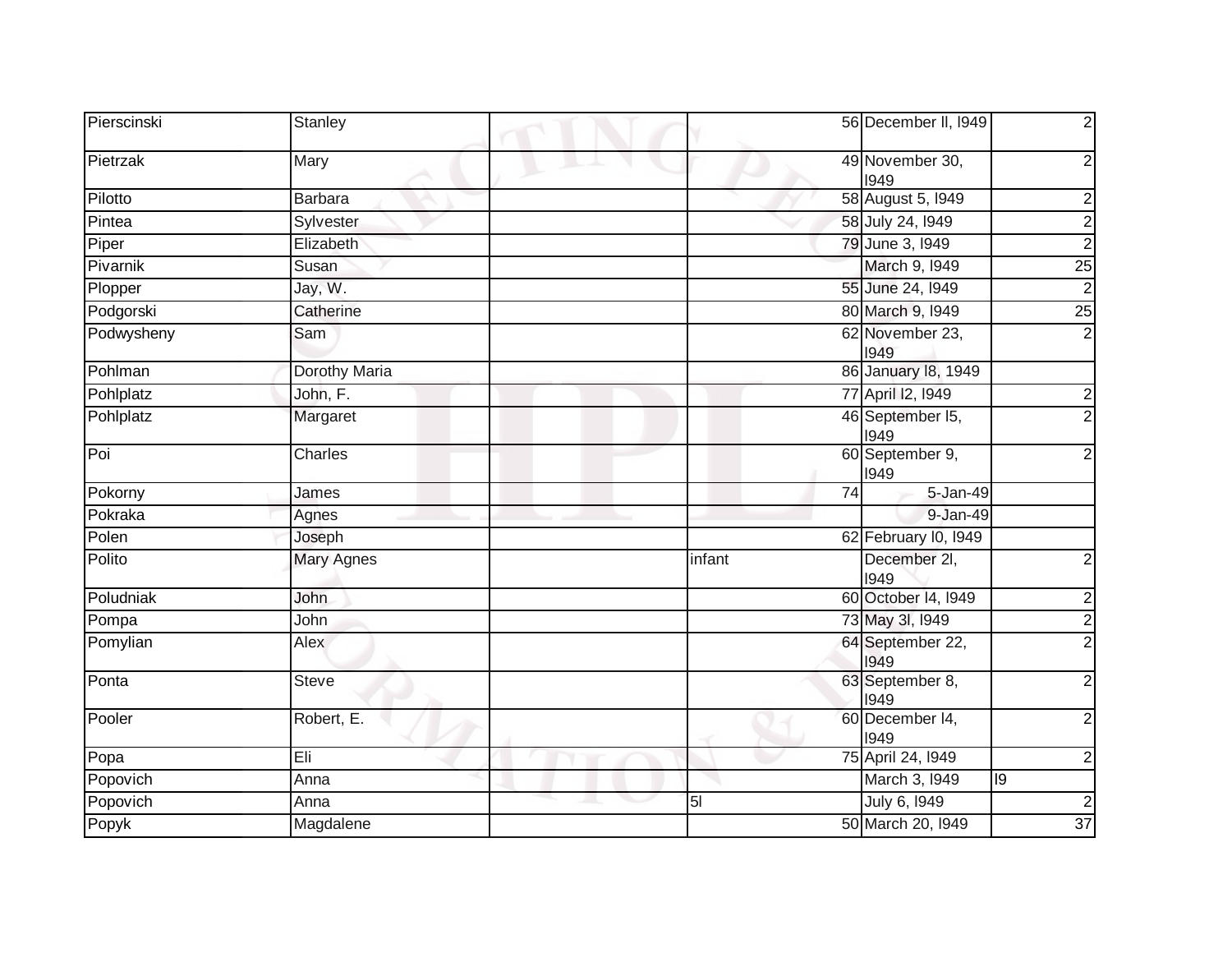| | | | | | |
|---|---|---|---|---|---|
| Pierscinski | Stanley | | 56 | December ll, l949 | 2 |
| Pietrzak | Mary | | 49 | November 30, l949 | 2 |
| Pilotto | Barbara | | 58 | August 5, l949 | 2 |
| Pintea | Sylvester | | 58 | July 24, l949 | 2 |
| Piper | Elizabeth | | 79 | June 3, l949 | 2 |
| Pivarnik | Susan | | | March 9, l949 | 25 |
| Plopper | Jay, W. | | 55 | June 24, l949 | 2 |
| Podgorski | Catherine | | 80 | March 9, l949 | 25 |
| Podwysheny | Sam | | 62 | November 23, l949 | 2 |
| Pohlman | Dorothy Maria | | 86 | January l8, 1949 | |
| Pohlplatz | John, F. | | 77 | April l2, l949 | 2 |
| Pohlplatz | Margaret | | 46 | September l5, l949 | 2 |
| Poi | Charles | | 60 | September 9, l949 | 2 |
| Pokorny | James | | 74 | 5-Jan-49 | |
| Pokraka | Agnes | | | 9-Jan-49 | |
| Polen | Joseph | | 62 | February l0, l949 | |
| Polito | Mary Agnes | | infant | December 2l, l949 | 2 |
| Poludniak | John | | 60 | October l4, l949 | 2 |
| Pompa | John | | 73 | May 3l, l949 | 2 |
| Pomylian | Alex | | 64 | September 22, l949 | 2 |
| Ponta | Steve | | 63 | September 8, l949 | 2 |
| Pooler | Robert, E. | | 60 | December l4, l949 | 2 |
| Popa | Eli | | 75 | April 24, l949 | 2 |
| Popovich | Anna | | | March 3, l949 | l9 |
| Popovich | Anna | | 5l | July 6, l949 | 2 |
| Popyk | Magdalene | | 50 | March 20, l949 | 37 |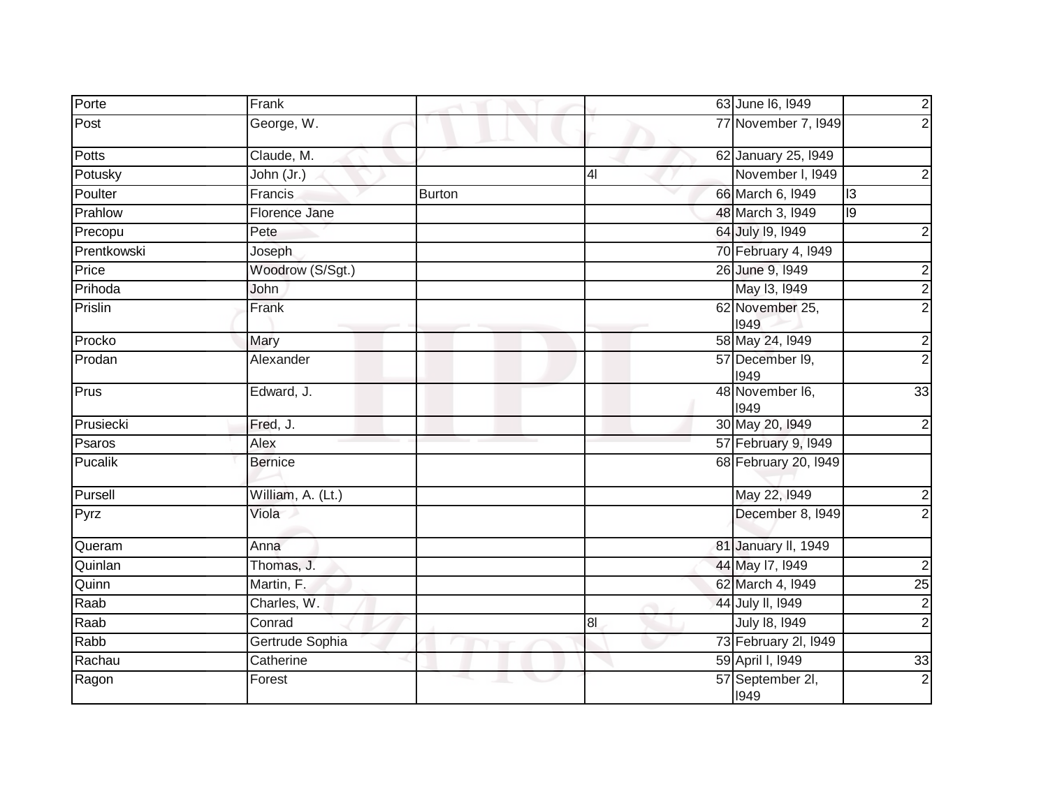| Porte | Frank | | | 63 | June l6, l949 | 2 |
|---|---|---|---|---|---|---|
| Post | George, W. | | | 77 | November 7, l949 | 2 |
| Potts | Claude, M. | | | 62 | January 25, l949 | |
| Potusky | John (Jr.) | | 4l | | November l, l949 | 2 |
| Poulter | Francis | Burton | | 66 | March 6, l949 | l3 |
| Prahlow | Florence Jane | | | 48 | March 3, l949 | l9 |
| Precopu | Pete | | | 64 | July l9, l949 | 2 |
| Prentkowski | Joseph | | | 70 | February 4, l949 | |
| Price | Woodrow (S/Sgt.) | | | 26 | June 9, l949 | 2 |
| Prihoda | John | | | | May l3, l949 | 2 |
| Prislin | Frank | | | 62 | November 25, l949 | 2 |
| Procko | Mary | | | 58 | May 24, l949 | 2 |
| Prodan | Alexander | | | 57 | December l9, l949 | 2 |
| Prus | Edward, J. | | | 48 | November l6, l949 | 33 |
| Prusiecki | Fred, J. | | | 30 | May 20, l949 | 2 |
| Psaros | Alex | | | 57 | February 9, l949 | |
| Pucalik | Bernice | | | 68 | February 20, l949 | |
| Pursell | William, A. (Lt.) | | | | May 22, l949 | 2 |
| Pyrz | Viola | | | | December 8, l949 | 2 |
| Queram | Anna | | | 81 | January ll, 1949 | |
| Quinlan | Thomas, J. | | | 44 | May l7, l949 | 2 |
| Quinn | Martin, F. | | | 62 | March 4, l949 | 25 |
| Raab | Charles, W. | | | 44 | July ll, l949 | 2 |
| Raab | Conrad | | 8l | | July l8, l949 | 2 |
| Rabb | Gertrude Sophia | | | 73 | February 2l, l949 | |
| Rachau | Catherine | | | 59 | April l, l949 | 33 |
| Ragon | Forest | | | 57 | September 2l, l949 | 2 |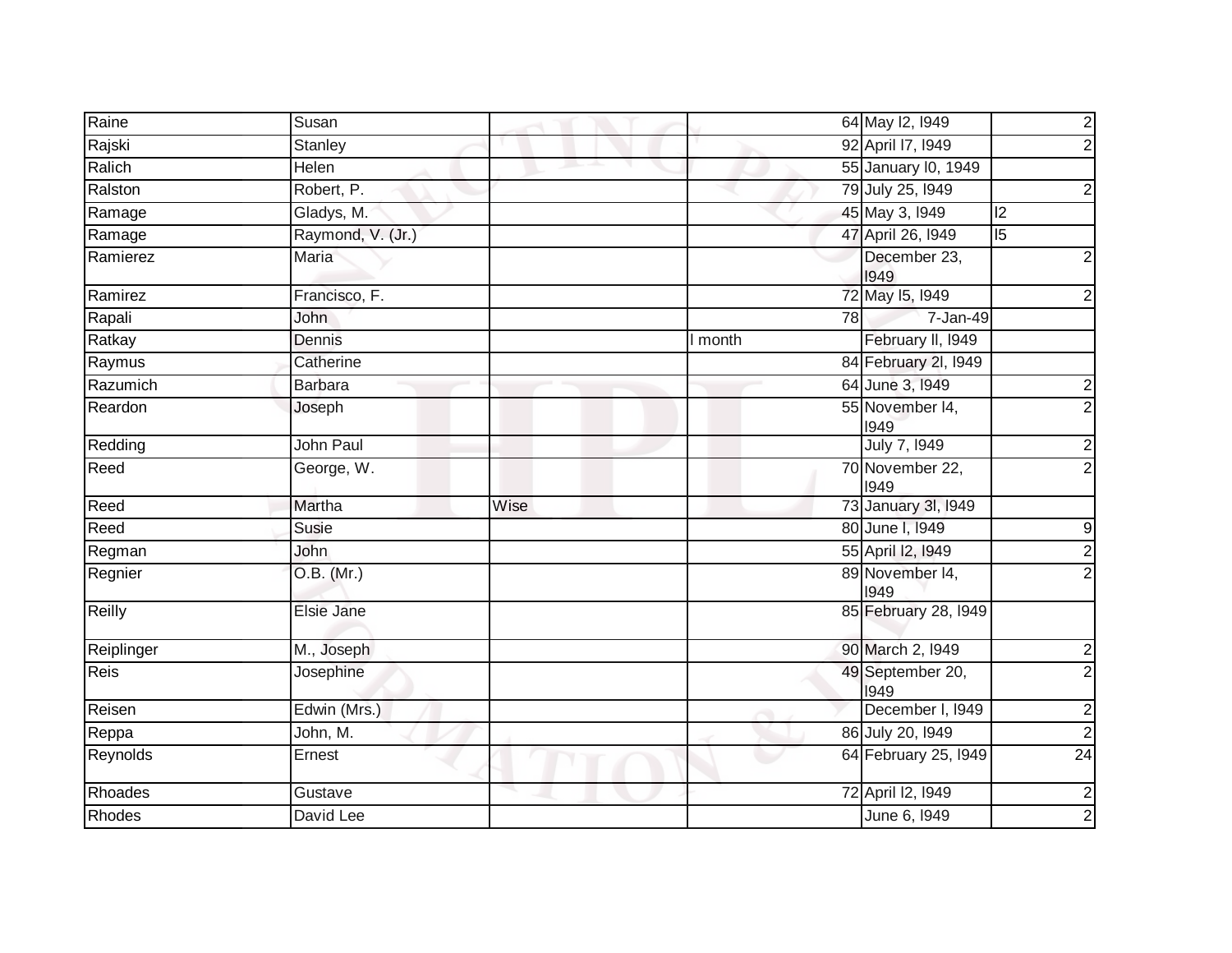| | | | | | | |
|---|---|---|---|---|---|---|
| Raine | Susan | | | 64 | May l2, l949 | 2 |
| Rajski | Stanley | | | 92 | April l7, l949 | 2 |
| Ralich | Helen | | | 55 | January l0, 1949 | |
| Ralston | Robert, P. | | | 79 | July 25, l949 | 2 |
| Ramage | Gladys, M. | | | 45 | May 3, l949 | l2 |
| Ramage | Raymond, V. (Jr.) | | | 47 | April 26, l949 | l5 |
| Ramierez | Maria | | | | December 23, l949 | 2 |
| Ramirez | Francisco, F. | | | 72 | May l5, l949 | 2 |
| Rapali | John | | | 78 | 7-Jan-49 | |
| Ratkay | Dennis | | l month | | February ll, l949 | |
| Raymus | Catherine | | | 84 | February 2l, l949 | |
| Razumich | Barbara | | | 64 | June 3, l949 | 2 |
| Reardon | Joseph | | | 55 | November l4, l949 | 2 |
| Redding | John Paul | | | | July 7, l949 | 2 |
| Reed | George, W. | | | 70 | November 22, l949 | 2 |
| Reed | Martha | Wise | | 73 | January 3l, l949 | |
| Reed | Susie | | | 80 | June l, l949 | 9 |
| Regman | John | | | 55 | April l2, l949 | 2 |
| Regnier | O.B. (Mr.) | | | 89 | November l4, l949 | 2 |
| Reilly | Elsie Jane | | | 85 | February 28, l949 | |
| Reiplinger | M., Joseph | | | 90 | March 2, l949 | 2 |
| Reis | Josephine | | | 49 | September 20, l949 | 2 |
| Reisen | Edwin (Mrs.) | | | | December l, l949 | 2 |
| Reppa | John, M. | | | 86 | July 20, l949 | 2 |
| Reynolds | Ernest | | | 64 | February 25, l949 | 24 |
| Rhoades | Gustave | | | 72 | April l2, l949 | 2 |
| Rhodes | David Lee | | | | June 6, l949 | 2 |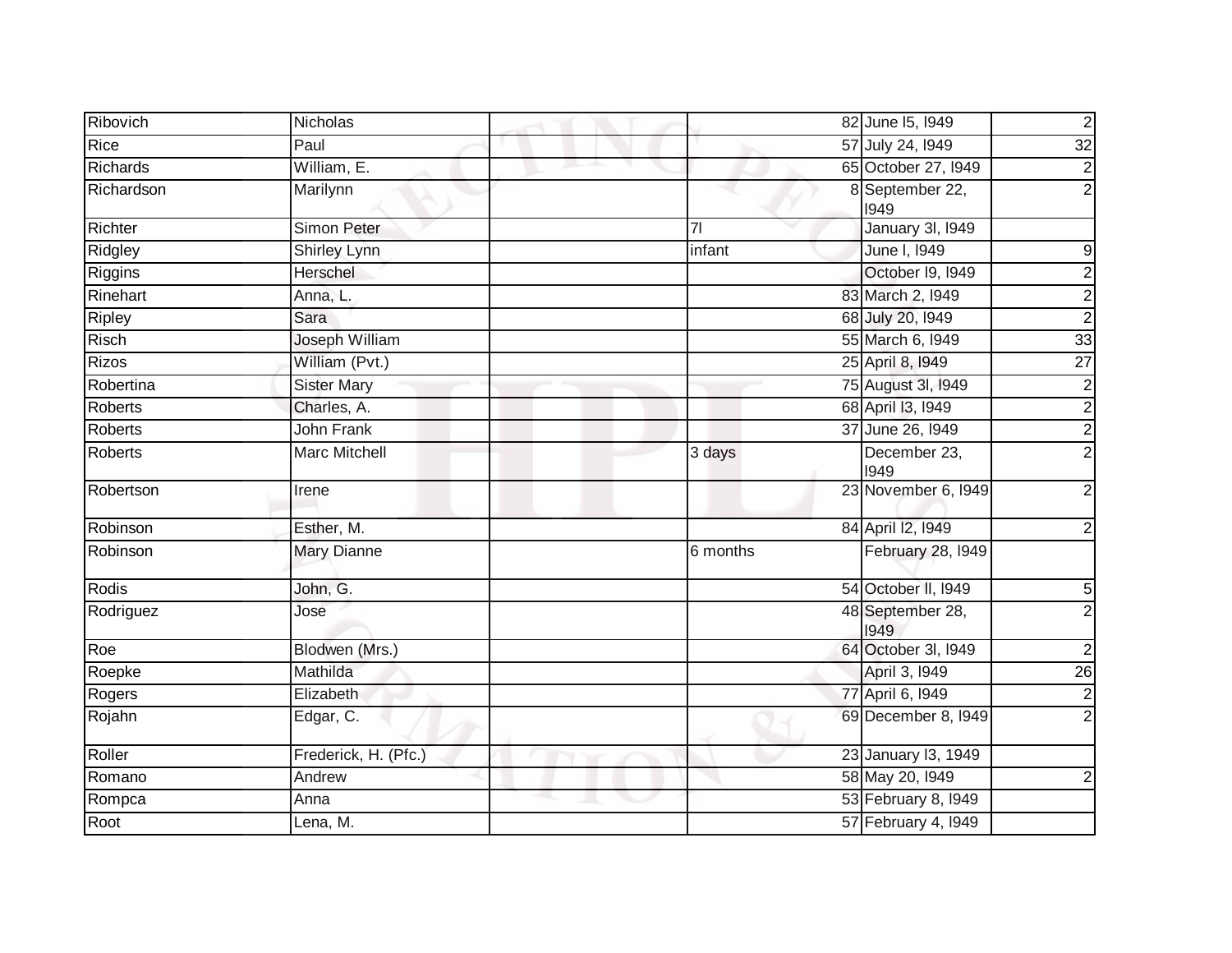| | | | | | |
|---|---|---|---|---|---|
| Ribovich | Nicholas | | 82 | June l5, l949 | 2 |
| Rice | Paul | | 57 | July 24, l949 | 32 |
| Richards | William, E. | | 65 | October 27, l949 | 2 |
| Richardson | Marilynn | | 8 | September 22, l949 | 2 |
| Richter | Simon Peter | | 7l | January 3l, l949 | |
| Ridgley | Shirley Lynn | | infant | June l, l949 | 9 |
| Riggins | Herschel | | | October l9, l949 | 2 |
| Rinehart | Anna, L. | | 83 | March 2, l949 | 2 |
| Ripley | Sara | | 68 | July 20, l949 | 2 |
| Risch | Joseph William | | 55 | March 6, l949 | 33 |
| Rizos | William (Pvt.) | | 25 | April 8, l949 | 27 |
| Robertina | Sister Mary | | 75 | August 3l, l949 | 2 |
| Roberts | Charles, A. | | 68 | April l3, l949 | 2 |
| Roberts | John Frank | | 37 | June 26, l949 | 2 |
| Roberts | Marc Mitchell | | 3 days | December 23, l949 | 2 |
| Robertson | Irene | | 23 | November 6, l949 | 2 |
| Robinson | Esther, M. | | 84 | April l2, l949 | 2 |
| Robinson | Mary Dianne | | 6 months | February 28, l949 | |
| Rodis | John, G. | | 54 | October ll, l949 | 5 |
| Rodriguez | Jose | | 48 | September 28, l949 | 2 |
| Roe | Blodwen (Mrs.) | | 64 | October 3l, l949 | 2 |
| Roepke | Mathilda | | | April 3, l949 | 26 |
| Rogers | Elizabeth | | 77 | April 6, l949 | 2 |
| Rojahn | Edgar, C. | | 69 | December 8, l949 | 2 |
| Roller | Frederick, H. (Pfc.) | | 23 | January l3, 1949 | |
| Romano | Andrew | | 58 | May 20, l949 | 2 |
| Rompca | Anna | | 53 | February 8, l949 | |
| Root | Lena, M. | | 57 | February 4, l949 | |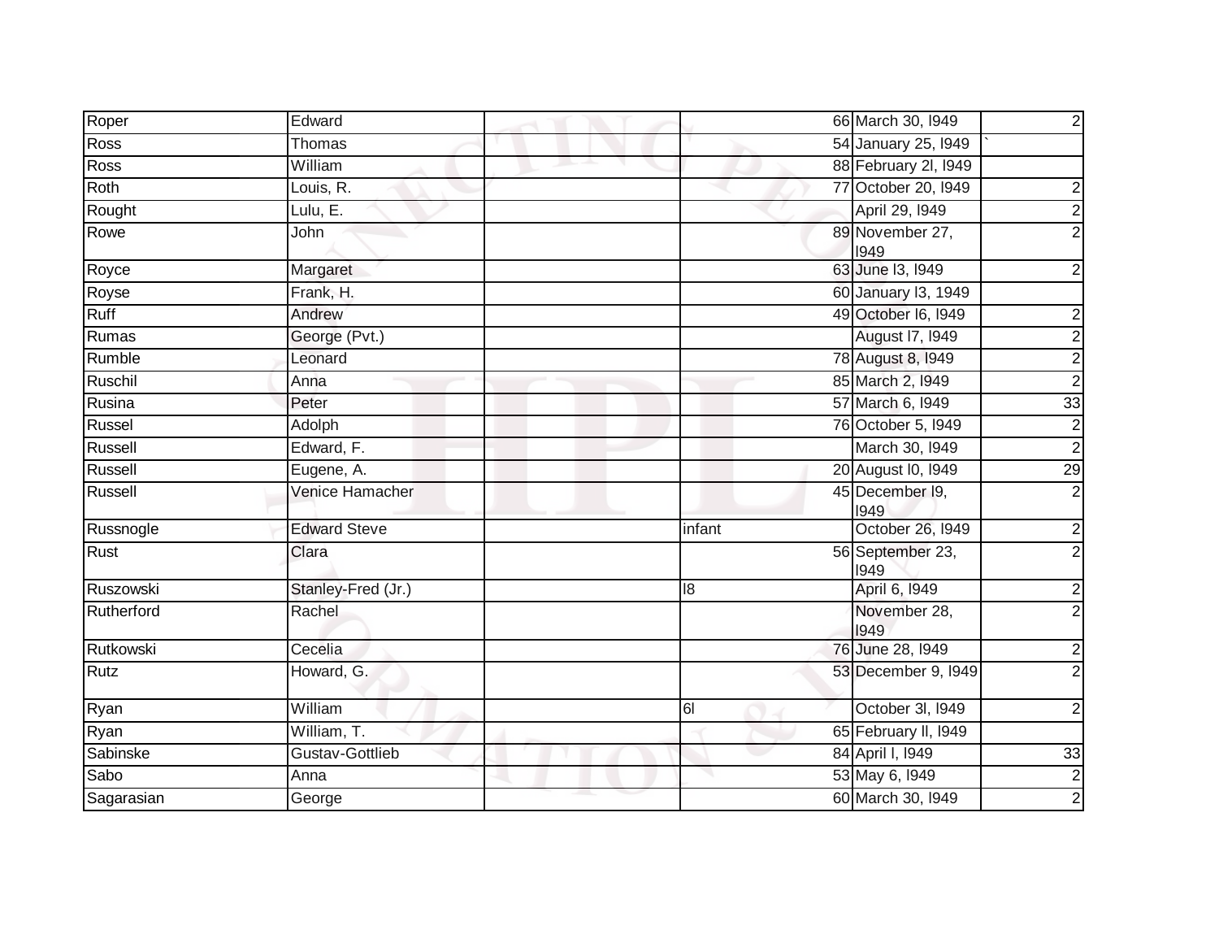| | | | | | | |
|---|---|---|---|---|---|---|
| Roper | Edward | | | 66 | March 30, l949 | 2 |
| Ross | Thomas | | | 54 | January 25, l949 | ` |
| Ross | William | | | 88 | February 2l, l949 | |
| Roth | Louis, R. | | | 77 | October 20, l949 | 2 |
| Rought | Lulu, E. | | | | April 29, l949 | 2 |
| Rowe | John | | | 89 | November 27, l949 | 2 |
| Royce | Margaret | | | 63 | June l3, l949 | 2 |
| Royse | Frank, H. | | | 60 | January l3, 1949 | |
| Ruff | Andrew | | | 49 | October l6, l949 | 2 |
| Rumas | George (Pvt.) | | | | August l7, l949 | 2 |
| Rumble | Leonard | | | 78 | August 8, l949 | 2 |
| Ruschil | Anna | | | 85 | March 2, l949 | 2 |
| Rusina | Peter | | | 57 | March 6, l949 | 33 |
| Russel | Adolph | | | 76 | October 5, l949 | 2 |
| Russell | Edward, F. | | | | March 30, l949 | 2 |
| Russell | Eugene, A. | | | 20 | August l0, l949 | 29 |
| Russell | Venice Hamacher | | | 45 | December l9, l949 | 2 |
| Russnogle | Edward Steve | | infant | | October 26, l949 | 2 |
| Rust | Clara | | | 56 | September 23, l949 | 2 |
| Ruszowski | Stanley-Fred (Jr.) | | l8 | | April 6, l949 | 2 |
| Rutherford | Rachel | | | | November 28, l949 | 2 |
| Rutkowski | Cecelia | | | 76 | June 28, l949 | 2 |
| Rutz | Howard, G. | | | 53 | December 9, l949 | 2 |
| Ryan | William | | 6l | | October 3l, l949 | 2 |
| Ryan | William, T. | | | 65 | February ll, l949 | |
| Sabinske | Gustav-Gottlieb | | | 84 | April l, l949 | 33 |
| Sabo | Anna | | | 53 | May 6, l949 | 2 |
| Sagarasian | George | | | 60 | March 30, l949 | 2 |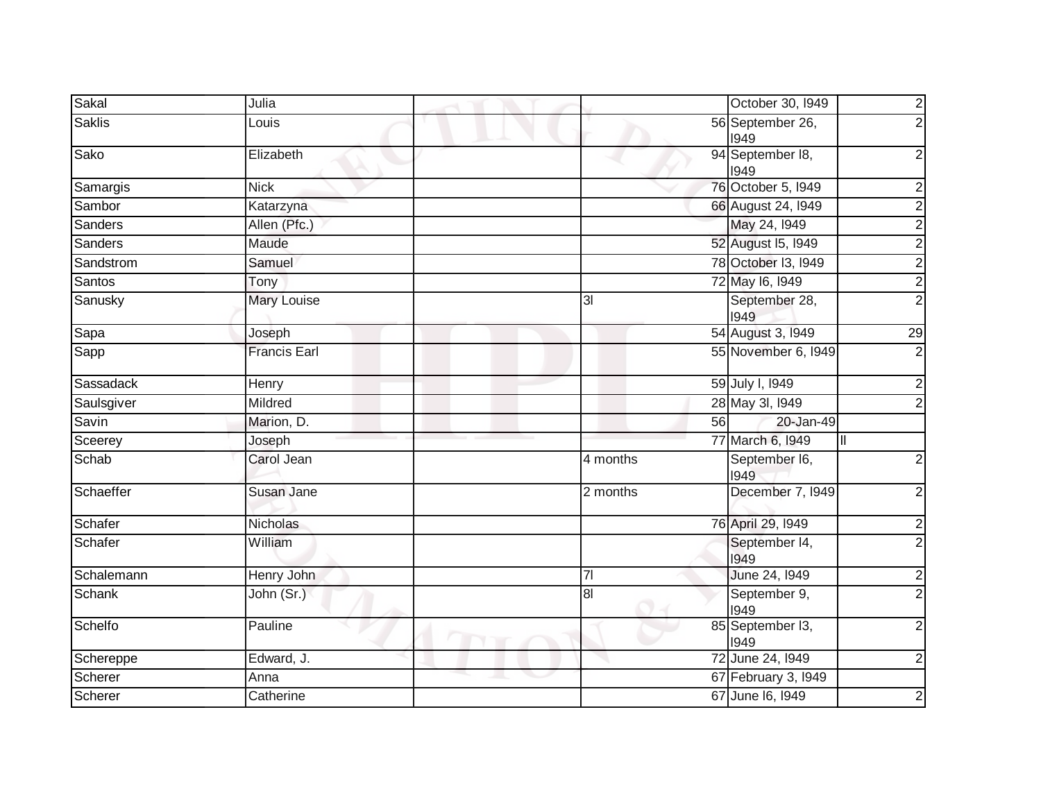| | | | | | |
|---|---|---|---|---|---|
| Sakal | Julia | | | October 30, l949 | 2 |
| Saklis | Louis | | 56 | September 26, l949 | 2 |
| Sako | Elizabeth | | 94 | September l8, l949 | 2 |
| Samargis | Nick | | 76 | October 5, l949 | 2 |
| Sambor | Katarzyna | | 66 | August 24, l949 | 2 |
| Sanders | Allen (Pfc.) | | | May 24, l949 | 2 |
| Sanders | Maude | | 52 | August l5, l949 | 2 |
| Sandstrom | Samuel | | 78 | October l3, l949 | 2 |
| Santos | Tony | | 72 | May l6, l949 | 2 |
| Sanusky | Mary Louise | | 3l | September 28, l949 | 2 |
| Sapa | Joseph | | 54 | August 3, l949 | 29 |
| Sapp | Francis Earl | | 55 | November 6, l949 | 2 |
| Sassadack | Henry | | 59 | July l, l949 | 2 |
| Saulsgiver | Mildred | | 28 | May 3l, l949 | 2 |
| Savin | Marion, D. | | 56 | 20-Jan-49 | |
| Sceerey | Joseph | | 77 | March 6, l949 | ll |
| Schab | Carol Jean | | 4 months | September l6, l949 | 2 |
| Schaeffer | Susan Jane | | 2 months | December 7, l949 | 2 |
| Schafer | Nicholas | | 76 | April 29, l949 | 2 |
| Schafer | William | | | September l4, l949 | 2 |
| Schalemann | Henry John | | 7l | June 24, l949 | 2 |
| Schank | John (Sr.) | | 8l | September 9, l949 | 2 |
| Schelfo | Pauline | | 85 | September l3, l949 | 2 |
| Schereppe | Edward, J. | | 72 | June 24, l949 | 2 |
| Scherer | Anna | | 67 | February 3, l949 | |
| Scherer | Catherine | | 67 | June l6, l949 | 2 |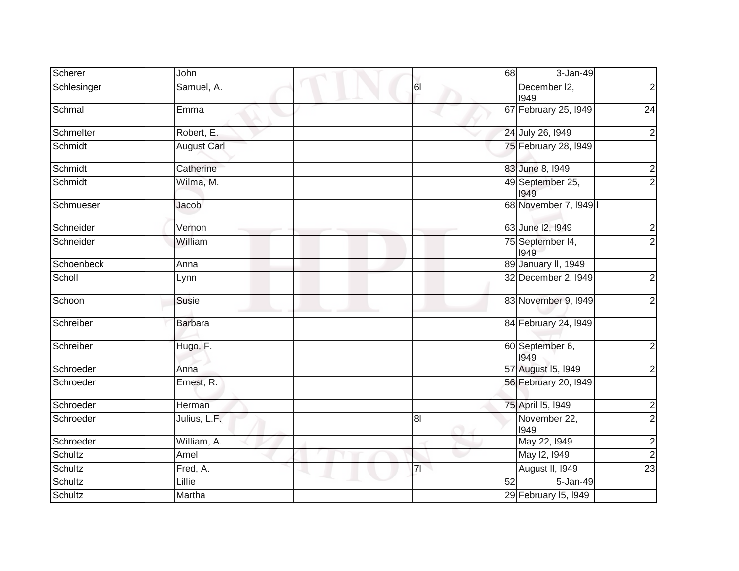| Scherer | John | | 68 | 3-Jan-49 | |
|---|---|---|---|---|---|
| Schlesinger | Samuel, A. | | 6l | December l2, l949 | 2 |
| Schmal | Emma | | 67 | February 25, l949 | 24 |
| Schmelter | Robert, E. | | 24 | July 26, l949 | 2 |
| Schmidt | August Carl | | 75 | February 28, l949 | |
| Schmidt | Catherine | | 83 | June 8, l949 | 2 |
| Schmidt | Wilma, M. | | 49 | September 25, l949 | 2 |
| Schmueser | Jacob | | 68 | November 7, l949 | l |
| Schneider | Vernon | | 63 | June l2, l949 | 2 |
| Schneider | William | | 75 | September l4, l949 | 2 |
| Schoenbeck | Anna | | 89 | January ll, 1949 | |
| Scholl | Lynn | | 32 | December 2, l949 | 2 |
| Schoon | Susie | | 83 | November 9, l949 | 2 |
| Schreiber | Barbara | | 84 | February 24, l949 | |
| Schreiber | Hugo, F. | | 60 | September 6, l949 | 2 |
| Schroeder | Anna | | 57 | August l5, l949 | 2 |
| Schroeder | Ernest, R. | | 56 | February 20, l949 | |
| Schroeder | Herman | | 75 | April l5, l949 | 2 |
| Schroeder | Julius, L.F. | | 8l | November 22, l949 | 2 |
| Schroeder | William, A. | | | May 22, l949 | 2 |
| Schultz | Amel | | | May l2, l949 | 2 |
| Schultz | Fred, A. | | 7l | August ll, l949 | 23 |
| Schultz | Lillie | | 52 | 5-Jan-49 | |
| Schultz | Martha | | 29 | February l5, l949 | |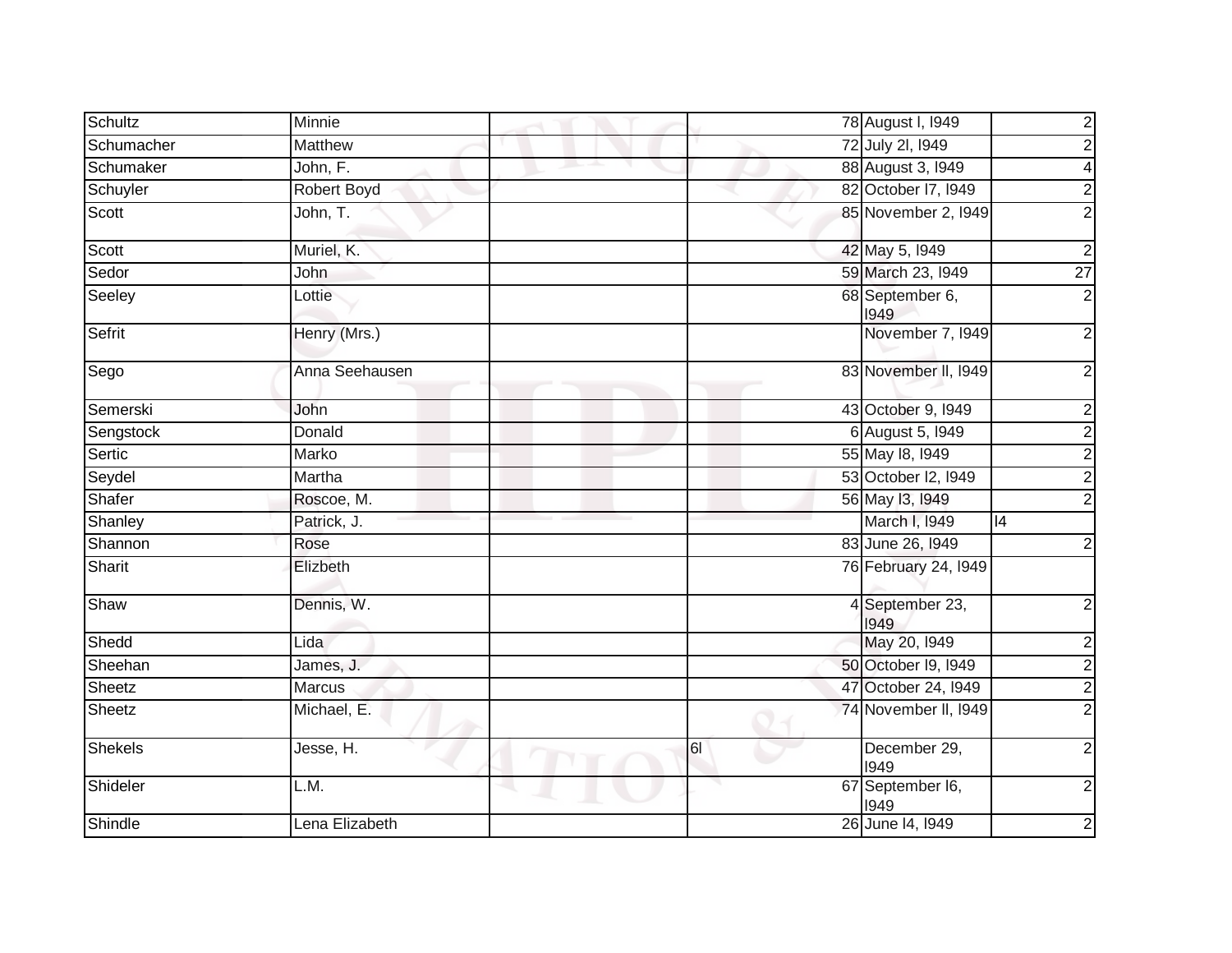| Schultz | Minnie | | 78 | August l, l949 | 2 |
|---|---|---|---|---|---|
| Schumacher | Matthew | | 72 | July 2l, l949 | 2 |
| Schumaker | John, F. | | 88 | August 3, l949 | 4 |
| Schuyler | Robert Boyd | | 82 | October l7, l949 | 2 |
| Scott | John, T. | | 85 | November 2, l949 | 2 |
| Scott | Muriel, K. | | 42 | May 5, l949 | 2 |
| Sedor | John | | 59 | March 23, l949 | 27 |
| Seeley | Lottie | | 68 | September 6, l949 | 2 |
| Sefrit | Henry (Mrs.) | | | November 7, l949 | 2 |
| Sego | Anna Seehausen | | 83 | November ll, l949 | 2 |
| Semerski | John | | 43 | October 9, l949 | 2 |
| Sengstock | Donald | | 6 | August 5, l949 | 2 |
| Sertic | Marko | | 55 | May l8, l949 | 2 |
| Seydel | Martha | | 53 | October l2, l949 | 2 |
| Shafer | Roscoe, M. | | 56 | May l3, l949 | 2 |
| Shanley | Patrick, J. | | | March l, l949 | l4 |
| Shannon | Rose | | 83 | June 26, l949 | 2 |
| Sharit | Elizbeth | | 76 | February 24, l949 | |
| Shaw | Dennis, W. | | 4 | September 23, l949 | 2 |
| Shedd | Lida | | | May 20, l949 | 2 |
| Sheehan | James, J. | | 50 | October l9, l949 | 2 |
| Sheetz | Marcus | | 47 | October 24, l949 | 2 |
| Sheetz | Michael, E. | | 74 | November ll, l949 | 2 |
| Shekels | Jesse, H. | | 6l | December 29, l949 | 2 |
| Shideler | L.M. | | 67 | September l6, l949 | 2 |
| Shindle | Lena Elizabeth | | 26 | June l4, l949 | 2 |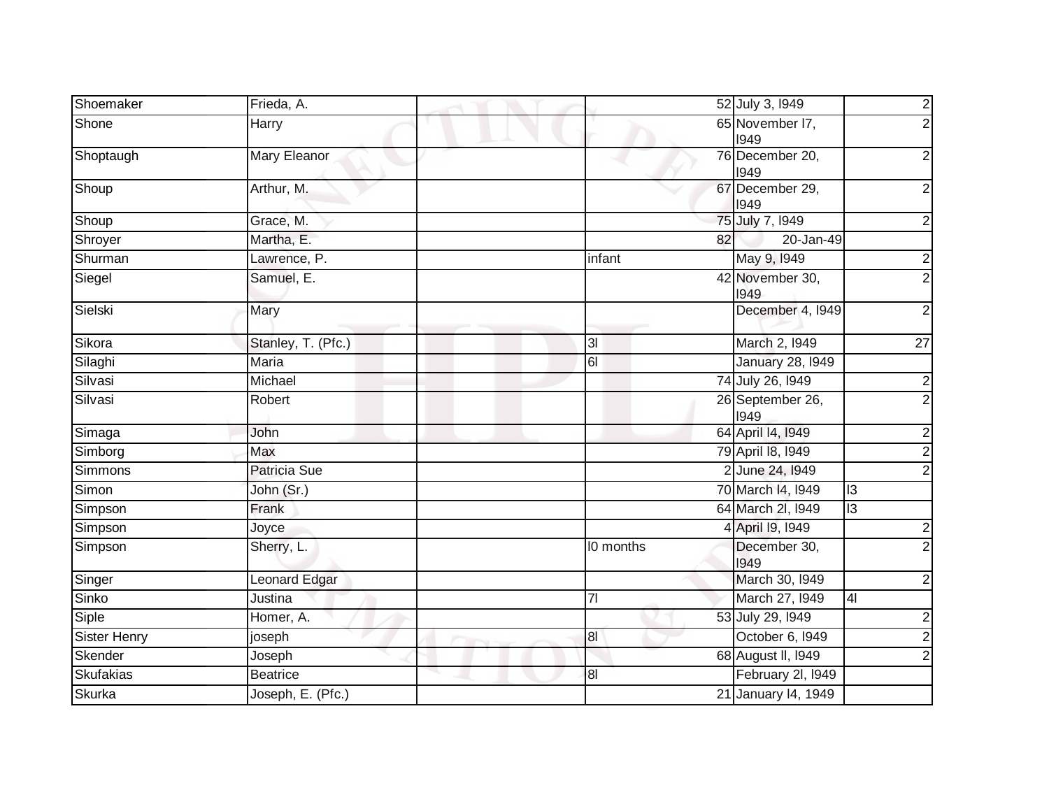| Shoemaker | Frieda, A. | | 52 | July 3, l949 | 2 |
|---|---|---|---|---|---|
| Shone | Harry | | 65 | November l7, l949 | 2 |
| Shoptaugh | Mary Eleanor | | 76 | December 20, l949 | 2 |
| Shoup | Arthur, M. | | 67 | December 29, l949 | 2 |
| Shoup | Grace, M. | | 75 | July 7, l949 | 2 |
| Shroyer | Martha, E. | | 82 | 20-Jan-49 | |
| Shurman | Lawrence, P. | | infant | May 9, l949 | 2 |
| Siegel | Samuel, E. | | 42 | November 30, l949 | 2 |
| Sielski | Mary | | | December 4, l949 | 2 |
| Sikora | Stanley, T. (Pfc.) | | 3l | March 2, l949 | 27 |
| Silaghi | Maria | | 6l | January 28, l949 | |
| Silvasi | Michael | | 74 | July 26, l949 | 2 |
| Silvasi | Robert | | 26 | September 26, l949 | 2 |
| Simaga | John | | 64 | April l4, l949 | 2 |
| Simborg | Max | | 79 | April l8, l949 | 2 |
| Simmons | Patricia Sue | | 2 | June 24, l949 | 2 |
| Simon | John (Sr.) | | 70 | March l4, l949 | l3 |
| Simpson | Frank | | 64 | March 2l, l949 | l3 |
| Simpson | Joyce | | 4 | April l9, l949 | 2 |
| Simpson | Sherry, L. | | l0 months | December 30, l949 | 2 |
| Singer | Leonard Edgar | | | March 30, l949 | 2 |
| Sinko | Justina | | 7l | March 27, l949 | 4l |
| Siple | Homer, A. | | 53 | July 29, l949 | 2 |
| Sister Henry | joseph | | 8l | October 6, l949 | 2 |
| Skender | Joseph | | 68 | August ll, l949 | 2 |
| Skufakias | Beatrice | | 8l | February 2l, l949 | |
| Skurka | Joseph, E. (Pfc.) | | 21 | January l4, 1949 | |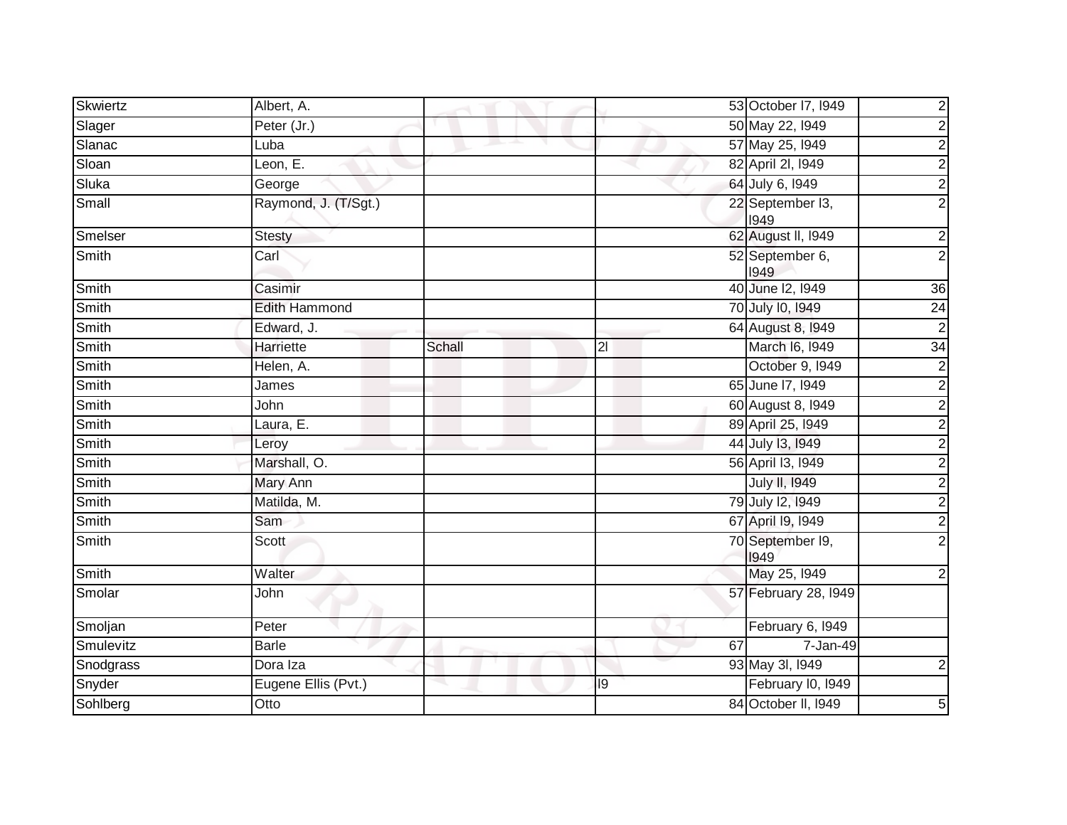| | | | | | |
|---|---|---|---|---|---|
| Skwiertz | Albert, A. | | 53 | October l7, l949 | 2 |
| Slager | Peter (Jr.) | | 50 | May 22, l949 | 2 |
| Slanac | Luba | | 57 | May 25, l949 | 2 |
| Sloan | Leon, E. | | 82 | April 2l, l949 | 2 |
| Sluka | George | | 64 | July 6, l949 | 2 |
| Small | Raymond, J. (T/Sgt.) | | 22 | September l3, l949 | 2 |
| Smelser | Stesty | | 62 | August ll, l949 | 2 |
| Smith | Carl | | 52 | September 6, l949 | 2 |
| Smith | Casimir | | 40 | June l2, l949 | 36 |
| Smith | Edith Hammond | | 70 | July l0, l949 | 24 |
| Smith | Edward, J. | | 64 | August 8, l949 | 2 |
| Smith | Harriette | Schall | 2l | March l6, l949 | 34 |
| Smith | Helen, A. | | | October 9, l949 | 2 |
| Smith | James | | 65 | June l7, l949 | 2 |
| Smith | John | | 60 | August 8, l949 | 2 |
| Smith | Laura, E. | | 89 | April 25, l949 | 2 |
| Smith | Leroy | | 44 | July l3, l949 | 2 |
| Smith | Marshall, O. | | 56 | April l3, l949 | 2 |
| Smith | Mary Ann | | | July ll, l949 | 2 |
| Smith | Matilda, M. | | 79 | July l2, l949 | 2 |
| Smith | Sam | | 67 | April l9, l949 | 2 |
| Smith | Scott | | 70 | September l9, l949 | 2 |
| Smith | Walter | | | May 25, l949 | 2 |
| Smolar | John | | 57 | February 28, l949 | |
| Smoljan | Peter | | | February 6, l949 | |
| Smulevitz | Barle | | 67 | 7-Jan-49 | |
| Snodgrass | Dora Iza | | 93 | May 3l, l949 | 2 |
| Snyder | Eugene Ellis (Pvt.) | | l9 | February l0, l949 | |
| Sohlberg | Otto | | 84 | October ll, l949 | 5 |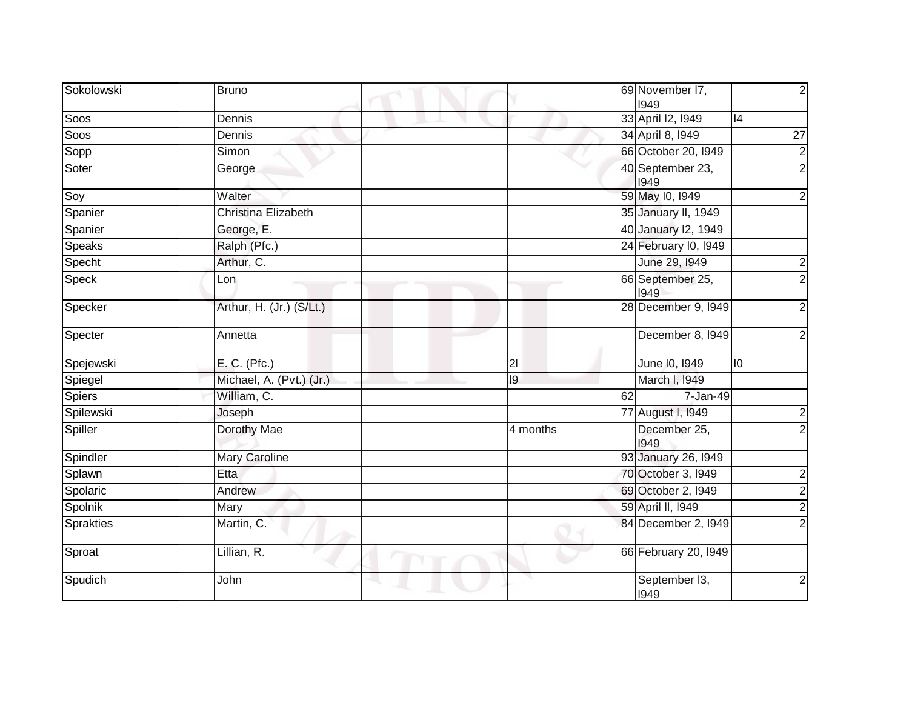| | | | | | |
|---|---|---|---|---|---|
| Sokolowski | Bruno | | 69 | November l7, l949 | 2 |
| Soos | Dennis | | 33 | April l2, l949 | l4 |
| Soos | Dennis | | 34 | April 8, l949 | 27 |
| Sopp | Simon | | 66 | October 20, l949 | 2 |
| Soter | George | | 40 | September 23, l949 | 2 |
| Soy | Walter | | 59 | May l0, l949 | 2 |
| Spanier | Christina Elizabeth | | 35 | January ll, 1949 | |
| Spanier | George, E. | | 40 | January l2, 1949 | |
| Speaks | Ralph (Pfc.) | | 24 | February l0, l949 | |
| Specht | Arthur, C. | | | June 29, l949 | 2 |
| Speck | Lon | | 66 | September 25, l949 | 2 |
| Specker | Arthur, H. (Jr.) (S/Lt.) | | 28 | December 9, l949 | 2 |
| Specter | Annetta | | | December 8, l949 | 2 |
| Spejewski | E. C. (Pfc.) | | 2l | June l0, l949 | l0 |
| Spiegel | Michael, A. (Pvt.) (Jr.) | | l9 | March l, l949 | |
| Spiers | William, C. | | 62 | 7-Jan-49 | |
| Spilewski | Joseph | | 77 | August l, l949 | 2 |
| Spiller | Dorothy Mae | | 4 months | December 25, l949 | 2 |
| Spindler | Mary Caroline | | 93 | January 26, l949 | |
| Splawn | Etta | | 70 | October 3, l949 | 2 |
| Spolaric | Andrew | | 69 | October 2, l949 | 2 |
| Spolnik | Mary | | 59 | April ll, l949 | 2 |
| Sprakties | Martin, C. | | 84 | December 2, l949 | 2 |
| Sproat | Lillian, R. | | 66 | February 20, l949 | |
| Spudich | John | | | September l3, l949 | 2 |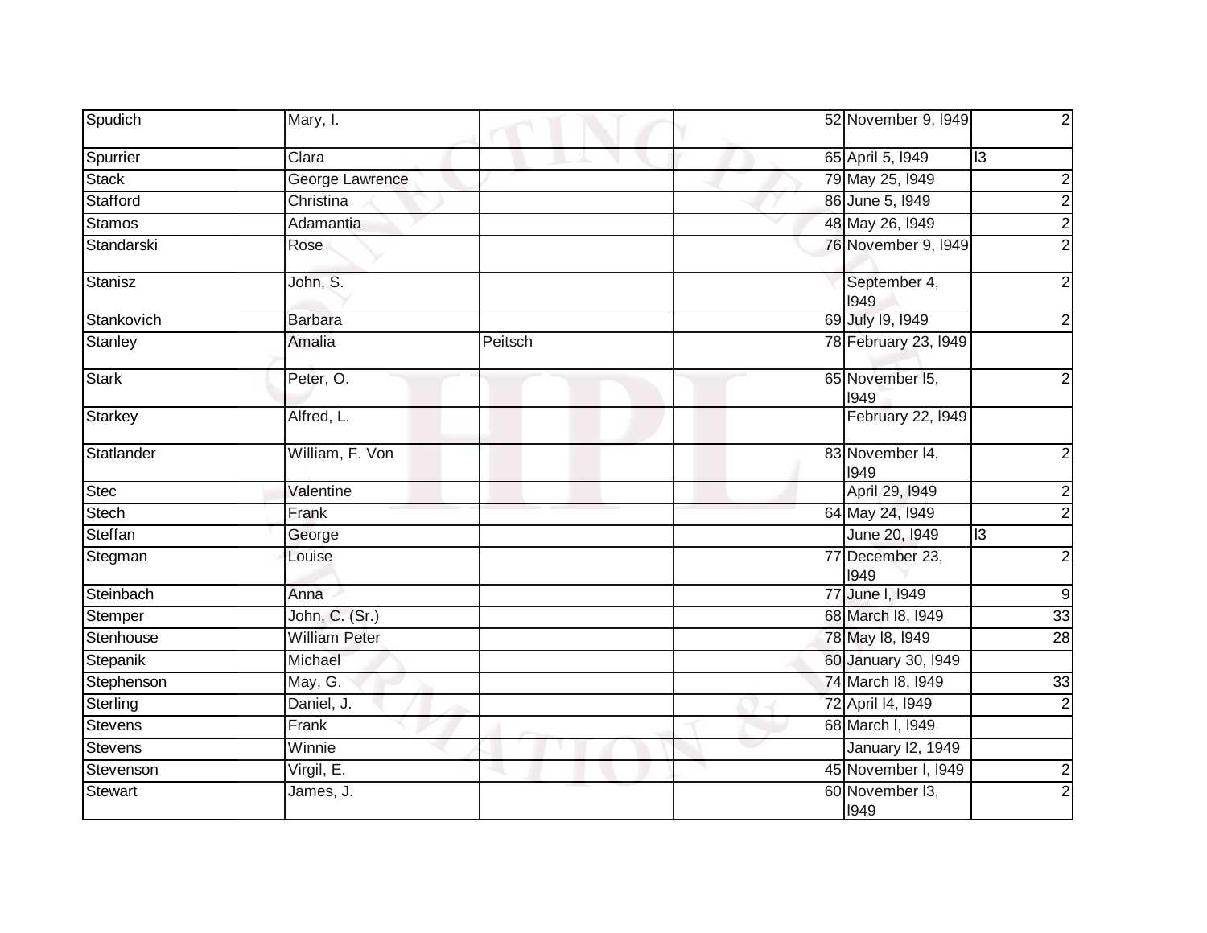| Spudich | Mary, I. | | 52 | November 9, l949 | 2 |
|---|---|---|---|---|---|
| Spurrier | Clara | | 65 | April 5, l949 | l3 |
| Stack | George Lawrence | | 79 | May 25, l949 | 2 |
| Stafford | Christina | | 86 | June 5, l949 | 2 |
| Stamos | Adamantia | | 48 | May 26, l949 | 2 |
| Standarski | Rose | | 76 | November 9, l949 | 2 |
| Stanisz | John, S. | | | September 4, l949 | 2 |
| Stankovich | Barbara | | 69 | July l9, l949 | 2 |
| Stanley | Amalia | Peitsch | 78 | February 23, l949 | |
| Stark | Peter, O. | | 65 | November l5, l949 | 2 |
| Starkey | Alfred, L. | | | February 22, l949 | |
| Statlander | William, F. Von | | 83 | November l4, l949 | 2 |
| Stec | Valentine | | | April 29, l949 | 2 |
| Stech | Frank | | 64 | May 24, l949 | 2 |
| Steffan | George | | | June 20, l949 | l3 |
| Stegman | Louise | | 77 | December 23, l949 | 2 |
| Steinbach | Anna | | 77 | June l, l949 | 9 |
| Stemper | John, C. (Sr.) | | 68 | March l8, l949 | 33 |
| Stenhouse | William Peter | | 78 | May l8, l949 | 28 |
| Stepanik | Michael | | 60 | January 30, l949 | |
| Stephenson | May, G. | | 74 | March l8, l949 | 33 |
| Sterling | Daniel, J. | | 72 | April l4, l949 | 2 |
| Stevens | Frank | | 68 | March l, l949 | |
| Stevens | Winnie | | | January l2, 1949 | |
| Stevenson | Virgil, E. | | 45 | November l, l949 | 2 |
| Stewart | James, J. | | 60 | November l3, l949 | 2 |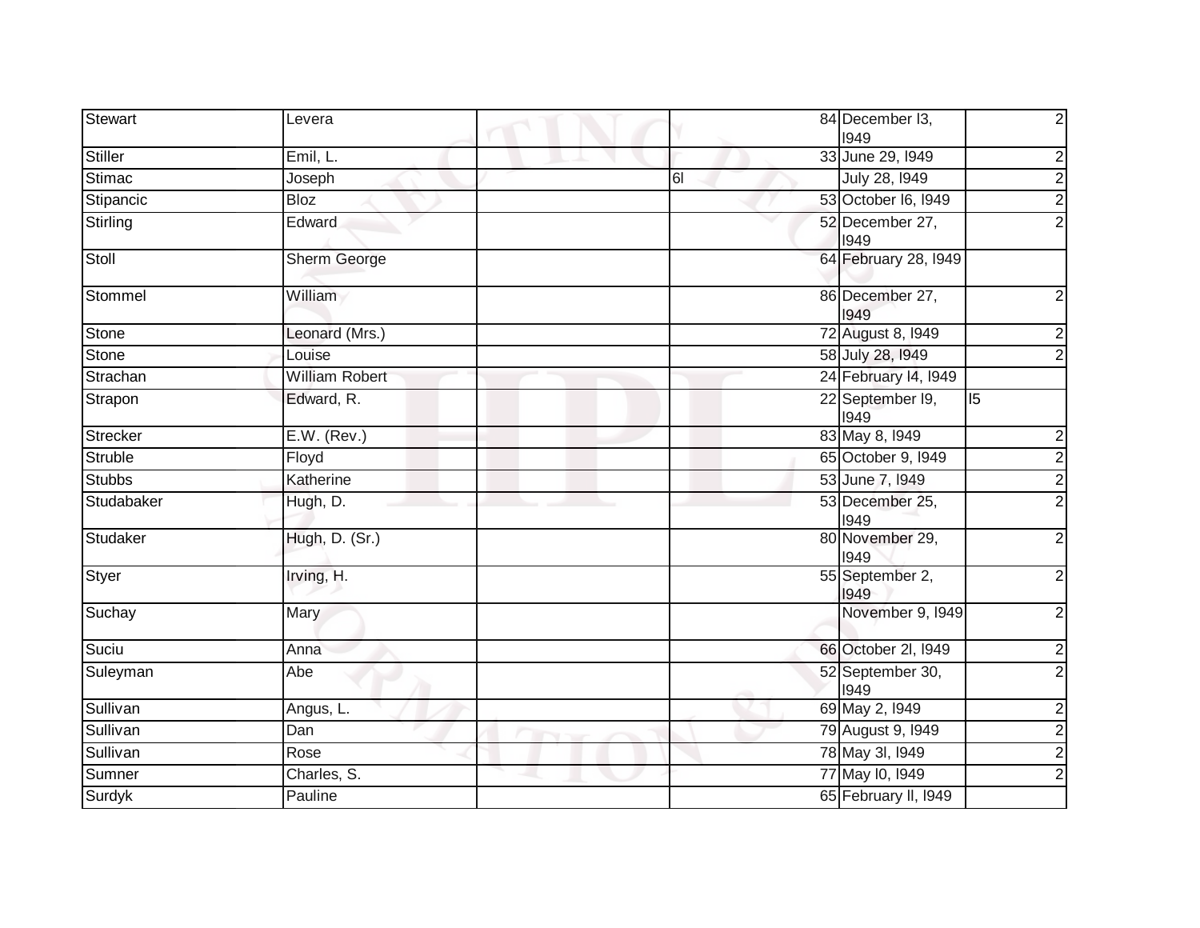| Stewart | Levera | | | 84 | December l3, l949 | 2 |
|---|---|---|---|---|---|---|
| Stiller | Emil, L. | | | 33 | June 29, l949 | 2 |
| Stimac | Joseph | | 6l | | July 28, l949 | 2 |
| Stipancic | Bloz | | | 53 | October l6, l949 | 2 |
| Stirling | Edward | | | 52 | December 27, l949 | 2 |
| Stoll | Sherm George | | | 64 | February 28, l949 | |
| Stommel | William | | | 86 | December 27, l949 | 2 |
| Stone | Leonard (Mrs.) | | | 72 | August 8, l949 | 2 |
| Stone | Louise | | | 58 | July 28, l949 | 2 |
| Strachan | William Robert | | | 24 | February l4, l949 | |
| Strapon | Edward, R. | | | 22 | September l9, l949 | l5 |
| Strecker | E.W. (Rev.) | | | 83 | May 8, l949 | 2 |
| Struble | Floyd | | | 65 | October 9, l949 | 2 |
| Stubbs | Katherine | | | 53 | June 7, l949 | 2 |
| Studabaker | Hugh, D. | | | 53 | December 25, l949 | 2 |
| Studaker | Hugh, D. (Sr.) | | | 80 | November 29, l949 | 2 |
| Styer | Irving, H. | | | 55 | September 2, l949 | 2 |
| Suchay | Mary | | | | November 9, l949 | 2 |
| Suciu | Anna | | | 66 | October 2l, l949 | 2 |
| Suleyman | Abe | | | 52 | September 30, l949 | 2 |
| Sullivan | Angus, L. | | | 69 | May 2, l949 | 2 |
| Sullivan | Dan | | | 79 | August 9, l949 | 2 |
| Sullivan | Rose | | | 78 | May 3l, l949 | 2 |
| Sumner | Charles, S. | | | 77 | May l0, l949 | 2 |
| Surdyk | Pauline | | | 65 | February ll, l949 | |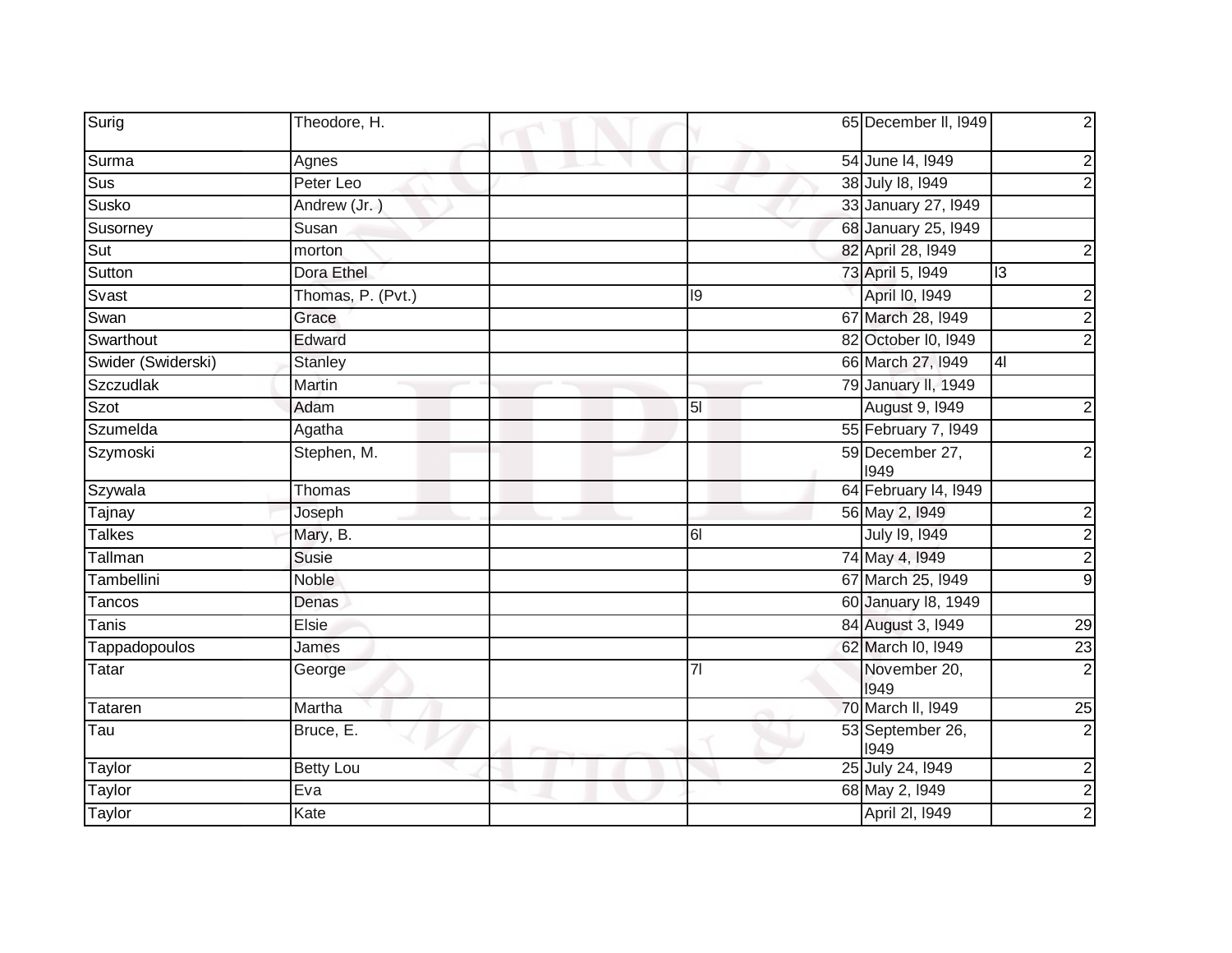| | | | | | | |
|---|---|---|---|---|---|---|
| Surig | Theodore, H. | | | 65 | December ll, l949 | 2 |
| Surma | Agnes | | | 54 | June l4, l949 | 2 |
| Sus | Peter Leo | | | 38 | July l8, l949 | 2 |
| Susko | Andrew (Jr. ) | | | 33 | January 27, l949 | |
| Susorney | Susan | | | 68 | January 25, l949 | |
| Sut | morton | | | 82 | April 28, l949 | 2 |
| Sutton | Dora Ethel | | | 73 | April 5, l949 | l3 |
| Svast | Thomas, P. (Pvt.) | | l9 | | April l0, l949 | 2 |
| Swan | Grace | | | 67 | March 28, l949 | 2 |
| Swarthout | Edward | | | 82 | October l0, l949 | 2 |
| Swider (Swiderski) | Stanley | | | 66 | March 27, l949 | 4l |
| Szczudlak | Martin | | | 79 | January ll, 1949 | |
| Szot | Adam | | 5l | | August 9, l949 | 2 |
| Szumelda | Agatha | | | 55 | February 7, l949 | |
| Szymoski | Stephen, M. | | | 59 | December 27, l949 | 2 |
| Szywala | Thomas | | | 64 | February l4, l949 | |
| Tajnay | Joseph | | | 56 | May 2, l949 | 2 |
| Talkes | Mary, B. | | 6l | | July l9, l949 | 2 |
| Tallman | Susie | | | 74 | May 4, l949 | 2 |
| Tambellini | Noble | | | 67 | March 25, l949 | 9 |
| Tancos | Denas | | | 60 | January l8, 1949 | |
| Tanis | Elsie | | | 84 | August 3, l949 | 29 |
| Tappadopoulos | James | | | 62 | March l0, l949 | 23 |
| Tatar | George | | 7l | | November 20, l949 | 2 |
| Tataren | Martha | | | 70 | March ll, l949 | 25 |
| Tau | Bruce, E. | | | 53 | September 26, l949 | 2 |
| Taylor | Betty Lou | | | 25 | July 24, l949 | 2 |
| Taylor | Eva | | | 68 | May 2, l949 | 2 |
| Taylor | Kate | | | | April 2l, l949 | 2 |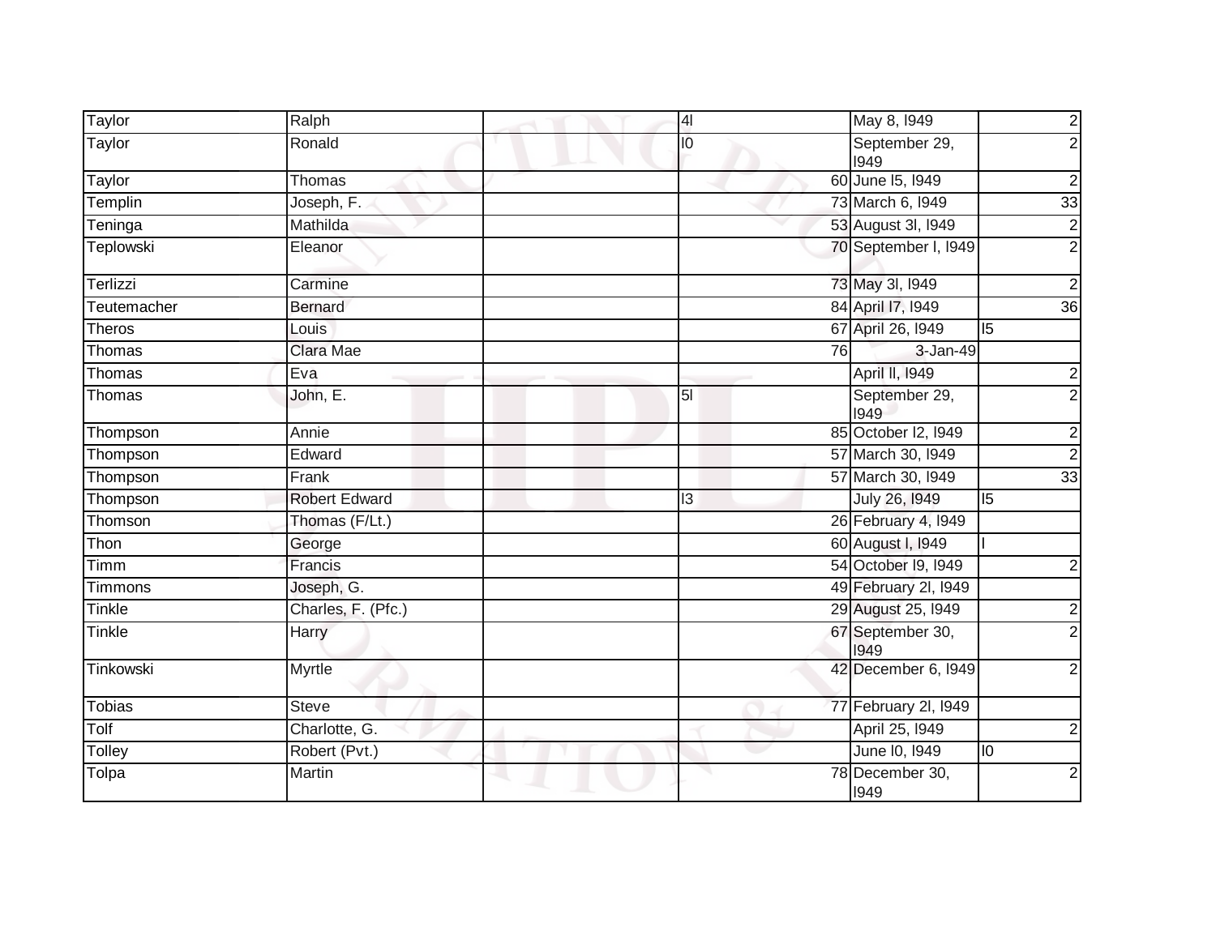| Taylor | Ralph | | 4l | May 8, l949 | 2 |
|---|---|---|---|---|---|
| Taylor | Ronald | | l0 | September 29, l949 | 2 |
| Taylor | Thomas | | 60 | June l5, l949 | 2 |
| Templin | Joseph, F. | | 73 | March 6, l949 | 33 |
| Teninga | Mathilda | | 53 | August 3l, l949 | 2 |
| Teplowski | Eleanor | | 70 | September l, l949 | 2 |
| Terlizzi | Carmine | | 73 | May 3l, l949 | 2 |
| Teutemacher | Bernard | | 84 | April l7, l949 | 36 |
| Theros | Louis | | 67 | April 26, l949 | l5 |
| Thomas | Clara Mae | | 76 | 3-Jan-49 | |
| Thomas | Eva | | | April ll, l949 | 2 |
| Thomas | John, E. | | 5l | September 29, l949 | 2 |
| Thompson | Annie | | 85 | October l2, l949 | 2 |
| Thompson | Edward | | 57 | March 30, l949 | 2 |
| Thompson | Frank | | 57 | March 30, l949 | 33 |
| Thompson | Robert Edward | | l3 | July 26, l949 | l5 |
| Thomson | Thomas (F/Lt.) | | 26 | February 4, l949 | |
| Thon | George | | 60 | August l, l949 | l |
| Timm | Francis | | 54 | October l9, l949 | 2 |
| Timmons | Joseph, G. | | 49 | February 2l, l949 | |
| Tinkle | Charles, F. (Pfc.) | | 29 | August 25, l949 | 2 |
| Tinkle | Harry | | 67 | September 30, l949 | 2 |
| Tinkowski | Myrtle | | 42 | December 6, l949 | 2 |
| Tobias | Steve | | 77 | February 2l, l949 | |
| Tolf | Charlotte, G. | | | April 25, l949 | 2 |
| Tolley | Robert (Pvt.) | | | June l0, l949 | l0 |
| Tolpa | Martin | | 78 | December 30, l949 | 2 |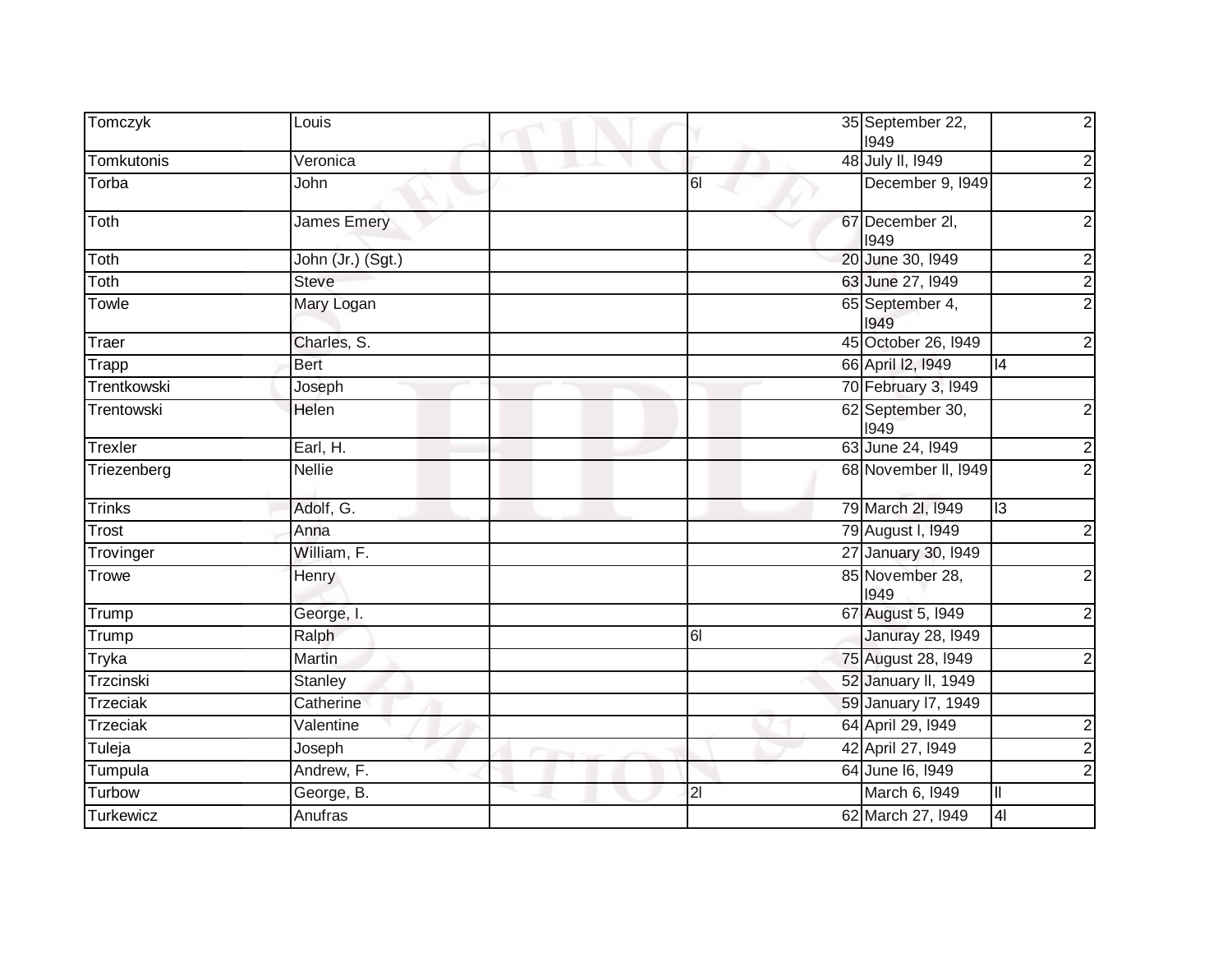| | | | | | | |
|---|---|---|---|---|---|---|
| Tomczyk | Louis | | | 35 | September 22, l949 | 2 |
| Tomkutonis | Veronica | | | 48 | July ll, l949 | 2 |
| Torba | John | | 6l | | December 9, l949 | 2 |
| Toth | James Emery | | | 67 | December 2l, l949 | 2 |
| Toth | John (Jr.) (Sgt.) | | | 20 | June 30, l949 | 2 |
| Toth | Steve | | | 63 | June 27, l949 | 2 |
| Towle | Mary Logan | | | 65 | September 4, l949 | 2 |
| Traer | Charles, S. | | | 45 | October 26, l949 | 2 |
| Trapp | Bert | | | 66 | April l2, l949 | l4 |
| Trentkowski | Joseph | | | 70 | February 3, l949 | |
| Trentowski | Helen | | | 62 | September 30, l949 | 2 |
| Trexler | Earl, H. | | | 63 | June 24, l949 | 2 |
| Triezenberg | Nellie | | | 68 | November ll, l949 | 2 |
| Trinks | Adolf, G. | | | 79 | March 2l, l949 | l3 |
| Trost | Anna | | | 79 | August l, l949 | 2 |
| Trovinger | William, F. | | | 27 | January 30, l949 | |
| Trowe | Henry | | | 85 | November 28, l949 | 2 |
| Trump | George, I. | | | 67 | August 5, l949 | 2 |
| Trump | Ralph | | 6l | | Januray 28, l949 | |
| Tryka | Martin | | | 75 | August 28, l949 | 2 |
| Trzcinski | Stanley | | | 52 | January ll, 1949 | |
| Trzeciak | Catherine | | | 59 | January l7, 1949 | |
| Trzeciak | Valentine | | | 64 | April 29, l949 | 2 |
| Tuleja | Joseph | | | 42 | April 27, l949 | 2 |
| Tumpula | Andrew, F. | | | 64 | June l6, l949 | 2 |
| Turbow | George, B. | | 2l | | March 6, l949 | ll |
| Turkewicz | Anufras | | | 62 | March 27, l949 | 4l |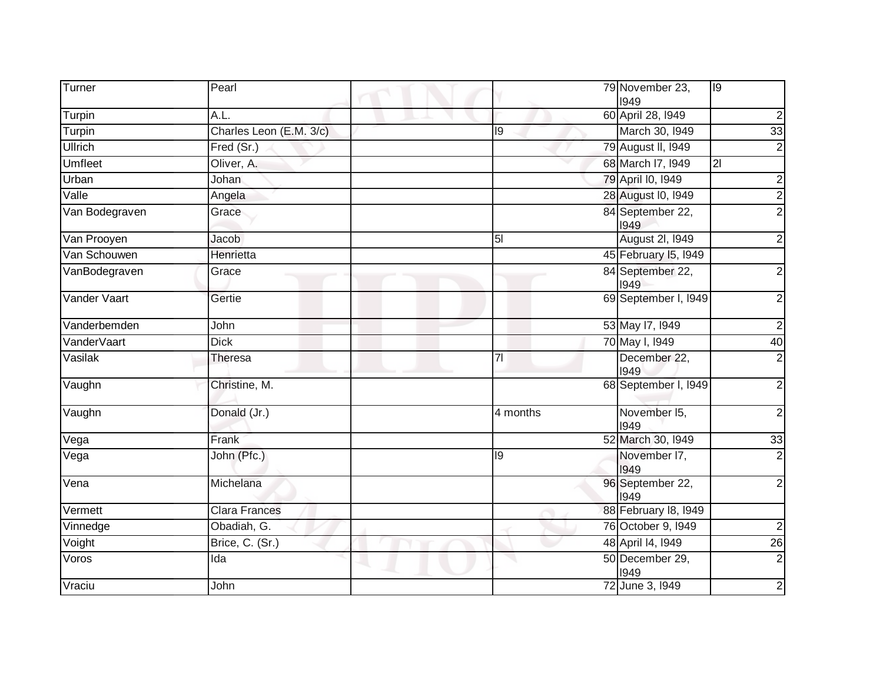| Turner | Pearl | | | 79 | November 23, I949 | I9 |
|---|---|---|---|---|---|---|
| Turpin | A.L. | | | 60 | April 28, I949 | 2 |
| Turpin | Charles Leon (E.M. 3/c) | | I9 | | March 30, I949 | 33 |
| Ullrich | Fred (Sr.) | | | 79 | August II, I949 | 2 |
| Umfleet | Oliver, A. | | | 68 | March I7, I949 | 2I |
| Urban | Johan | | | 79 | April I0, I949 | 2 |
| Valle | Angela | | | 28 | August I0, I949 | 2 |
| Van Bodegraven | Grace | | | 84 | September 22, I949 | 2 |
| Van Prooyen | Jacob | | 5I | | August 2I, I949 | 2 |
| Van Schouwen | Henrietta | | | 45 | February I5, I949 | |
| VanBodegraven | Grace | | | 84 | September 22, I949 | 2 |
| Vander Vaart | Gertie | | | 69 | September I, I949 | 2 |
| Vanderbemden | John | | | 53 | May I7, I949 | 2 |
| VanderVaart | Dick | | | 70 | May I, I949 | 40 |
| Vasilak | Theresa | | 7I | | December 22, I949 | 2 |
| Vaughn | Christine, M. | | | 68 | September I, I949 | 2 |
| Vaughn | Donald (Jr.) | | 4 months | | November I5, I949 | 2 |
| Vega | Frank | | | 52 | March 30, I949 | 33 |
| Vega | John (Pfc.) | | I9 | | November I7, I949 | 2 |
| Vena | Michelana | | | 96 | September 22, I949 | 2 |
| Vermett | Clara Frances | | | 88 | February I8, I949 | |
| Vinnedge | Obadiah, G. | | | 76 | October 9, I949 | 2 |
| Voight | Brice, C. (Sr.) | | | 48 | April I4, I949 | 26 |
| Voros | Ida | | | 50 | December 29, I949 | 2 |
| Vraciu | John | | | 72 | June 3, I949 | 2 |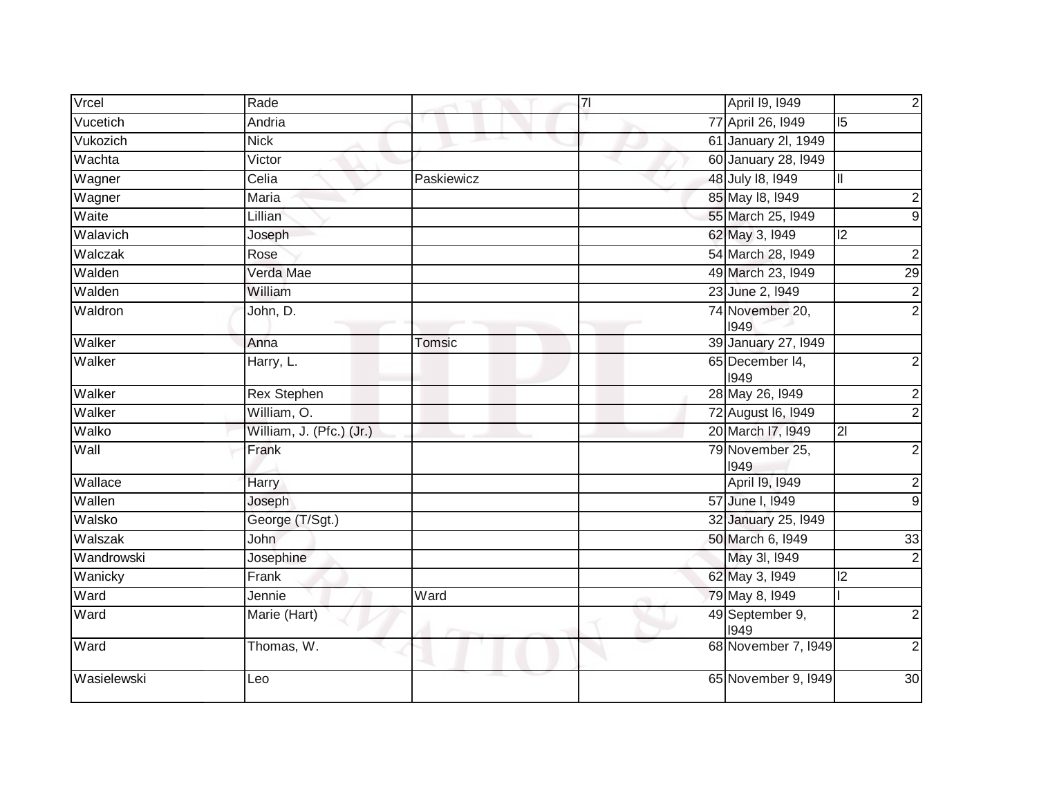| | | | | | |
|---|---|---|---|---|---|
| Vrcel | Rade | | 7l | April l9, l949 | 2 |
| Vucetich | Andria | | 77 | April 26, l949 | l5 |
| Vukozich | Nick | | 61 | January 2l, 1949 | |
| Wachta | Victor | | 60 | January 28, l949 | |
| Wagner | Celia | Paskiewicz | 48 | July l8, l949 | ll |
| Wagner | Maria | | 85 | May l8, l949 | 2 |
| Waite | Lillian | | 55 | March 25, l949 | 9 |
| Walavich | Joseph | | 62 | May 3, l949 | l2 |
| Walczak | Rose | | 54 | March 28, l949 | 2 |
| Walden | Verda Mae | | 49 | March 23, l949 | 29 |
| Walden | William | | 23 | June 2, l949 | 2 |
| Waldron | John, D. | | 74 | November 20, l949 | 2 |
| Walker | Anna | Tomsic | 39 | January 27, l949 | |
| Walker | Harry, L. | | 65 | December l4, l949 | 2 |
| Walker | Rex Stephen | | 28 | May 26, l949 | 2 |
| Walker | William, O. | | 72 | August l6, l949 | 2 |
| Walko | William, J. (Pfc.) (Jr.) | | 20 | March l7, l949 | 2l |
| Wall | Frank | | 79 | November 25, l949 | 2 |
| Wallace | Harry | | | April l9, l949 | 2 |
| Wallen | Joseph | | 57 | June l, l949 | 9 |
| Walsko | George (T/Sgt.) | | 32 | January 25, l949 | |
| Walszak | John | | 50 | March 6, l949 | 33 |
| Wandrowski | Josephine | | | May 3l, l949 | 2 |
| Wanicky | Frank | | 62 | May 3, l949 | l2 |
| Ward | Jennie | Ward | 79 | May 8, l949 | l |
| Ward | Marie (Hart) | | 49 | September 9, l949 | 2 |
| Ward | Thomas, W. | | 68 | November 7, l949 | 2 |
| Wasielewski | Leo | | 65 | November 9, l949 | 30 |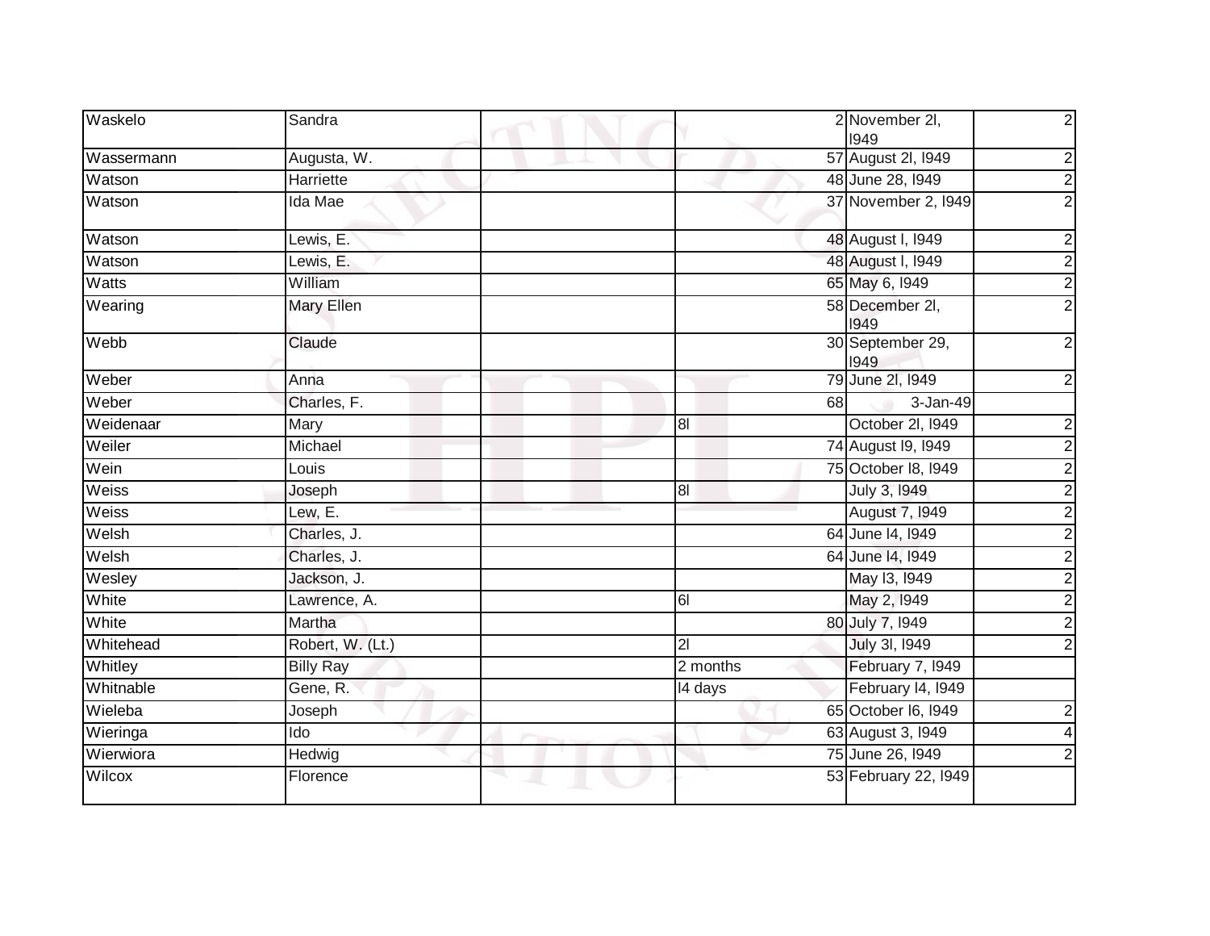| Waskelo | Sandra | | | 2 | November 2l, l949 | 2 |
|---|---|---|---|---|---|---|
| Wassermann | Augusta, W. | | | 57 | August 2l, l949 | 2 |
| Watson | Harriette | | | 48 | June 28, l949 | 2 |
| Watson | Ida Mae | | | 37 | November 2, l949 | 2 |
| Watson | Lewis, E. | | | 48 | August l, l949 | 2 |
| Watson | Lewis, E. | | | 48 | August l, l949 | 2 |
| Watts | William | | | 65 | May 6, l949 | 2 |
| Wearing | Mary Ellen | | | 58 | December 2l, l949 | 2 |
| Webb | Claude | | | 30 | September 29, l949 | 2 |
| Weber | Anna | | | 79 | June 2l, l949 | 2 |
| Weber | Charles, F. | | | 68 | 3-Jan-49 | |
| Weidenaar | Mary | | 8l | | October 2l, l949 | 2 |
| Weiler | Michael | | | 74 | August l9, l949 | 2 |
| Wein | Louis | | | 75 | October l8, l949 | 2 |
| Weiss | Joseph | | 8l | | July 3, l949 | 2 |
| Weiss | Lew, E. | | | | August 7, l949 | 2 |
| Welsh | Charles, J. | | | 64 | June l4, l949 | 2 |
| Welsh | Charles, J. | | | 64 | June l4, l949 | 2 |
| Wesley | Jackson, J. | | | | May l3, l949 | 2 |
| White | Lawrence, A. | | 6l | | May 2, l949 | 2 |
| White | Martha | | | 80 | July 7, l949 | 2 |
| Whitehead | Robert, W. (Lt.) | | 2l | | July 3l, l949 | 2 |
| Whitley | Billy Ray | | 2 months | | February 7, l949 | |
| Whitnable | Gene, R. | | l4 days | | February l4, l949 | |
| Wieleba | Joseph | | | 65 | October l6, l949 | 2 |
| Wieringa | Ido | | | 63 | August 3, l949 | 4 |
| Wierwiora | Hedwig | | | 75 | June 26, l949 | 2 |
| Wilcox | Florence | | | 53 | February 22, l949 | |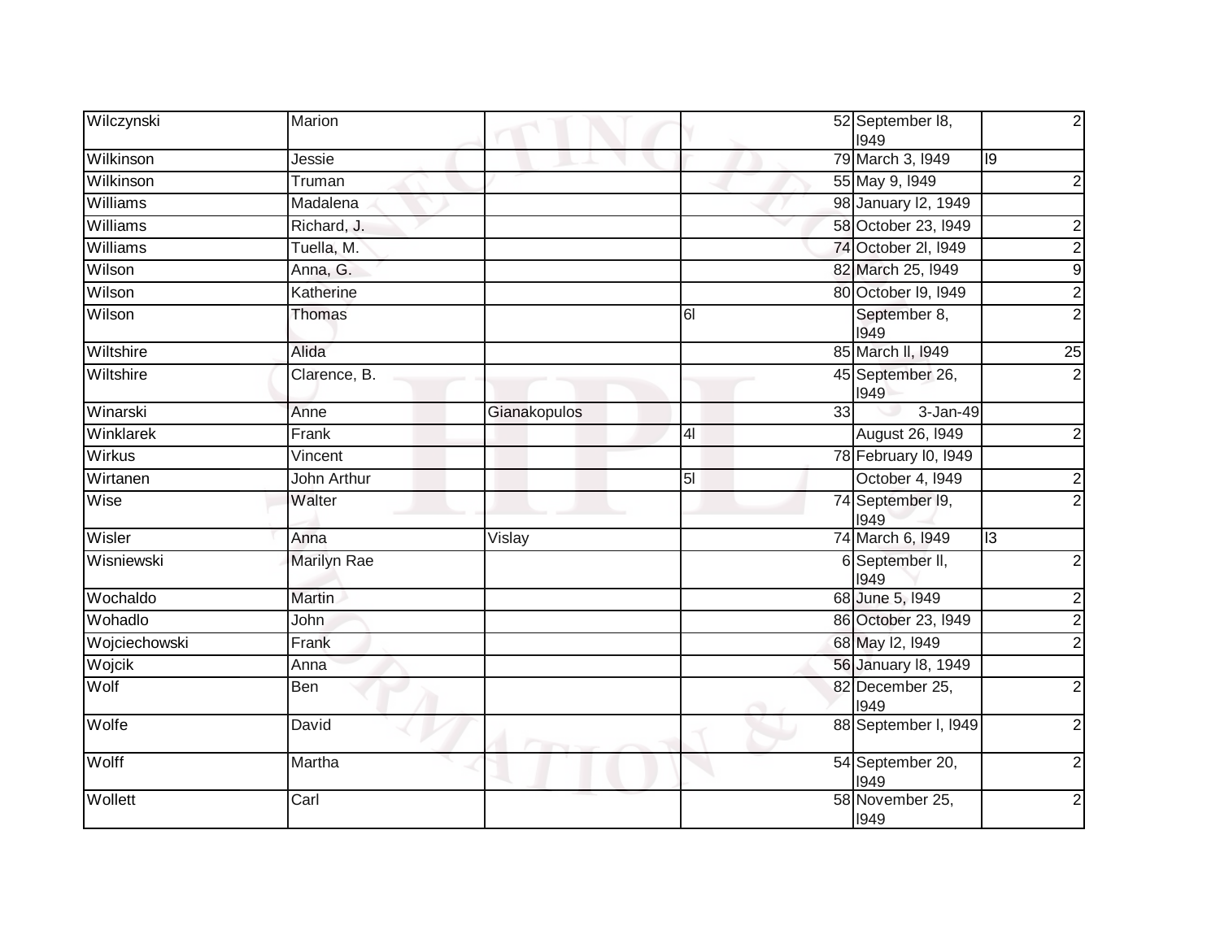| Wilczynski | Marion | | | 52 | September l8, l949 | 2 |
|---|---|---|---|---|---|---|
| Wilkinson | Jessie | | | 79 | March 3, l949 | l9 |
| Wilkinson | Truman | | | 55 | May 9, l949 | 2 |
| Williams | Madalena | | | 98 | January l2, 1949 | |
| Williams | Richard, J. | | | 58 | October 23, l949 | 2 |
| Williams | Tuella, M. | | | 74 | October 2l, l949 | 2 |
| Wilson | Anna, G. | | | 82 | March 25, l949 | 9 |
| Wilson | Katherine | | | 80 | October l9, l949 | 2 |
| Wilson | Thomas | | 6l | | September 8, l949 | 2 |
| Wiltshire | Alida | | | 85 | March ll, l949 | 25 |
| Wiltshire | Clarence, B. | | | 45 | September 26, l949 | 2 |
| Winarski | Anne | Gianakopulos | | 33 | 3-Jan-49 | |
| Winklarek | Frank | | 4l | | August 26, l949 | 2 |
| Wirkus | Vincent | | | 78 | February l0, l949 | |
| Wirtanen | John Arthur | | 5l | | October 4, l949 | 2 |
| Wise | Walter | | | 74 | September l9, l949 | 2 |
| Wisler | Anna | Vislay | | 74 | March 6, l949 | l3 |
| Wisniewski | Marilyn Rae | | | 6 | September ll, l949 | 2 |
| Wochaldo | Martin | | | 68 | June 5, l949 | 2 |
| Wohadlo | John | | | 86 | October 23, l949 | 2 |
| Wojciechowski | Frank | | | 68 | May l2, l949 | 2 |
| Wojcik | Anna | | | 56 | January l8, 1949 | |
| Wolf | Ben | | | 82 | December 25, l949 | 2 |
| Wolfe | David | | | 88 | September l, l949 | 2 |
| Wolff | Martha | | | 54 | September 20, l949 | 2 |
| Wollett | Carl | | | 58 | November 25, l949 | 2 |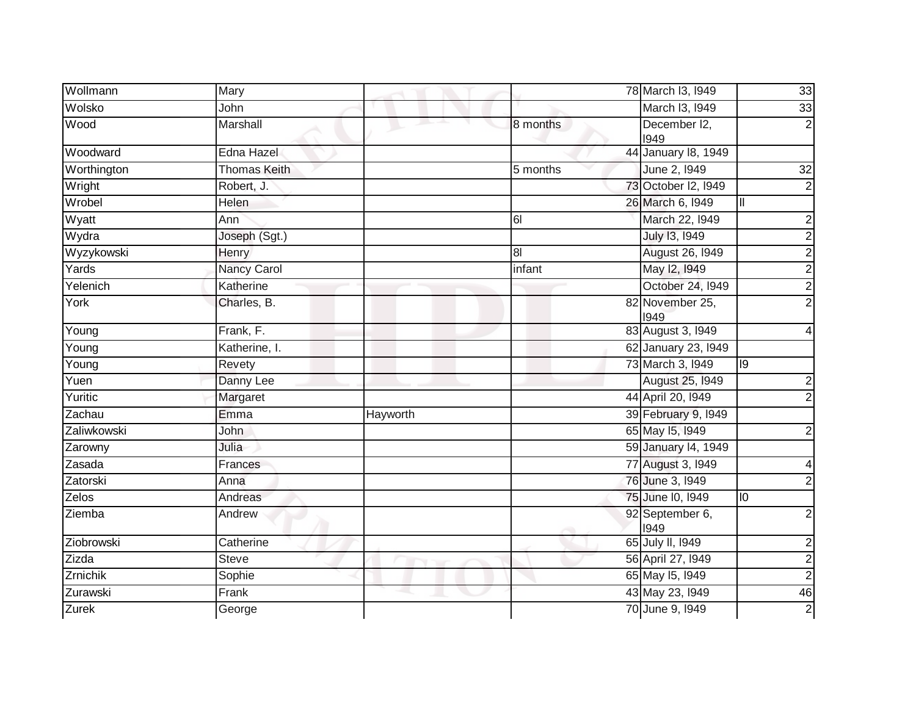| Wollmann | Mary | | | 78 | March l3, l949 | 33 |
|---|---|---|---|---|---|---|
| Wolsko | John | | | | March l3, l949 | 33 |
| Wood | Marshall | | 8 months | | December l2, l949 | 2 |
| Woodward | Edna Hazel | | | 44 | January l8, 1949 | |
| Worthington | Thomas Keith | | 5 months | | June 2, l949 | 32 |
| Wright | Robert, J. | | | 73 | October l2, l949 | 2 |
| Wrobel | Helen | | | 26 | March 6, l949 | ll |
| Wyatt | Ann | | 6l | | March 22, l949 | 2 |
| Wydra | Joseph (Sgt.) | | | | July l3, l949 | 2 |
| Wyzykowski | Henry | | 8l | | August 26, l949 | 2 |
| Yards | Nancy Carol | | infant | | May l2, l949 | 2 |
| Yelenich | Katherine | | | | October 24, l949 | 2 |
| York | Charles, B. | | | 82 | November 25, l949 | 2 |
| Young | Frank, F. | | | 83 | August 3, l949 | 4 |
| Young | Katherine, I. | | | 62 | January 23, l949 | |
| Young | Revety | | | 73 | March 3, l949 | l9 |
| Yuen | Danny Lee | | | | August 25, l949 | 2 |
| Yuritic | Margaret | | | 44 | April 20, l949 | 2 |
| Zachau | Emma | Hayworth | | 39 | February 9, l949 | |
| Zaliwkowski | John | | | 65 | May l5, l949 | 2 |
| Zarowny | Julia | | | 59 | January l4, 1949 | |
| Zasada | Frances | | | 77 | August 3, l949 | 4 |
| Zatorski | Anna | | | 76 | June 3, l949 | 2 |
| Zelos | Andreas | | | 75 | June l0, l949 | l0 |
| Ziemba | Andrew | | | 92 | September 6, l949 | 2 |
| Ziobrowski | Catherine | | | 65 | July ll, l949 | 2 |
| Zizda | Steve | | | 56 | April 27, l949 | 2 |
| Zrnichik | Sophie | | | 65 | May l5, l949 | 2 |
| Zurawski | Frank | | | 43 | May 23, l949 | 46 |
| Zurek | George | | | 70 | June 9, l949 | 2 |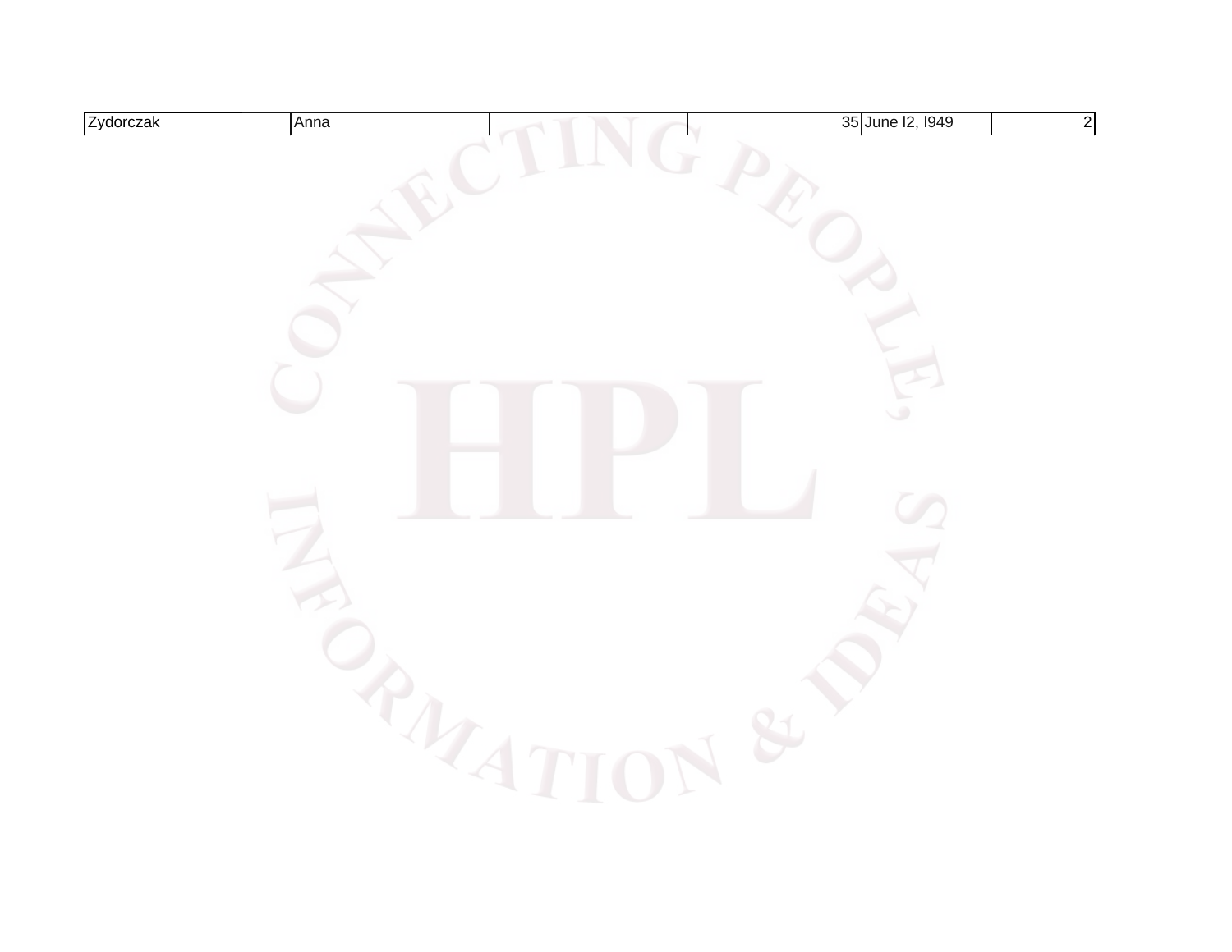| | | | | | |
|---|---|---|---|---|---|
| Zydorczak | Anna | | 35 | June l2, l949 | 2 |